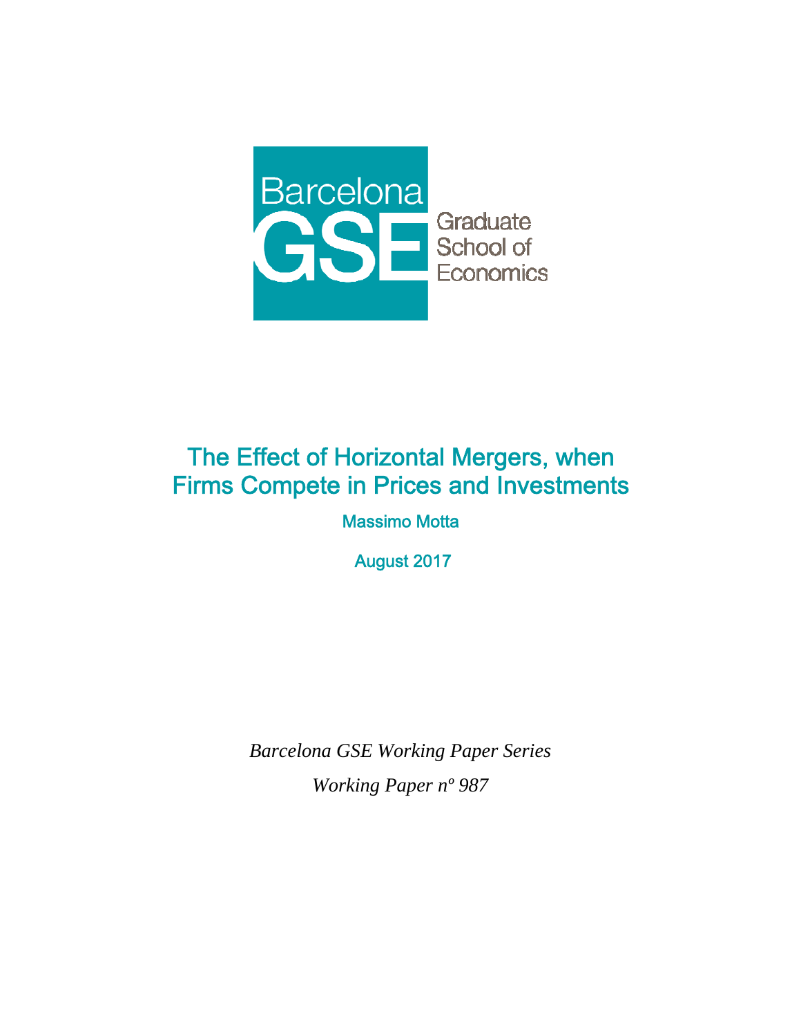Barcelona GSE Graduate School of Economics

# The Effect of Horizontal Mergers, when Firms Compete in Prices and Investments

Massimo Motta

August 2017

*Barcelona GSE Working Paper Series*

*Working Paper nº 987*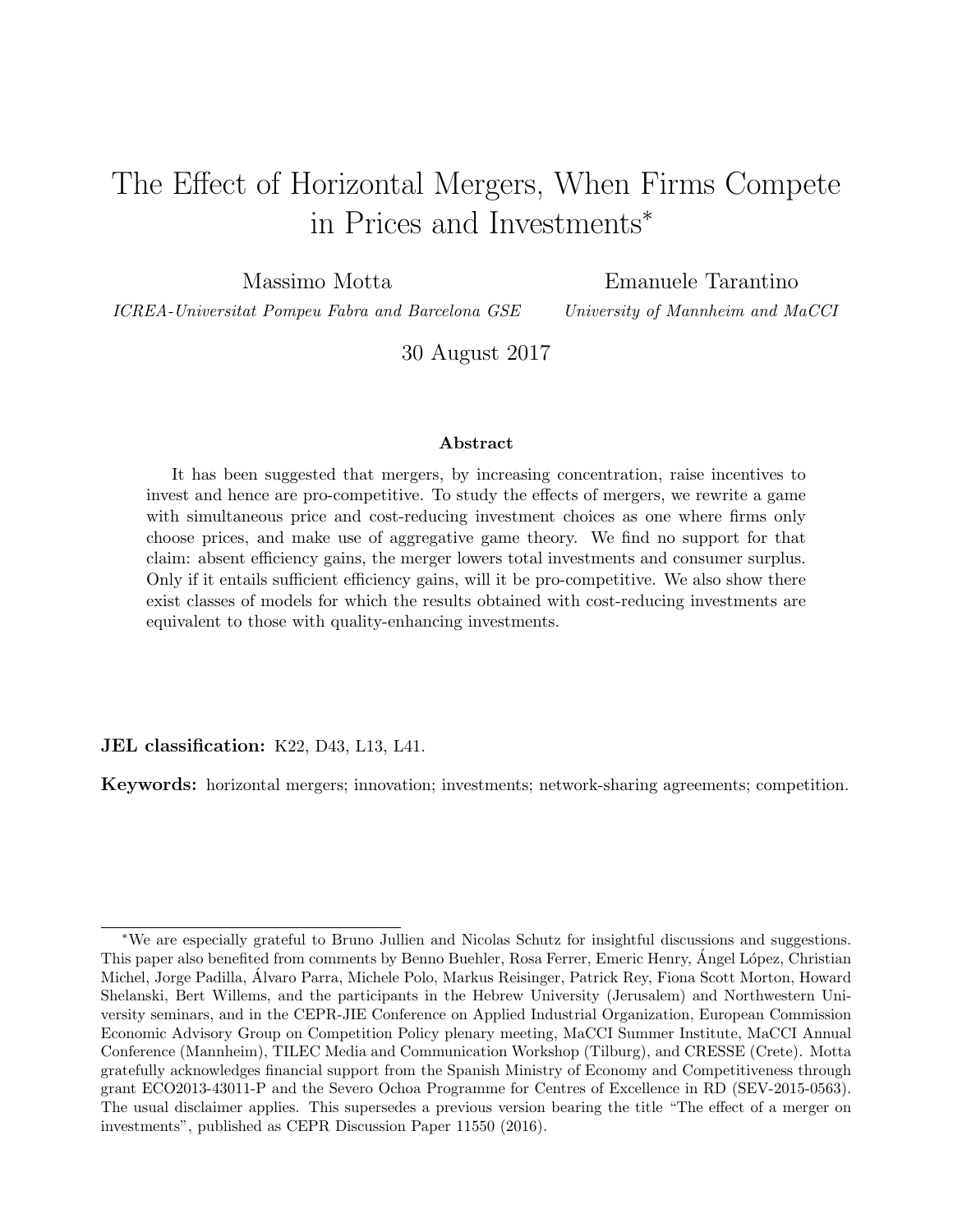# The Effect of Horizontal Mergers, When Firms Compete in Prices and Investments[*]

Massimo Motta
*ICREA-Universitat Pompeu Fabra and Barcelona GSE*

Emanuele Tarantino
*University of Mannheim and MaCCI*

30 August 2017

### Abstract

It has been suggested that mergers, by increasing concentration, raise incentives to invest and hence are pro-competitive. To study the effects of mergers, we rewrite a game with simultaneous price and cost-reducing investment choices as one where firms only choose prices, and make use of aggregative game theory. We find no support for that claim: absent efficiency gains, the merger lowers total investments and consumer surplus. Only if it entails sufficient efficiency gains, will it be pro-competitive. We also show there exist classes of models for which the results obtained with cost-reducing investments are equivalent to those with quality-enhancing investments.

**JEL classification:** K22, D43, L13, L41.

**Keywords:** horizontal mergers; innovation; investments; network-sharing agreements; competition.

---

[*] We are especially grateful to Bruno Jullien and Nicolas Schutz for insightful discussions and suggestions. This paper also benefited from comments by Benno Buehler, Rosa Ferrer, Emeric Henry, Ángel López, Christian Michel, Jorge Padilla, Álvaro Parra, Michele Polo, Markus Reisinger, Patrick Rey, Fiona Scott Morton, Howard Shelanski, Bert Willems, and the participants in the Hebrew University (Jerusalem) and Northwestern University seminars, and in the CEPR-JIE Conference on Applied Industrial Organization, European Commission Economic Advisory Group on Competition Policy plenary meeting, MaCCI Summer Institute, MaCCI Annual Conference (Mannheim), TILEC Media and Communication Workshop (Tilburg), and CRESSE (Crete). Motta gratefully acknowledges financial support from the Spanish Ministry of Economy and Competitiveness through grant ECO2013-43011-P and the Severo Ochoa Programme for Centres of Excellence in RD (SEV-2015-0563). The usual disclaimer applies. This supersedes a previous version bearing the title "The effect of a merger on investments", published as CEPR Discussion Paper 11550 (2016).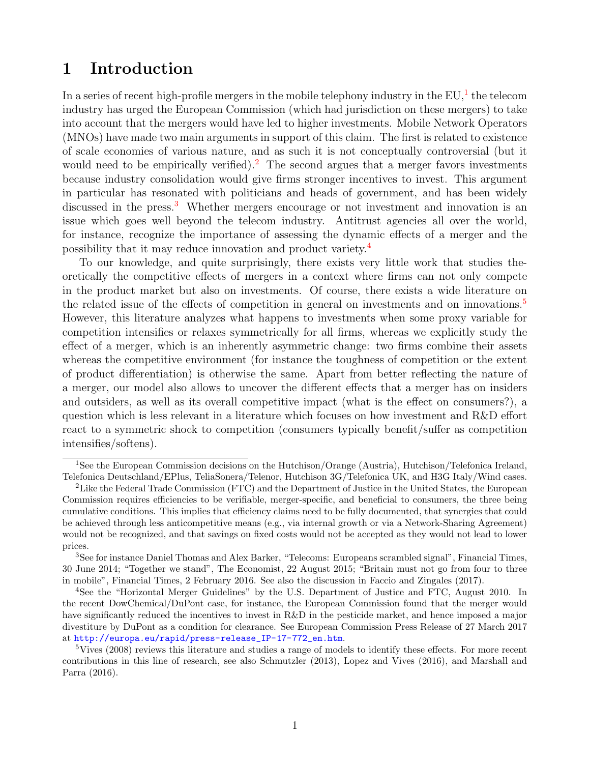# 1 Introduction

In a series of recent high-profile mergers in the mobile telephony industry in the EU,[1] the telecom industry has urged the European Commission (which had jurisdiction on these mergers) to take into account that the mergers would have led to higher investments. Mobile Network Operators (MNOs) have made two main arguments in support of this claim. The first is related to existence of scale economies of various nature, and as such it is not conceptually controversial (but it would need to be empirically verified).[2] The second argues that a merger favors investments because industry consolidation would give firms stronger incentives to invest. This argument in particular has resonated with politicians and heads of government, and has been widely discussed in the press.[3] Whether mergers encourage or not investment and innovation is an issue which goes well beyond the telecom industry. Antitrust agencies all over the world, for instance, recognize the importance of assessing the dynamic effects of a merger and the possibility that it may reduce innovation and product variety.[4]

To our knowledge, and quite surprisingly, there exists very little work that studies theoretically the competitive effects of mergers in a context where firms can not only compete in the product market but also on investments. Of course, there exists a wide literature on the related issue of the effects of competition in general on investments and on innovations.[5] However, this literature analyzes what happens to investments when some proxy variable for competition intensifies or relaxes symmetrically for all firms, whereas we explicitly study the effect of a merger, which is an inherently asymmetric change: two firms combine their assets whereas the competitive environment (for instance the toughness of competition or the extent of product differentiation) is otherwise the same. Apart from better reflecting the nature of a merger, our model also allows to uncover the different effects that a merger has on insiders and outsiders, as well as its overall competitive impact (what is the effect on consumers?), a question which is less relevant in a literature which focuses on how investment and R&D effort react to a symmetric shock to competition (consumers typically benefit/suffer as competition intensifies/softens).

---

[1] See the European Commission decisions on the Hutchison/Orange (Austria), Hutchison/Telefonica Ireland, Telefonica Deutschland/EPlus, TeliaSonera/Telenor, Hutchison 3G/Telefonica UK, and H3G Italy/Wind cases.

[2] Like the Federal Trade Commission (FTC) and the Department of Justice in the United States, the European Commission requires efficiencies to be verifiable, merger-specific, and beneficial to consumers, the three being cumulative conditions. This implies that efficiency claims need to be fully documented, that synergies that could be achieved through less anticompetitive means (e.g., via internal growth or via a Network-Sharing Agreement) would not be recognized, and that savings on fixed costs would not be accepted as they would not lead to lower prices.

[3] See for instance Daniel Thomas and Alex Barker, "Telecoms: Europeans scrambled signal", Financial Times, 30 June 2014; "Together we stand", The Economist, 22 August 2015; "Britain must not go from four to three in mobile", Financial Times, 2 February 2016. See also the discussion in Faccio and Zingales (2017).

[4] See the "Horizontal Merger Guidelines" by the U.S. Department of Justice and FTC, August 2010. In the recent DowChemical/DuPont case, for instance, the European Commission found that the merger would have significantly reduced the incentives to invest in R&D in the pesticide market, and hence imposed a major divestiture by DuPont as a condition for clearance. See European Commission Press Release of 27 March 2017 at http://europa.eu/rapid/press-release_IP-17-772_en.htm.

[5] Vives (2008) reviews this literature and studies a range of models to identify these effects. For more recent contributions in this line of research, see also Schmutzler (2013), Lopez and Vives (2016), and Marshall and Parra (2016).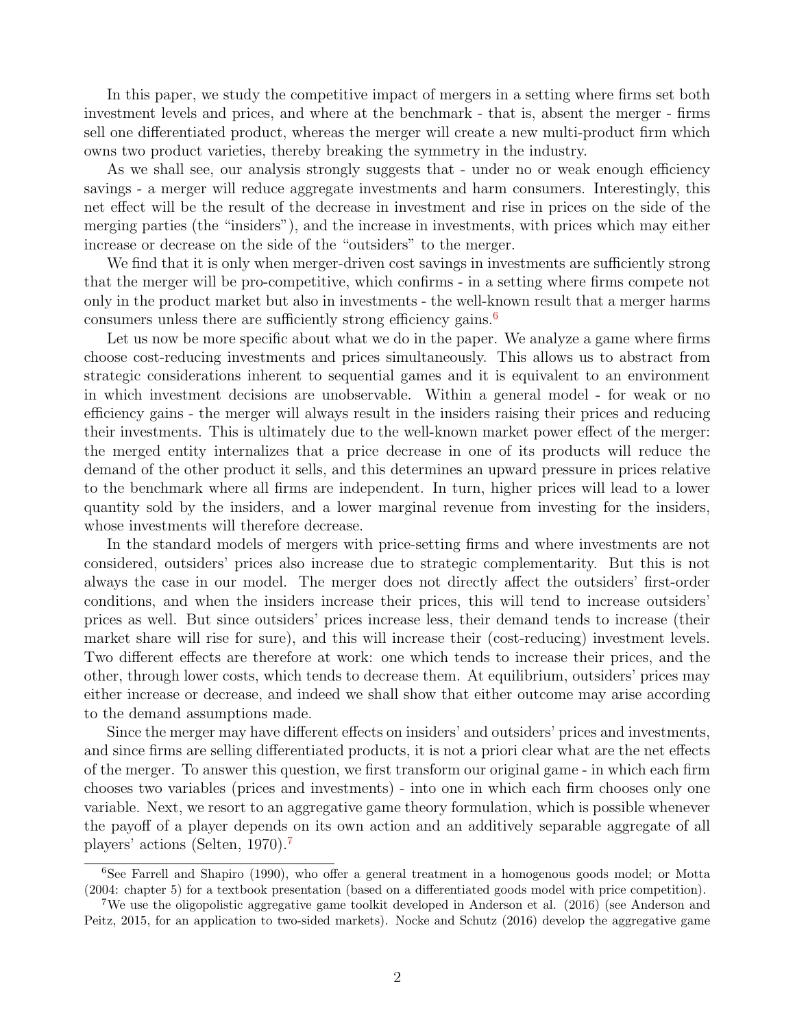In this paper, we study the competitive impact of mergers in a setting where firms set both investment levels and prices, and where at the benchmark - that is, absent the merger - firms sell one differentiated product, whereas the merger will create a new multi-product firm which owns two product varieties, thereby breaking the symmetry in the industry.

As we shall see, our analysis strongly suggests that - under no or weak enough efficiency savings - a merger will reduce aggregate investments and harm consumers. Interestingly, this net effect will be the result of the decrease in investment and rise in prices on the side of the merging parties (the "insiders"), and the increase in investments, with prices which may either increase or decrease on the side of the "outsiders" to the merger.

We find that it is only when merger-driven cost savings in investments are sufficiently strong that the merger will be pro-competitive, which confirms - in a setting where firms compete not only in the product market but also in investments - the well-known result that a merger harms consumers unless there are sufficiently strong efficiency gains.[6]

Let us now be more specific about what we do in the paper. We analyze a game where firms choose cost-reducing investments and prices simultaneously. This allows us to abstract from strategic considerations inherent to sequential games and it is equivalent to an environment in which investment decisions are unobservable. Within a general model - for weak or no efficiency gains - the merger will always result in the insiders raising their prices and reducing their investments. This is ultimately due to the well-known market power effect of the merger: the merged entity internalizes that a price decrease in one of its products will reduce the demand of the other product it sells, and this determines an upward pressure in prices relative to the benchmark where all firms are independent. In turn, higher prices will lead to a lower quantity sold by the insiders, and a lower marginal revenue from investing for the insiders, whose investments will therefore decrease.

In the standard models of mergers with price-setting firms and where investments are not considered, outsiders' prices also increase due to strategic complementarity. But this is not always the case in our model. The merger does not directly affect the outsiders' first-order conditions, and when the insiders increase their prices, this will tend to increase outsiders' prices as well. But since outsiders' prices increase less, their demand tends to increase (their market share will rise for sure), and this will increase their (cost-reducing) investment levels. Two different effects are therefore at work: one which tends to increase their prices, and the other, through lower costs, which tends to decrease them. At equilibrium, outsiders' prices may either increase or decrease, and indeed we shall show that either outcome may arise according to the demand assumptions made.

Since the merger may have different effects on insiders' and outsiders' prices and investments, and since firms are selling differentiated products, it is not a priori clear what are the net effects of the merger. To answer this question, we first transform our original game - in which each firm chooses two variables (prices and investments) - into one in which each firm chooses only one variable. Next, we resort to an aggregative game theory formulation, which is possible whenever the payoff of a player depends on its own action and an additively separable aggregate of all players' actions (Selten, 1970).[7]

---

[6] See Farrell and Shapiro (1990), who offer a general treatment in a homogenous goods model; or Motta (2004: chapter 5) for a textbook presentation (based on a differentiated goods model with price competition).

[7] We use the oligopolistic aggregative game toolkit developed in Anderson et al. (2016) (see Anderson and Peitz, 2015, for an application to two-sided markets). Nocke and Schutz (2016) develop the aggregative game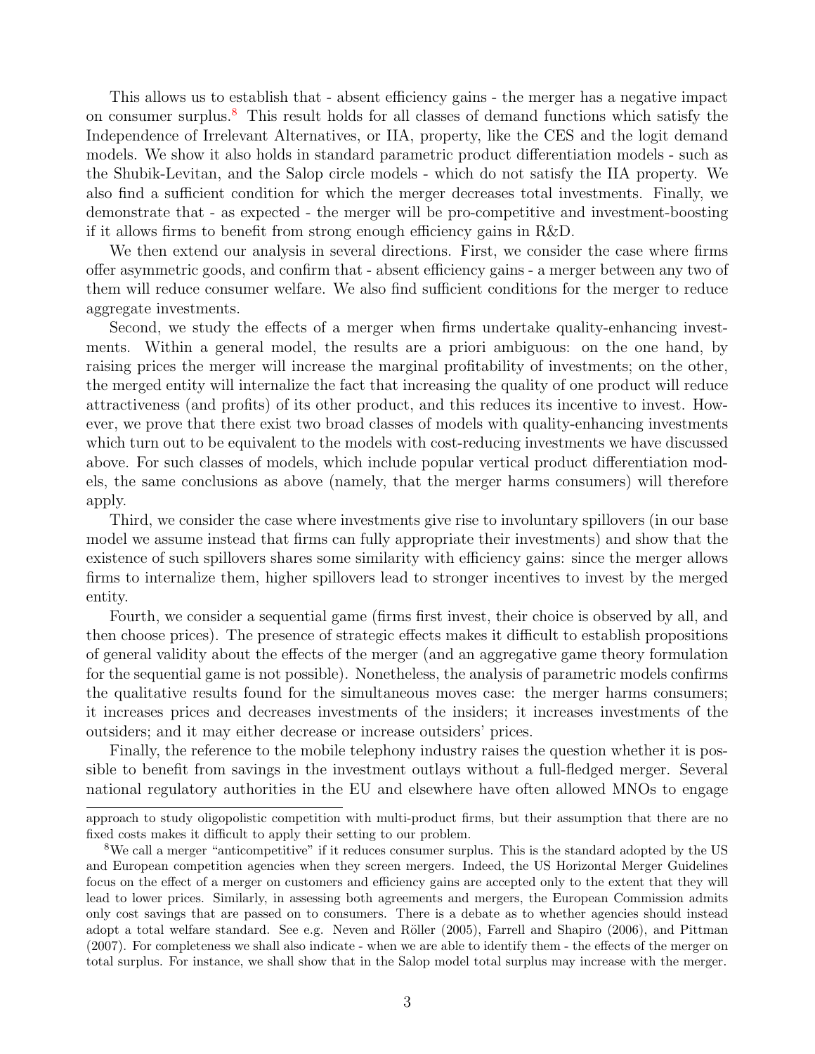This allows us to establish that - absent efficiency gains - the merger has a negative impact on consumer surplus.[8] This result holds for all classes of demand functions which satisfy the Independence of Irrelevant Alternatives, or IIA, property, like the CES and the logit demand models. We show it also holds in standard parametric product differentiation models - such as the Shubik-Levitan, and the Salop circle models - which do not satisfy the IIA property. We also find a sufficient condition for which the merger decreases total investments. Finally, we demonstrate that - as expected - the merger will be pro-competitive and investment-boosting if it allows firms to benefit from strong enough efficiency gains in R&D.

We then extend our analysis in several directions. First, we consider the case where firms offer asymmetric goods, and confirm that - absent efficiency gains - a merger between any two of them will reduce consumer welfare. We also find sufficient conditions for the merger to reduce aggregate investments.

Second, we study the effects of a merger when firms undertake quality-enhancing investments. Within a general model, the results are a priori ambiguous: on the one hand, by raising prices the merger will increase the marginal profitability of investments; on the other, the merged entity will internalize the fact that increasing the quality of one product will reduce attractiveness (and profits) of its other product, and this reduces its incentive to invest. However, we prove that there exist two broad classes of models with quality-enhancing investments which turn out to be equivalent to the models with cost-reducing investments we have discussed above. For such classes of models, which include popular vertical product differentiation models, the same conclusions as above (namely, that the merger harms consumers) will therefore apply.

Third, we consider the case where investments give rise to involuntary spillovers (in our base model we assume instead that firms can fully appropriate their investments) and show that the existence of such spillovers shares some similarity with efficiency gains: since the merger allows firms to internalize them, higher spillovers lead to stronger incentives to invest by the merged entity.

Fourth, we consider a sequential game (firms first invest, their choice is observed by all, and then choose prices). The presence of strategic effects makes it difficult to establish propositions of general validity about the effects of the merger (and an aggregative game theory formulation for the sequential game is not possible). Nonetheless, the analysis of parametric models confirms the qualitative results found for the simultaneous moves case: the merger harms consumers; it increases prices and decreases investments of the insiders; it increases investments of the outsiders; and it may either decrease or increase outsiders' prices.

Finally, the reference to the mobile telephony industry raises the question whether it is possible to benefit from savings in the investment outlays without a full-fledged merger. Several national regulatory authorities in the EU and elsewhere have often allowed MNOs to engage

---

approach to study oligopolistic competition with multi-product firms, but their assumption that there are no fixed costs makes it difficult to apply their setting to our problem.

[8] We call a merger "anticompetitive" if it reduces consumer surplus. This is the standard adopted by the US and European competition agencies when they screen mergers. Indeed, the US Horizontal Merger Guidelines focus on the effect of a merger on customers and efficiency gains are accepted only to the extent that they will lead to lower prices. Similarly, in assessing both agreements and mergers, the European Commission admits only cost savings that are passed on to consumers. There is a debate as to whether agencies should instead adopt a total welfare standard. See e.g. Neven and Röller (2005), Farrell and Shapiro (2006), and Pittman (2007). For completeness we shall also indicate - when we are able to identify them - the effects of the merger on total surplus. For instance, we shall show that in the Salop model total surplus may increase with the merger.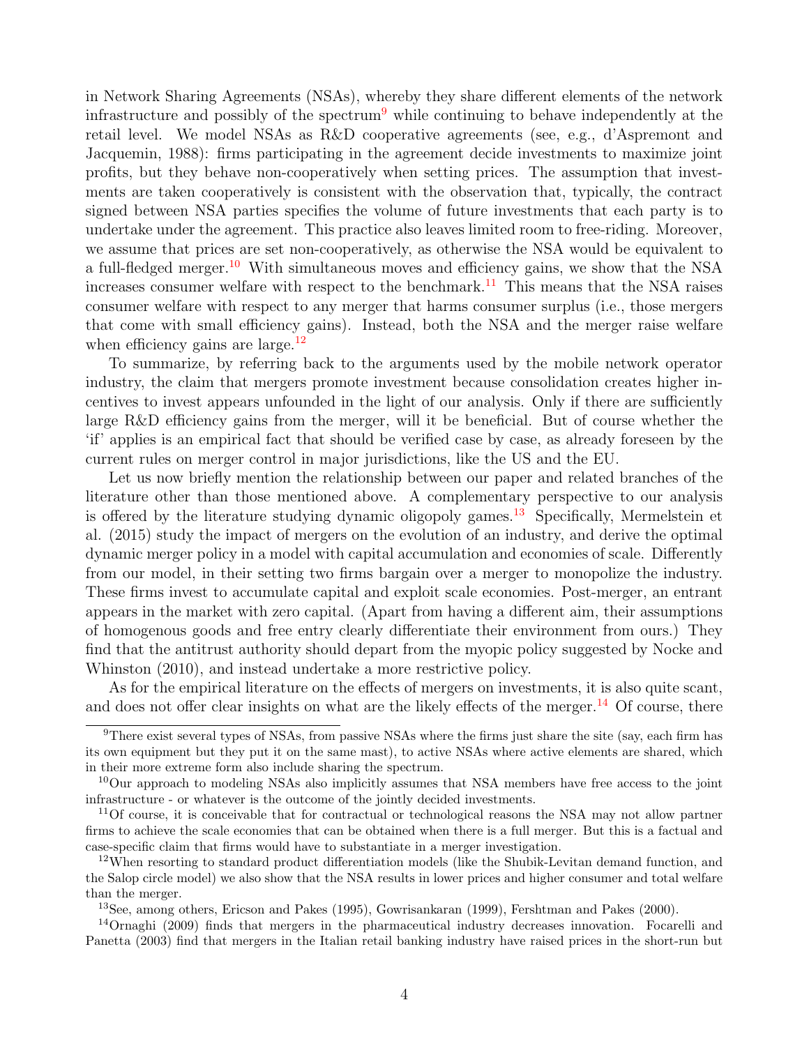in Network Sharing Agreements (NSAs), whereby they share different elements of the network infrastructure and possibly of the spectrum[9] while continuing to behave independently at the retail level. We model NSAs as R&D cooperative agreements (see, e.g., d'Aspremont and Jacquemin, 1988): firms participating in the agreement decide investments to maximize joint profits, but they behave non-cooperatively when setting prices. The assumption that investments are taken cooperatively is consistent with the observation that, typically, the contract signed between NSA parties specifies the volume of future investments that each party is to undertake under the agreement. This practice also leaves limited room to free-riding. Moreover, we assume that prices are set non-cooperatively, as otherwise the NSA would be equivalent to a full-fledged merger.[10] With simultaneous moves and efficiency gains, we show that the NSA increases consumer welfare with respect to the benchmark.[11] This means that the NSA raises consumer welfare with respect to any merger that harms consumer surplus (i.e., those mergers that come with small efficiency gains). Instead, both the NSA and the merger raise welfare when efficiency gains are large.[12]

To summarize, by referring back to the arguments used by the mobile network operator industry, the claim that mergers promote investment because consolidation creates higher incentives to invest appears unfounded in the light of our analysis. Only if there are sufficiently large R&D efficiency gains from the merger, will it be beneficial. But of course whether the 'if' applies is an empirical fact that should be verified case by case, as already foreseen by the current rules on merger control in major jurisdictions, like the US and the EU.

Let us now briefly mention the relationship between our paper and related branches of the literature other than those mentioned above. A complementary perspective to our analysis is offered by the literature studying dynamic oligopoly games.[13] Specifically, Mermelstein et al. (2015) study the impact of mergers on the evolution of an industry, and derive the optimal dynamic merger policy in a model with capital accumulation and economies of scale. Differently from our model, in their setting two firms bargain over a merger to monopolize the industry. These firms invest to accumulate capital and exploit scale economies. Post-merger, an entrant appears in the market with zero capital. (Apart from having a different aim, their assumptions of homogenous goods and free entry clearly differentiate their environment from ours.) They find that the antitrust authority should depart from the myopic policy suggested by Nocke and Whinston (2010), and instead undertake a more restrictive policy.

As for the empirical literature on the effects of mergers on investments, it is also quite scant, and does not offer clear insights on what are the likely effects of the merger.[14] Of course, there

---

[9] There exist several types of NSAs, from passive NSAs where the firms just share the site (say, each firm has its own equipment but they put it on the same mast), to active NSAs where active elements are shared, which in their more extreme form also include sharing the spectrum.

[10] Our approach to modeling NSAs also implicitly assumes that NSA members have free access to the joint infrastructure - or whatever is the outcome of the jointly decided investments.

[11] Of course, it is conceivable that for contractual or technological reasons the NSA may not allow partner firms to achieve the scale economies that can be obtained when there is a full merger. But this is a factual and case-specific claim that firms would have to substantiate in a merger investigation.

[12] When resorting to standard product differentiation models (like the Shubik-Levitan demand function, and the Salop circle model) we also show that the NSA results in lower prices and higher consumer and total welfare than the merger.

[13] See, among others, Ericson and Pakes (1995), Gowrisankaran (1999), Fershtman and Pakes (2000).

[14] Ornaghi (2009) finds that mergers in the pharmaceutical industry decreases innovation. Focarelli and Panetta (2003) find that mergers in the Italian retail banking industry have raised prices in the short-run but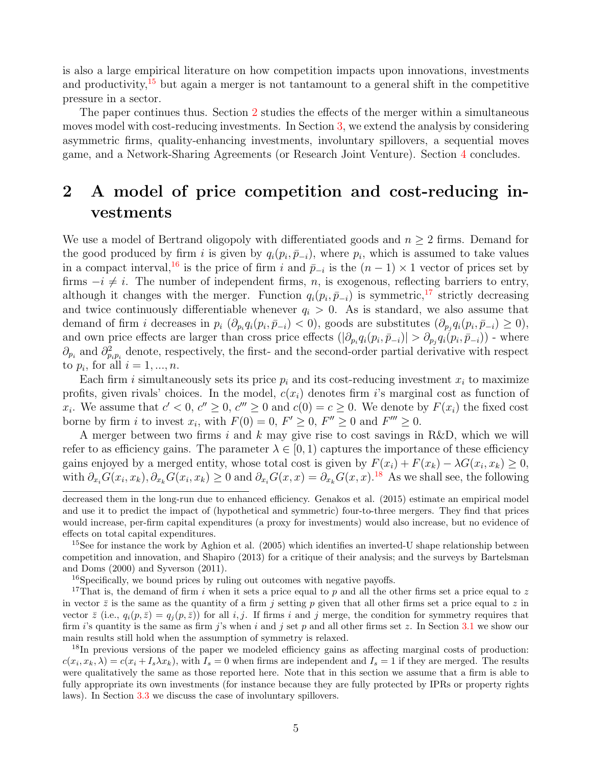is also a large empirical literature on how competition impacts upon innovations, investments and productivity,[15] but again a merger is not tantamount to a general shift in the competitive pressure in a sector.

The paper continues thus. Section 2 studies the effects of the merger within a simultaneous moves model with cost-reducing investments. In Section 3, we extend the analysis by considering asymmetric firms, quality-enhancing investments, involuntary spillovers, a sequential moves game, and a Network-Sharing Agreements (or Research Joint Venture). Section 4 concludes.

## 2 A model of price competition and cost-reducing investments

We use a model of Bertrand oligopoly with differentiated goods and $n \geq 2$ firms. Demand for the good produced by firm $i$ is given by $q_i(p_i, \bar{p}_{-i})$, where $p_i$, which is assumed to take values in a compact interval,[16] is the price of firm $i$ and $\bar{p}_{-i}$ is the $(n-1) \times 1$ vector of prices set by firms $-i \neq i$. The number of independent firms, $n$, is exogenous, reflecting barriers to entry, although it changes with the merger. Function $q_i(p_i, \bar{p}_{-i})$ is symmetric,[17] strictly decreasing and twice continuously differentiable whenever $q_i > 0$. As is standard, we also assume that demand of firm $i$ decreases in $p_i$ ($\partial_{p_i} q_i(p_i, \bar{p}_{-i}) < 0$), goods are substitutes ($\partial_{p_j} q_i(p_i, \bar{p}_{-i}) \geq 0$), and own price effects are larger than cross price effects ($|\partial_{p_i} q_i(p_i, \bar{p}_{-i})| > \partial_{p_j} q_i(p_i, \bar{p}_{-i})$) - where $\partial_{p_i}$ and $\partial^2_{p_i p_i}$ denote, respectively, the first- and the second-order partial derivative with respect to $p_i$, for all $i = 1, ..., n$.

Each firm $i$ simultaneously sets its price $p_i$ and its cost-reducing investment $x_i$ to maximize profits, given rivals' choices. In the model, $c(x_i)$ denotes firm $i$'s marginal cost as function of $x_i$. We assume that $c' < 0$, $c'' \geq 0$, $c''' \geq 0$ and $c(0) = c \geq 0$. We denote by $F(x_i)$ the fixed cost borne by firm $i$ to invest $x_i$, with $F(0) = 0$, $F' \geq 0$, $F'' \geq 0$ and $F''' \geq 0$.

A merger between two firms $i$ and $k$ may give rise to cost savings in R&D, which we will refer to as efficiency gains. The parameter $\lambda \in [0, 1)$ captures the importance of these efficiency gains enjoyed by a merged entity, whose total cost is given by $F(x_i) + F(x_k) - \lambda G(x_i, x_k) \geq 0$, with $\partial_{x_i} G(x_i, x_k), \partial_{x_k} G(x_i, x_k) \geq 0$ and $\partial_{x_i} G(x, x) = \partial_{x_k} G(x, x)$.[18] As we shall see, the following

decreased them in the long-run due to enhanced efficiency. Genakos et al. (2015) estimate an empirical model and use it to predict the impact of (hypothetical and symmetric) four-to-three mergers. They find that prices would increase, per-firm capital expenditures (a proxy for investments) would also increase, but no evidence of effects on total capital expenditures.

[15] See for instance the work by Aghion et al. (2005) which identifies an inverted-U shape relationship between competition and innovation, and Shapiro (2013) for a critique of their analysis; and the surveys by Bartelsman and Doms (2000) and Syverson (2011).

[16] Specifically, we bound prices by ruling out outcomes with negative payoffs.

[17] That is, the demand of firm $i$ when it sets a price equal to $p$ and all the other firms set a price equal to $z$ in vector $\bar{z}$ is the same as the quantity of a firm $j$ setting $p$ given that all other firms set a price equal to $z$ in vector $\bar{z}$ (i.e., $q_i(p, \bar{z}) = q_j(p, \bar{z})$) for all $i, j$. If firms $i$ and $j$ merge, the condition for symmetry requires that firm $i$'s quantity is the same as firm $j$'s when $i$ and $j$ set $p$ and all other firms set $z$. In Section 3.1 we show our main results still hold when the assumption of symmetry is relaxed.

[18] In previous versions of the paper we modeled efficiency gains as affecting marginal costs of production: $c(x_i, x_k, \lambda) = c(x_i + I_s \lambda x_k)$, with $I_s = 0$ when firms are independent and $I_s = 1$ if they are merged. The results were qualitatively the same as those reported here. Note that in this section we assume that a firm is able to fully appropriate its own investments (for instance because they are fully protected by IPRs or property rights laws). In Section 3.3 we discuss the case of involuntary spillovers.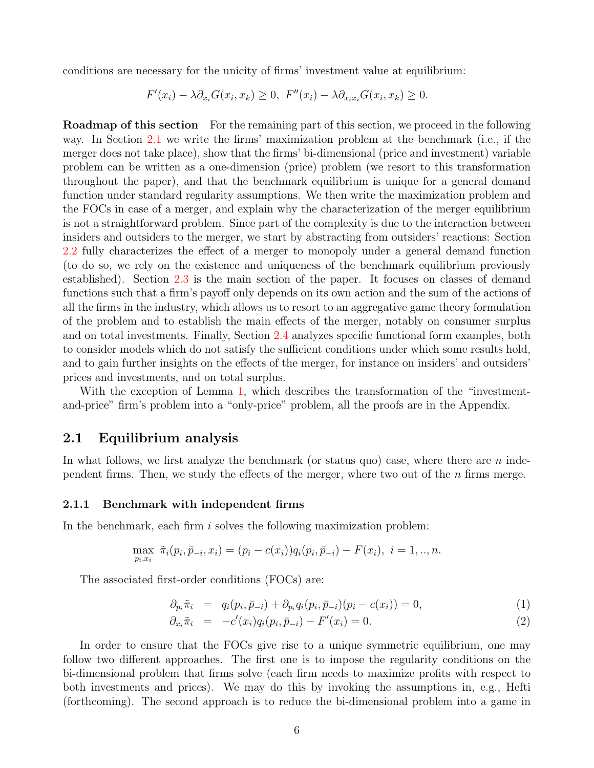conditions are necessary for the unicity of firms' investment value at equilibrium:

$$F'(x_i) - \lambda\partial_{x_i}G(x_i,x_k) \geq 0,\ F''(x_i) - \lambda\partial_{x_ix_i}G(x_i,x_k) \geq 0.$$

**Roadmap of this section** For the remaining part of this section, we proceed in the following way. In Section 2.1 we write the firms' maximization problem at the benchmark (i.e., if the merger does not take place), show that the firms' bi-dimensional (price and investment) variable problem can be written as a one-dimension (price) problem (we resort to this transformation throughout the paper), and that the benchmark equilibrium is unique for a general demand function under standard regularity assumptions. We then write the maximization problem and the FOCs in case of a merger, and explain why the characterization of the merger equilibrium is not a straightforward problem. Since part of the complexity is due to the interaction between insiders and outsiders to the merger, we start by abstracting from outsiders' reactions: Section 2.2 fully characterizes the effect of a merger to monopoly under a general demand function (to do so, we rely on the existence and uniqueness of the benchmark equilibrium previously established). Section 2.3 is the main section of the paper. It focuses on classes of demand functions such that a firm's payoff only depends on its own action and the sum of the actions of all the firms in the industry, which allows us to resort to an aggregative game theory formulation of the problem and to establish the main effects of the merger, notably on consumer surplus and on total investments. Finally, Section 2.4 analyzes specific functional form examples, both to consider models which do not satisfy the sufficient conditions under which some results hold, and to gain further insights on the effects of the merger, for instance on insiders' and outsiders' prices and investments, and on total surplus.

With the exception of Lemma 1, which describes the transformation of the "investment-and-price" firm's problem into a "only-price" problem, all the proofs are in the Appendix.

## 2.1 Equilibrium analysis

In what follows, we first analyze the benchmark (or status quo) case, where there are $n$ independent firms. Then, we study the effects of the merger, where two out of the $n$ firms merge.

### 2.1.1 Benchmark with independent firms

In the benchmark, each firm $i$ solves the following maximization problem:

$$\max_{p_i,x_i}\ \tilde{\pi}_i(p_i,\bar{p}_{-i},x_i) = (p_i - c(x_i))q_i(p_i,\bar{p}_{-i}) - F(x_i),\ i = 1,..,n.$$

The associated first-order conditions (FOCs) are:

$$\partial_{p_i}\tilde{\pi}_i = q_i(p_i,\bar{p}_{-i}) + \partial_{p_i}q_i(p_i,\bar{p}_{-i})(p_i - c(x_i)) = 0, \tag{1}$$

$$\partial_{x_i}\tilde{\pi}_i = -c'(x_i)q_i(p_i,\bar{p}_{-i}) - F'(x_i) = 0. \tag{2}$$

In order to ensure that the FOCs give rise to a unique symmetric equilibrium, one may follow two different approaches. The first one is to impose the regularity conditions on the bi-dimensional problem that firms solve (each firm needs to maximize profits with respect to both investments and prices). We may do this by invoking the assumptions in, e.g., Hefti (forthcoming). The second approach is to reduce the bi-dimensional problem into a game in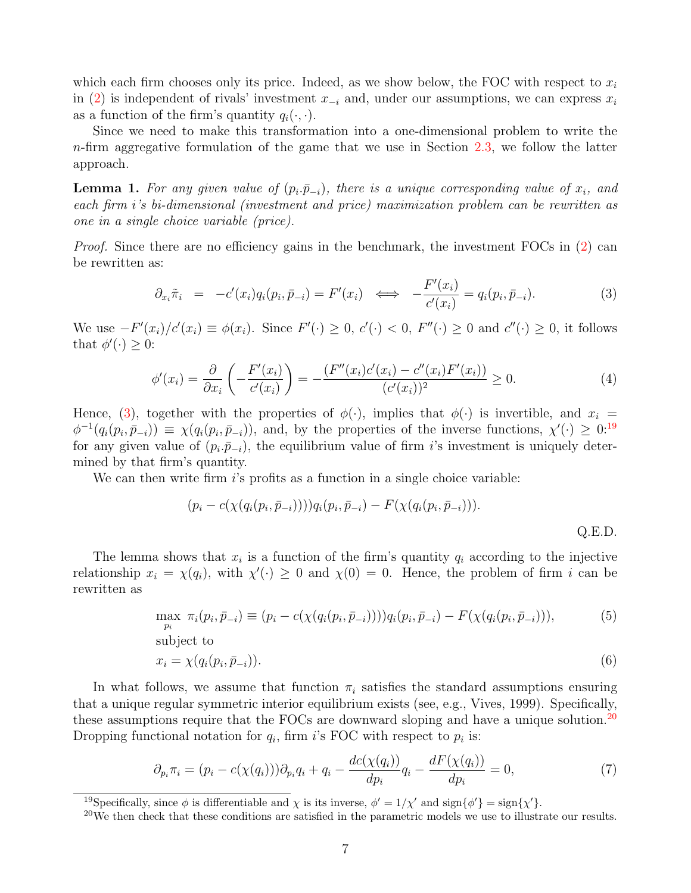which each firm chooses only its price. Indeed, as we show below, the FOC with respect to $x_i$ in (2) is independent of rivals' investment $x_{-i}$ and, under our assumptions, we can express $x_i$ as a function of the firm's quantity $q_i(\cdot, \cdot)$.

Since we need to make this transformation into a one-dimensional problem to write the $n$-firm aggregative formulation of the game that we use in Section 2.3, we follow the latter approach.

**Lemma 1.** *For any given value of $(p_i.\bar{p}_{-i})$, there is a unique corresponding value of $x_i$, and each firm $i$'s bi-dimensional (investment and price) maximization problem can be rewritten as one in a single choice variable (price).*

*Proof.* Since there are no efficiency gains in the benchmark, the investment FOCs in (2) can be rewritten as:

$$\partial_{x_i}\tilde{\pi}_i \;\; = \;\; -c'(x_i)q_i(p_i, \bar{p}_{-i}) = F'(x_i) \;\; \Longleftrightarrow \;\; -\frac{F'(x_i)}{c'(x_i)} = q_i(p_i, \bar{p}_{-i}). \tag{3}$$

We use $-F'(x_i)/c'(x_i) \equiv \phi(x_i)$. Since $F'(\cdot) \geq 0$, $c'(\cdot) < 0$, $F''(\cdot) \geq 0$ and $c''(\cdot) \geq 0$, it follows that $\phi'(\cdot) \geq 0$:

$$\phi'(x_i) = \frac{\partial}{\partial x_i}\left(-\frac{F'(x_i)}{c'(x_i)}\right) = -\frac{(F''(x_i)c'(x_i) - c''(x_i)F'(x_i))}{(c'(x_i))^2} \geq 0. \tag{4}$$

Hence, (3), together with the properties of $\phi(\cdot)$, implies that $\phi(\cdot)$ is invertible, and $x_i = \phi^{-1}(q_i(p_i, \bar{p}_{-i})) \equiv \chi(q_i(p_i, \bar{p}_{-i}))$, and, by the properties of the inverse functions, $\chi'(\cdot) \geq 0$:[19] for any given value of $(p_i.\bar{p}_{-i})$, the equilibrium value of firm $i$'s investment is uniquely determined by that firm's quantity.

We can then write firm $i$'s profits as a function in a single choice variable:

$$(p_i - c(\chi(q_i(p_i, \bar{p}_{-i}))))q_i(p_i, \bar{p}_{-i}) - F(\chi(q_i(p_i, \bar{p}_{-i}))).$$

Q.E.D.

The lemma shows that $x_i$ is a function of the firm's quantity $q_i$ according to the injective relationship $x_i = \chi(q_i)$, with $\chi'(\cdot) \geq 0$ and $\chi(0) = 0$. Hence, the problem of firm $i$ can be rewritten as

$$\max_{p_i} \;\; \pi_i(p_i, \bar{p}_{-i}) \equiv (p_i - c(\chi(q_i(p_i, \bar{p}_{-i}))))q_i(p_i, \bar{p}_{-i}) - F(\chi(q_i(p_i, \bar{p}_{-i}))), \tag{5}$$

subject to

$$x_i = \chi(q_i(p_i, \bar{p}_{-i})). \tag{6}$$

In what follows, we assume that function $\pi_i$ satisfies the standard assumptions ensuring that a unique regular symmetric interior equilibrium exists (see, e.g., Vives, 1999). Specifically, these assumptions require that the FOCs are downward sloping and have a unique solution.[20] Dropping functional notation for $q_i$, firm $i$'s FOC with respect to $p_i$ is:

$$\partial_{p_i}\pi_i = (p_i - c(\chi(q_i)))\partial_{p_i}q_i + q_i - \frac{dc(\chi(q_i))}{dp_i}q_i - \frac{dF(\chi(q_i))}{dp_i} = 0, \tag{7}$$

[19] Specifically, since $\phi$ is differentiable and $\chi$ is its inverse, $\phi' = 1/\chi'$ and $\text{sign}\{\phi'\} = \text{sign}\{\chi'\}$.

[20] We then check that these conditions are satisfied in the parametric models we use to illustrate our results.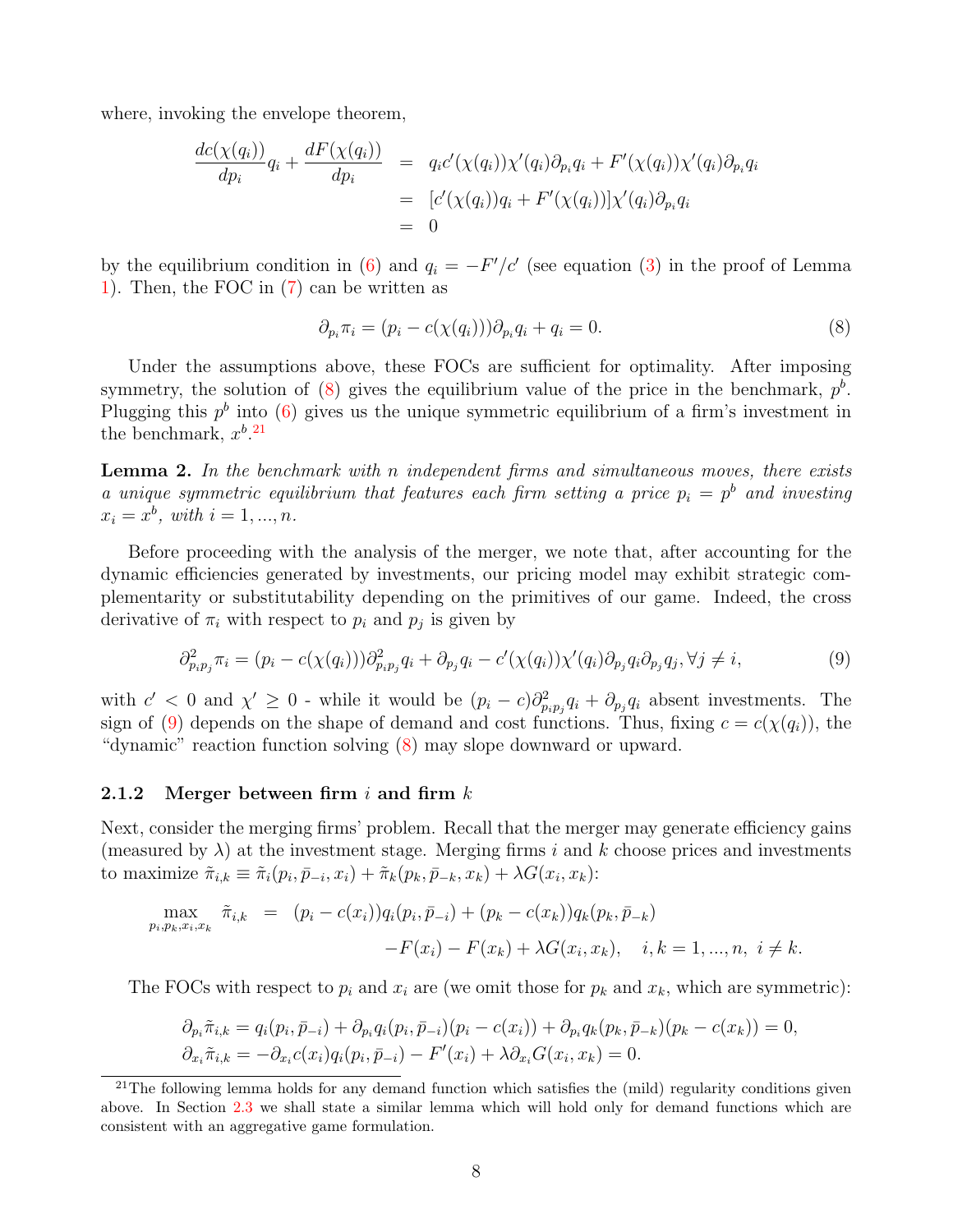where, invoking the envelope theorem,

$$
\begin{aligned}
\frac{dc(\chi(q_i))}{dp_i}q_i + \frac{dF(\chi(q_i))}{dp_i} &= q_i c'(\chi(q_i))\chi'(q_i)\partial_{p_i}q_i + F'(\chi(q_i))\chi'(q_i)\partial_{p_i}q_i \\
&= [c'(\chi(q_i))q_i + F'(\chi(q_i))]\chi'(q_i)\partial_{p_i}q_i \\
&= 0
\end{aligned}
$$

by the equilibrium condition in (6) and $q_i = -F'/c'$ (see equation (3) in the proof of Lemma 1). Then, the FOC in (7) can be written as

$$
\partial_{p_i}\pi_i = (p_i - c(\chi(q_i)))\partial_{p_i}q_i + q_i = 0. \tag{8}
$$

Under the assumptions above, these FOCs are sufficient for optimality. After imposing symmetry, the solution of (8) gives the equilibrium value of the price in the benchmark, $p^b$. Plugging this $p^b$ into (6) gives us the unique symmetric equilibrium of a firm's investment in the benchmark, $x^b$.[21]

**Lemma 2.** *In the benchmark with $n$ independent firms and simultaneous moves, there exists a unique symmetric equilibrium that features each firm setting a price $p_i = p^b$ and investing $x_i = x^b$, with $i = 1, ..., n$.*

Before proceeding with the analysis of the merger, we note that, after accounting for the dynamic efficiencies generated by investments, our pricing model may exhibit strategic complementarity or substitutability depending on the primitives of our game. Indeed, the cross derivative of $\pi_i$ with respect to $p_i$ and $p_j$ is given by

$$
\partial^2_{p_i p_j}\pi_i = (p_i - c(\chi(q_i)))\partial^2_{p_i p_j}q_i + \partial_{p_j}q_i - c'(\chi(q_i))\chi'(q_i)\partial_{p_j}q_i\partial_{p_j}q_j, \forall j \neq i, \tag{9}
$$

with $c' < 0$ and $\chi' \geq 0$ - while it would be $(p_i - c)\partial^2_{p_i p_j}q_i + \partial_{p_j}q_i$ absent investments. The sign of (9) depends on the shape of demand and cost functions. Thus, fixing $c = c(\chi(q_i))$, the "dynamic" reaction function solving (8) may slope downward or upward.

### 2.1.2 Merger between firm $i$ and firm $k$

Next, consider the merging firms' problem. Recall that the merger may generate efficiency gains (measured by $\lambda$) at the investment stage. Merging firms $i$ and $k$ choose prices and investments to maximize $\tilde{\pi}_{i,k} \equiv \tilde{\pi}_i(p_i, \bar{p}_{-i}, x_i) + \tilde{\pi}_k(p_k, \bar{p}_{-k}, x_k) + \lambda G(x_i, x_k)$:

$$
\begin{aligned}
\max_{p_i, p_k, x_i, x_k} \ \tilde{\pi}_{i,k} &= (p_i - c(x_i))q_i(p_i, \bar{p}_{-i}) + (p_k - c(x_k))q_k(p_k, \bar{p}_{-k}) \\
&\quad - F(x_i) - F(x_k) + \lambda G(x_i, x_k), \quad i, k = 1, ..., n, \ i \neq k.
\end{aligned}
$$

The FOCs with respect to $p_i$ and $x_i$ are (we omit those for $p_k$ and $x_k$, which are symmetric):

$$
\begin{aligned}
&\partial_{p_i}\tilde{\pi}_{i,k} = q_i(p_i, \bar{p}_{-i}) + \partial_{p_i}q_i(p_i, \bar{p}_{-i})(p_i - c(x_i)) + \partial_{p_i}q_k(p_k, \bar{p}_{-k})(p_k - c(x_k)) = 0, \\
&\partial_{x_i}\tilde{\pi}_{i,k} = -\partial_{x_i}c(x_i)q_i(p_i, \bar{p}_{-i}) - F'(x_i) + \lambda\partial_{x_i}G(x_i, x_k) = 0.
\end{aligned}
$$

[21] The following lemma holds for any demand function which satisfies the (mild) regularity conditions given above. In Section 2.3 we shall state a similar lemma which will hold only for demand functions which are consistent with an aggregative game formulation.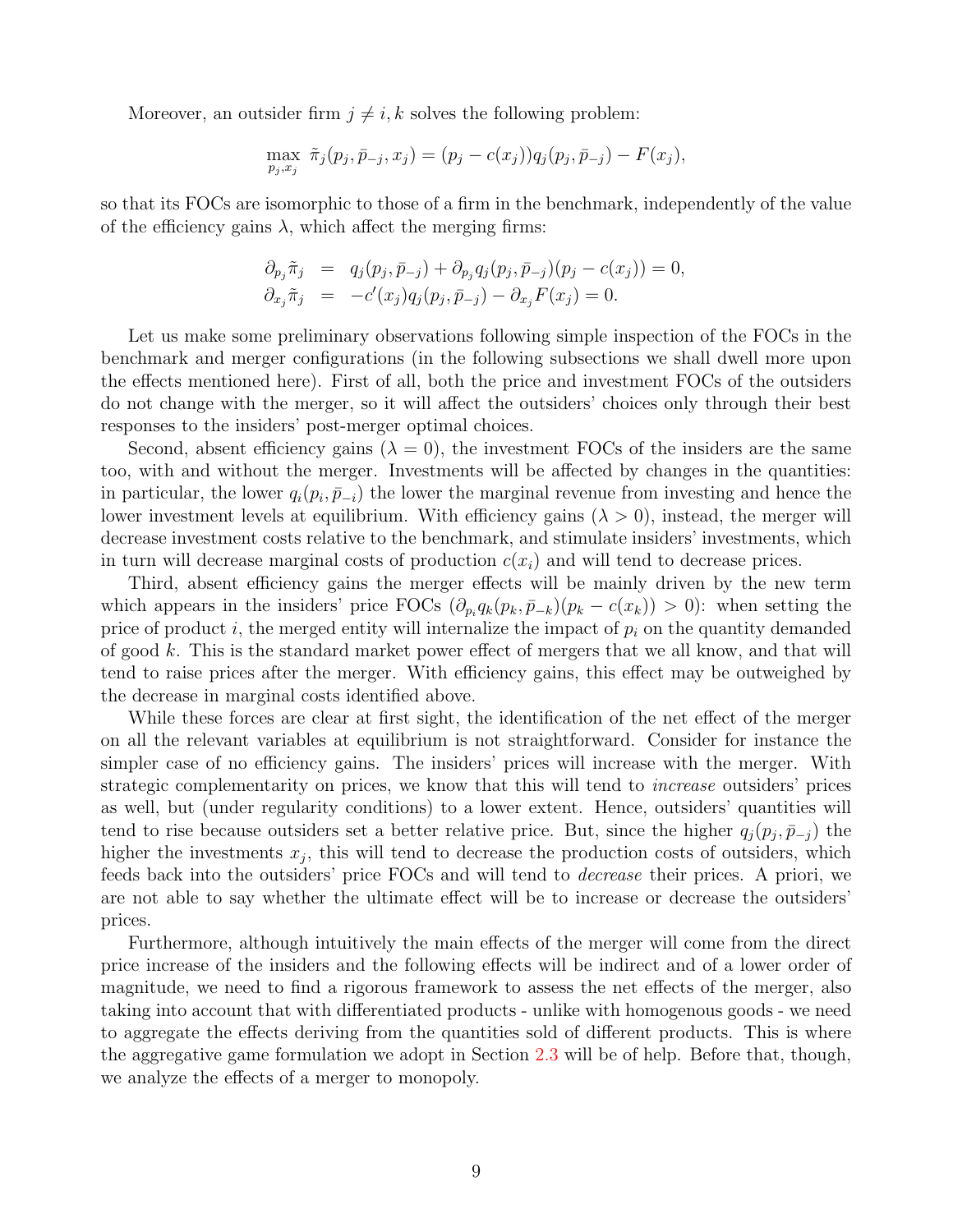Moreover, an outsider firm $j \neq i, k$ solves the following problem:

$$\max_{p_j, x_j} \tilde{\pi}_j(p_j, \bar{p}_{-j}, x_j) = (p_j - c(x_j))q_j(p_j, \bar{p}_{-j}) - F(x_j),$$

so that its FOCs are isomorphic to those of a firm in the benchmark, independently of the value of the efficiency gains $\lambda$, which affect the merging firms:

$$\begin{aligned}
\partial_{p_j}\tilde{\pi}_j &= q_j(p_j, \bar{p}_{-j}) + \partial_{p_j}q_j(p_j, \bar{p}_{-j})(p_j - c(x_j)) = 0, \\
\partial_{x_j}\tilde{\pi}_j &= -c'(x_j)q_j(p_j, \bar{p}_{-j}) - \partial_{x_j}F(x_j) = 0.
\end{aligned}$$

Let us make some preliminary observations following simple inspection of the FOCs in the benchmark and merger configurations (in the following subsections we shall dwell more upon the effects mentioned here). First of all, both the price and investment FOCs of the outsiders do not change with the merger, so it will affect the outsiders' choices only through their best responses to the insiders' post-merger optimal choices.

Second, absent efficiency gains ($\lambda = 0$), the investment FOCs of the insiders are the same too, with and without the merger. Investments will be affected by changes in the quantities: in particular, the lower $q_i(p_i, \bar{p}_{-i})$ the lower the marginal revenue from investing and hence the lower investment levels at equilibrium. With efficiency gains ($\lambda > 0$), instead, the merger will decrease investment costs relative to the benchmark, and stimulate insiders' investments, which in turn will decrease marginal costs of production $c(x_i)$ and will tend to decrease prices.

Third, absent efficiency gains the merger effects will be mainly driven by the new term which appears in the insiders' price FOCs ($\partial_{p_i}q_k(p_k, \bar{p}_{-k})(p_k - c(x_k)) > 0$): when setting the price of product $i$, the merged entity will internalize the impact of $p_i$ on the quantity demanded of good $k$. This is the standard market power effect of mergers that we all know, and that will tend to raise prices after the merger. With efficiency gains, this effect may be outweighed by the decrease in marginal costs identified above.

While these forces are clear at first sight, the identification of the net effect of the merger on all the relevant variables at equilibrium is not straightforward. Consider for instance the simpler case of no efficiency gains. The insiders' prices will increase with the merger. With strategic complementarity on prices, we know that this will tend to *increase* outsiders' prices as well, but (under regularity conditions) to a lower extent. Hence, outsiders' quantities will tend to rise because outsiders set a better relative price. But, since the higher $q_j(p_j, \bar{p}_{-j})$ the higher the investments $x_j$, this will tend to decrease the production costs of outsiders, which feeds back into the outsiders' price FOCs and will tend to *decrease* their prices. A priori, we are not able to say whether the ultimate effect will be to increase or decrease the outsiders' prices.

Furthermore, although intuitively the main effects of the merger will come from the direct price increase of the insiders and the following effects will be indirect and of a lower order of magnitude, we need to find a rigorous framework to assess the net effects of the merger, also taking into account that with differentiated products - unlike with homogenous goods - we need to aggregate the effects deriving from the quantities sold of different products. This is where the aggregative game formulation we adopt in Section 2.3 will be of help. Before that, though, we analyze the effects of a merger to monopoly.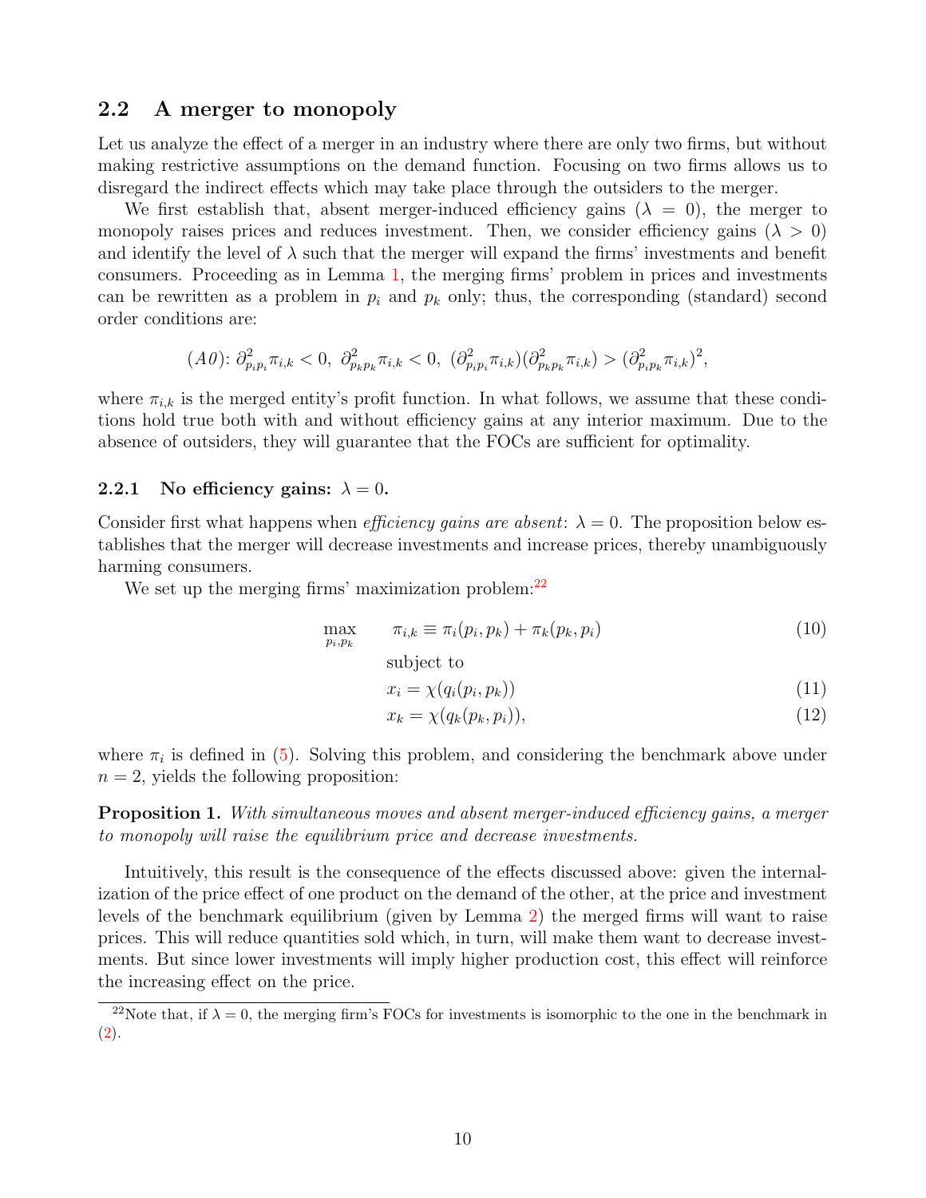## 2.2 A merger to monopoly

Let us analyze the effect of a merger in an industry where there are only two firms, but without making restrictive assumptions on the demand function. Focusing on two firms allows us to disregard the indirect effects which may take place through the outsiders to the merger.

We first establish that, absent merger-induced efficiency gains ($\lambda = 0$), the merger to monopoly raises prices and reduces investment. Then, we consider efficiency gains ($\lambda > 0$) and identify the level of $\lambda$ such that the merger will expand the firms' investments and benefit consumers. Proceeding as in Lemma 1, the merging firms' problem in prices and investments can be rewritten as a problem in $p_i$ and $p_k$ only; thus, the corresponding (standard) second order conditions are:

$$(A0)\text{: } \partial^2_{p_i p_i}\pi_{i,k} < 0,\ \partial^2_{p_k p_k}\pi_{i,k} < 0,\ (\partial^2_{p_i p_i}\pi_{i,k})(\partial^2_{p_k p_k}\pi_{i,k}) > (\partial^2_{p_i p_k}\pi_{i,k})^2,$$

where $\pi_{i,k}$ is the merged entity's profit function. In what follows, we assume that these conditions hold true both with and without efficiency gains at any interior maximum. Due to the absence of outsiders, they will guarantee that the FOCs are sufficient for optimality.

### 2.2.1 No efficiency gains: $\lambda = 0$.

Consider first what happens when *efficiency gains are absent*: $\lambda = 0$. The proposition below establishes that the merger will decrease investments and increase prices, thereby unambiguously harming consumers.

We set up the merging firms' maximization problem:[22]

$$\max_{p_i, p_k} \quad \pi_{i,k} \equiv \pi_i(p_i, p_k) + \pi_k(p_k, p_i) \tag{10}$$

subject to

$$x_i = \chi(q_i(p_i, p_k)) \tag{11}$$

$$x_k = \chi(q_k(p_k, p_i)), \tag{12}$$

where $\pi_i$ is defined in (5). Solving this problem, and considering the benchmark above under $n = 2$, yields the following proposition:

**Proposition 1.** *With simultaneous moves and absent merger-induced efficiency gains, a merger to monopoly will raise the equilibrium price and decrease investments.*

Intuitively, this result is the consequence of the effects discussed above: given the internalization of the price effect of one product on the demand of the other, at the price and investment levels of the benchmark equilibrium (given by Lemma 2) the merged firms will want to raise prices. This will reduce quantities sold which, in turn, will make them want to decrease investments. But since lower investments will imply higher production cost, this effect will reinforce the increasing effect on the price.

---

[22] Note that, if $\lambda = 0$, the merging firm's FOCs for investments is isomorphic to the one in the benchmark in (2).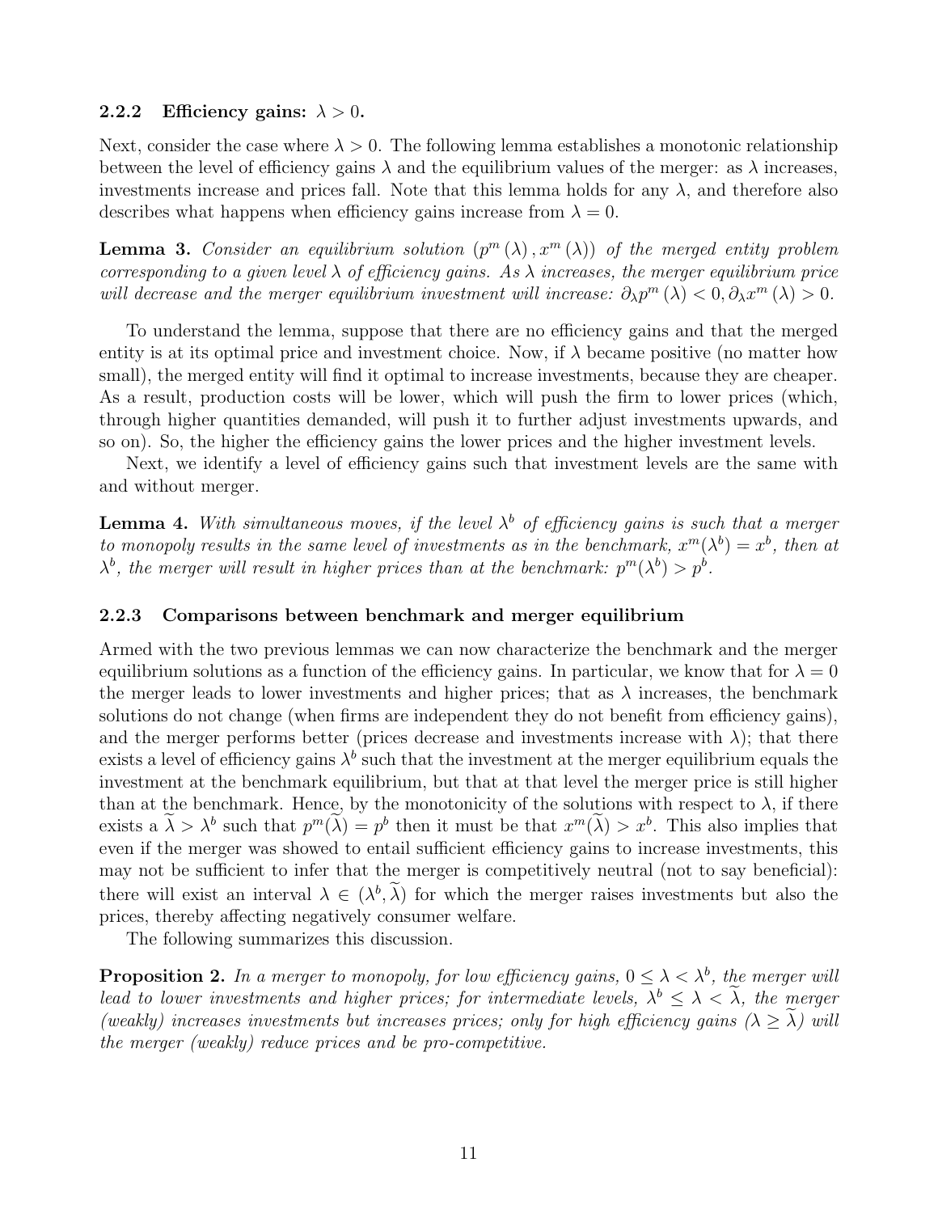#### 2.2.2 Efficiency gains: $\lambda > 0$.

Next, consider the case where $\lambda > 0$. The following lemma establishes a monotonic relationship between the level of efficiency gains $\lambda$ and the equilibrium values of the merger: as $\lambda$ increases, investments increase and prices fall. Note that this lemma holds for any $\lambda$, and therefore also describes what happens when efficiency gains increase from $\lambda = 0$.

**Lemma 3.** *Consider an equilibrium solution $(p^m(\lambda), x^m(\lambda))$ of the merged entity problem corresponding to a given level $\lambda$ of efficiency gains. As $\lambda$ increases, the merger equilibrium price will decrease and the merger equilibrium investment will increase: $\partial_\lambda p^m(\lambda) < 0, \partial_\lambda x^m(\lambda) > 0$.*

To understand the lemma, suppose that there are no efficiency gains and that the merged entity is at its optimal price and investment choice. Now, if $\lambda$ became positive (no matter how small), the merged entity will find it optimal to increase investments, because they are cheaper. As a result, production costs will be lower, which will push the firm to lower prices (which, through higher quantities demanded, will push it to further adjust investments upwards, and so on). So, the higher the efficiency gains the lower prices and the higher investment levels.

Next, we identify a level of efficiency gains such that investment levels are the same with and without merger.

**Lemma 4.** *With simultaneous moves, if the level $\lambda^b$ of efficiency gains is such that a merger to monopoly results in the same level of investments as in the benchmark, $x^m(\lambda^b) = x^b$, then at $\lambda^b$, the merger will result in higher prices than at the benchmark: $p^m(\lambda^b) > p^b$.*

#### 2.2.3 Comparisons between benchmark and merger equilibrium

Armed with the two previous lemmas we can now characterize the benchmark and the merger equilibrium solutions as a function of the efficiency gains. In particular, we know that for $\lambda = 0$ the merger leads to lower investments and higher prices; that as $\lambda$ increases, the benchmark solutions do not change (when firms are independent they do not benefit from efficiency gains), and the merger performs better (prices decrease and investments increase with $\lambda$); that there exists a level of efficiency gains $\lambda^b$ such that the investment at the merger equilibrium equals the investment at the benchmark equilibrium, but that at that level the merger price is still higher than at the benchmark. Hence, by the monotonicity of the solutions with respect to $\lambda$, if there exists a $\widetilde{\lambda} > \lambda^b$ such that $p^m(\widetilde{\lambda}) = p^b$ then it must be that $x^m(\widetilde{\lambda}) > x^b$. This also implies that even if the merger was showed to entail sufficient efficiency gains to increase investments, this may not be sufficient to infer that the merger is competitively neutral (not to say beneficial): there will exist an interval $\lambda \in (\lambda^b, \widetilde{\lambda})$ for which the merger raises investments but also the prices, thereby affecting negatively consumer welfare.

The following summarizes this discussion.

**Proposition 2.** *In a merger to monopoly, for low efficiency gains, $0 \leq \lambda < \lambda^b$, the merger will lead to lower investments and higher prices; for intermediate levels, $\lambda^b \leq \lambda < \widetilde{\lambda}$, the merger (weakly) increases investments but increases prices; only for high efficiency gains ($\lambda \geq \widetilde{\lambda}$) will the merger (weakly) reduce prices and be pro-competitive.*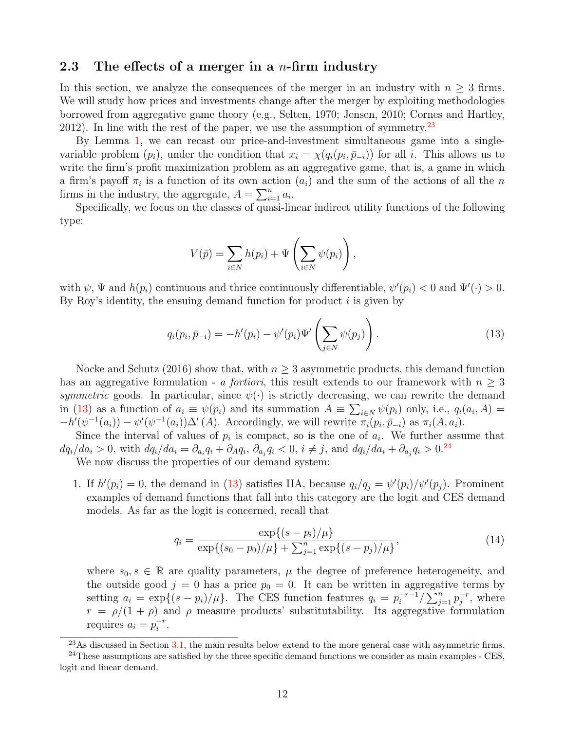### 2.3 The effects of a merger in a $n$-firm industry

In this section, we analyze the consequences of the merger in an industry with $n \geq 3$ firms. We will study how prices and investments change after the merger by exploiting methodologies borrowed from aggregative game theory (e.g., Selten, 1970; Jensen, 2010; Cornes and Hartley, 2012). In line with the rest of the paper, we use the assumption of symmetry.[23]

By Lemma 1, we can recast our price-and-investment simultaneous game into a single-variable problem ($p_i$), under the condition that $x_i = \chi(q_i(p_i, \bar{p}_{-i}))$ for all $i$. This allows us to write the firm's profit maximization problem as an aggregative game, that is, a game in which a firm's payoff $\pi_i$ is a function of its own action ($a_i$) and the sum of the actions of all the $n$ firms in the industry, the aggregate, $A = \sum_{i=1}^{n} a_i$.

Specifically, we focus on the classes of quasi-linear indirect utility functions of the following type:

$$V(\bar{p}) = \sum_{i \in N} h(p_i) + \Psi\left(\sum_{i \in N} \psi(p_i)\right),$$

with $\psi$, $\Psi$ and $h(p_i)$ continuous and thrice continuously differentiable, $\psi'(p_i) < 0$ and $\Psi'(\cdot) > 0$. By Roy's identity, the ensuing demand function for product $i$ is given by

$$q_i(p_i, \bar{p}_{-i}) = -h'(p_i) - \psi'(p_i)\Psi'\left(\sum_{j \in N} \psi(p_j)\right). \tag{13}$$

Nocke and Schutz (2016) show that, with $n \geq 3$ asymmetric products, this demand function has an aggregative formulation - *a fortiori*, this result extends to our framework with $n \geq 3$ *symmetric* goods. In particular, since $\psi(\cdot)$ is strictly decreasing, we can rewrite the demand in (13) as a function of $a_i \equiv \psi(p_i)$ and its summation $A \equiv \sum_{i \in N} \psi(p_i)$ only, i.e., $q_i(a_i, A) = -h'(\psi^{-1}(a_i)) - \psi'(\psi^{-1}(a_i))\Delta'(A)$. Accordingly, we will rewrite $\pi_i(p_i, \bar{p}_{-i})$ as $\pi_i(A, a_i)$.

Since the interval of values of $p_i$ is compact, so is the one of $a_i$. We further assume that $dq_i/da_i > 0$, with $dq_i/da_i = \partial_{a_i} q_i + \partial_A q_i$, $\partial_{a_j} q_i < 0$, $i \neq j$, and $dq_i/da_i + \partial_{a_j} q_i > 0$.[24]

We now discuss the properties of our demand system:

1. If $h'(p_i) = 0$, the demand in (13) satisfies IIA, because $q_i/q_j = \psi'(p_i)/\psi'(p_j)$. Prominent examples of demand functions that fall into this category are the logit and CES demand models. As far as the logit is concerned, recall that

$$q_i = \frac{\exp\{(s - p_i)/\mu\}}{\exp\{(s_0 - p_0)/\mu\} + \sum_{j=1}^{n} \exp\{(s - p_j)/\mu\}}, \tag{14}$$

where $s_0, s \in \mathbb{R}$ are quality parameters, $\mu$ the degree of preference heterogeneity, and the outside good $j = 0$ has a price $p_0 = 0$. It can be written in aggregative terms by setting $a_i = \exp\{(s - p_i)/\mu\}$. The CES function features $q_i = p_i^{-r-1} / \sum_{j=1}^{n} p_j^{-r}$, where $r = \rho/(1 + \rho)$ and $\rho$ measure products' substitutability. Its aggregative formulation requires $a_i = p_i^{-r}$.

[23] As discussed in Section 3.1, the main results below extend to the more general case with asymmetric firms.

[24] These assumptions are satisfied by the three specific demand functions we consider as main examples - CES, logit and linear demand.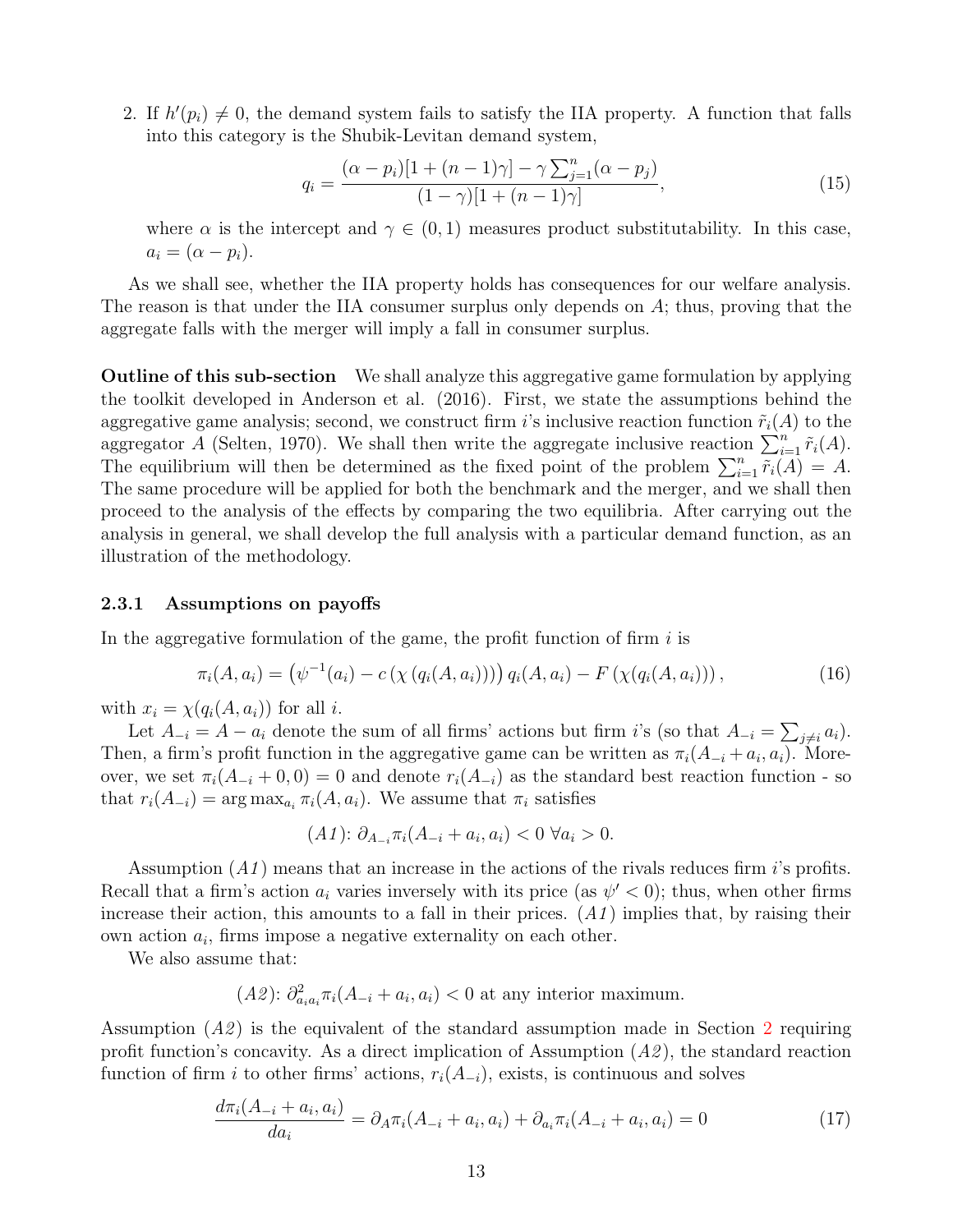2. If $h'(p_i) \neq 0$, the demand system fails to satisfy the IIA property. A function that falls into this category is the Shubik-Levitan demand system,

$$q_i = \frac{(\alpha - p_i)[1 + (n-1)\gamma] - \gamma \sum_{j=1}^{n} (\alpha - p_j)}{(1-\gamma)[1 + (n-1)\gamma]}, \tag{15}$$

where $\alpha$ is the intercept and $\gamma \in (0, 1)$ measures product substitutability. In this case, $a_i = (\alpha - p_i)$.

As we shall see, whether the IIA property holds has consequences for our welfare analysis. The reason is that under the IIA consumer surplus only depends on $A$; thus, proving that the aggregate falls with the merger will imply a fall in consumer surplus.

**Outline of this sub-section** We shall analyze this aggregative game formulation by applying the toolkit developed in Anderson et al. (2016). First, we state the assumptions behind the aggregative game analysis; second, we construct firm $i$'s inclusive reaction function $\tilde{r}_i(A)$ to the aggregator $A$ (Selten, 1970). We shall then write the aggregate inclusive reaction $\sum_{i=1}^{n} \tilde{r}_i(A)$. The equilibrium will then be determined as the fixed point of the problem $\sum_{i=1}^{n} \tilde{r}_i(A) = A$. The same procedure will be applied for both the benchmark and the merger, and we shall then proceed to the analysis of the effects by comparing the two equilibria. After carrying out the analysis in general, we shall develop the full analysis with a particular demand function, as an illustration of the methodology.

### 2.3.1 Assumptions on payoffs

In the aggregative formulation of the game, the profit function of firm $i$ is

$$\pi_i(A, a_i) = \left(\psi^{-1}(a_i) - c\left(\chi\left(q_i(A, a_i)\right)\right)\right) q_i(A, a_i) - F\left(\chi(q_i(A, a_i))\right), \tag{16}$$

with $x_i = \chi(q_i(A, a_i))$ for all $i$.

Let $A_{-i} = A - a_i$ denote the sum of all firms' actions but firm $i$'s (so that $A_{-i} = \sum_{j \neq i} a_i$). Then, a firm's profit function in the aggregative game can be written as $\pi_i(A_{-i} + a_i, a_i)$. Moreover, we set $\pi_i(A_{-i} + 0, 0) = 0$ and denote $r_i(A_{-i})$ as the standard best reaction function - so that $r_i(A_{-i}) = \arg\max_{a_i} \pi_i(A, a_i)$. We assume that $\pi_i$ satisfies

$$(A1)\text{: } \partial_{A_{-i}} \pi_i(A_{-i} + a_i, a_i) < 0 \ \forall a_i > 0.$$

Assumption $(A1)$ means that an increase in the actions of the rivals reduces firm $i$'s profits. Recall that a firm's action $a_i$ varies inversely with its price (as $\psi' < 0$); thus, when other firms increase their action, this amounts to a fall in their prices. $(A1)$ implies that, by raising their own action $a_i$, firms impose a negative externality on each other.

We also assume that:

$$(A2)\text{: } \partial^2_{a_i a_i} \pi_i(A_{-i} + a_i, a_i) < 0 \text{ at any interior maximum.}$$

Assumption $(A2)$ is the equivalent of the standard assumption made in Section 2 requiring profit function's concavity. As a direct implication of Assumption $(A2)$, the standard reaction function of firm $i$ to other firms' actions, $r_i(A_{-i})$, exists, is continuous and solves

$$\frac{d\pi_i(A_{-i} + a_i, a_i)}{da_i} = \partial_A \pi_i(A_{-i} + a_i, a_i) + \partial_{a_i} \pi_i(A_{-i} + a_i, a_i) = 0 \tag{17}$$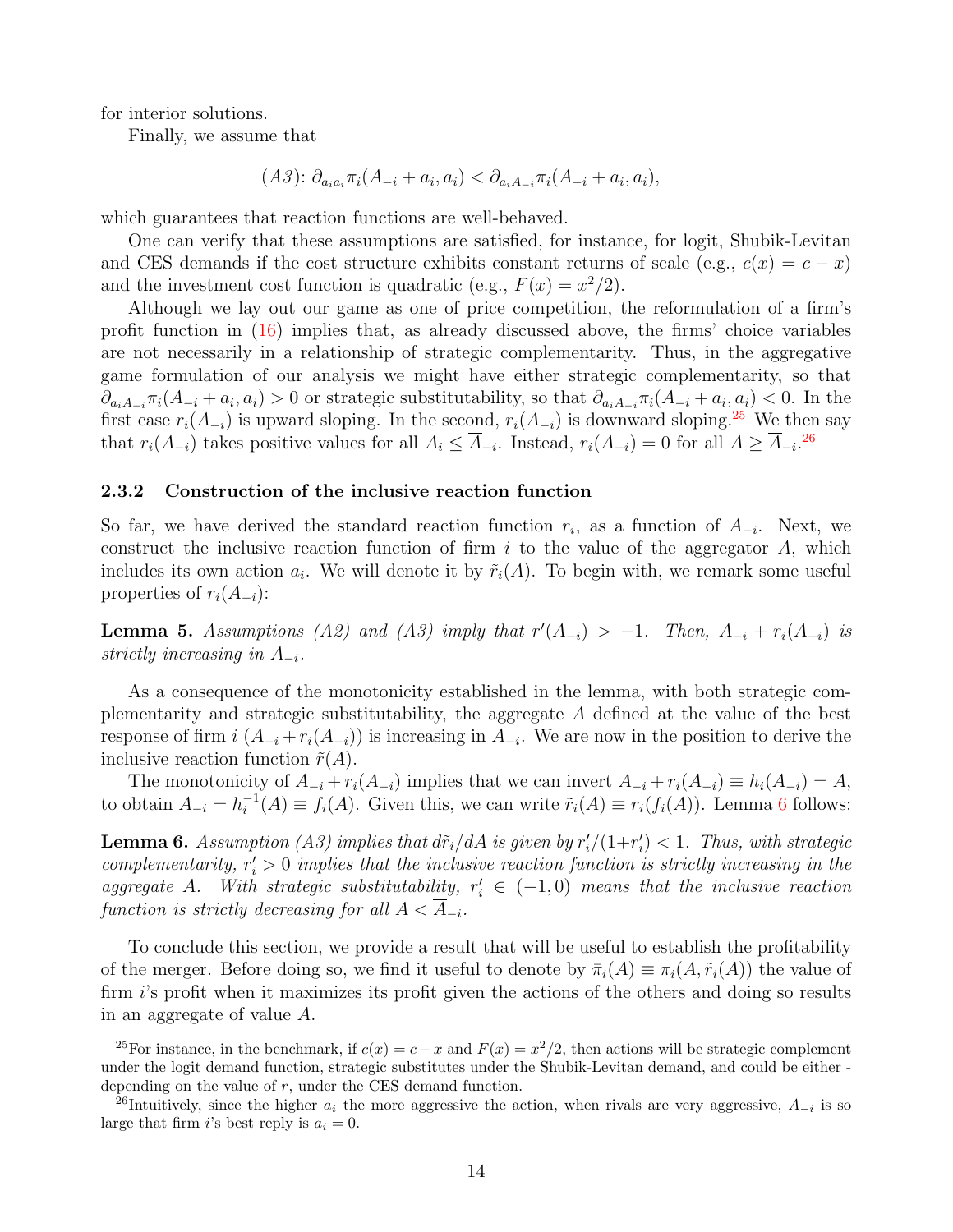for interior solutions.

Finally, we assume that

$$(A3)\text{: } \partial_{a_i a_i}\pi_i(A_{-i}+a_i, a_i) < \partial_{a_i A_{-i}}\pi_i(A_{-i}+a_i, a_i),$$

which guarantees that reaction functions are well-behaved.

One can verify that these assumptions are satisfied, for instance, for logit, Shubik-Levitan and CES demands if the cost structure exhibits constant returns of scale (e.g., $c(x) = c - x$) and the investment cost function is quadratic (e.g., $F(x) = x^2/2$).

Although we lay out our game as one of price competition, the reformulation of a firm's profit function in (16) implies that, as already discussed above, the firms' choice variables are not necessarily in a relationship of strategic complementarity. Thus, in the aggregative game formulation of our analysis we might have either strategic complementarity, so that $\partial_{a_i A_{-i}}\pi_i(A_{-i}+a_i, a_i) > 0$ or strategic substitutability, so that $\partial_{a_i A_{-i}}\pi_i(A_{-i}+a_i, a_i) < 0$. In the first case $r_i(A_{-i})$ is upward sloping. In the second, $r_i(A_{-i})$ is downward sloping.[25] We then say that $r_i(A_{-i})$ takes positive values for all $A_i \leq \overline{A}_{-i}$. Instead, $r_i(A_{-i}) = 0$ for all $A \geq \overline{A}_{-i}$.[26]

### 2.3.2 Construction of the inclusive reaction function

So far, we have derived the standard reaction function $r_i$, as a function of $A_{-i}$. Next, we construct the inclusive reaction function of firm $i$ to the value of the aggregator $A$, which includes its own action $a_i$. We will denote it by $\tilde{r}_i(A)$. To begin with, we remark some useful properties of $r_i(A_{-i})$:

**Lemma 5.** *Assumptions (A2) and (A3) imply that $r'(A_{-i}) > -1$. Then, $A_{-i} + r_i(A_{-i})$ is strictly increasing in $A_{-i}$.*

As a consequence of the monotonicity established in the lemma, with both strategic complementarity and strategic substitutability, the aggregate $A$ defined at the value of the best response of firm $i$ ($A_{-i} + r_i(A_{-i})$) is increasing in $A_{-i}$. We are now in the position to derive the inclusive reaction function $\tilde{r}(A)$.

The monotonicity of $A_{-i} + r_i(A_{-i})$ implies that we can invert $A_{-i} + r_i(A_{-i}) \equiv h_i(A_{-i}) = A$, to obtain $A_{-i} = h_i^{-1}(A) \equiv f_i(A)$. Given this, we can write $\tilde{r}_i(A) \equiv r_i(f_i(A))$. Lemma 6 follows:

**Lemma 6.** *Assumption (A3) implies that $d\tilde{r}_i/dA$ is given by $r_i'/(1+r_i') < 1$. Thus, with strategic complementarity, $r_i' > 0$ implies that the inclusive reaction function is strictly increasing in the aggregate $A$. With strategic substitutability, $r_i' \in (-1, 0)$ means that the inclusive reaction function is strictly decreasing for all $A < \overline{A}_{-i}$.*

To conclude this section, we provide a result that will be useful to establish the profitability of the merger. Before doing so, we find it useful to denote by $\bar{\pi}_i(A) \equiv \pi_i(A, \tilde{r}_i(A))$ the value of firm $i$'s profit when it maximizes its profit given the actions of the others and doing so results in an aggregate of value $A$.

---

[25] For instance, in the benchmark, if $c(x) = c - x$ and $F(x) = x^2/2$, then actions will be strategic complement under the logit demand function, strategic substitutes under the Shubik-Levitan demand, and could be either - depending on the value of $r$, under the CES demand function.

[26] Intuitively, since the higher $a_i$ the more aggressive the action, when rivals are very aggressive, $A_{-i}$ is so large that firm $i$'s best reply is $a_i = 0$.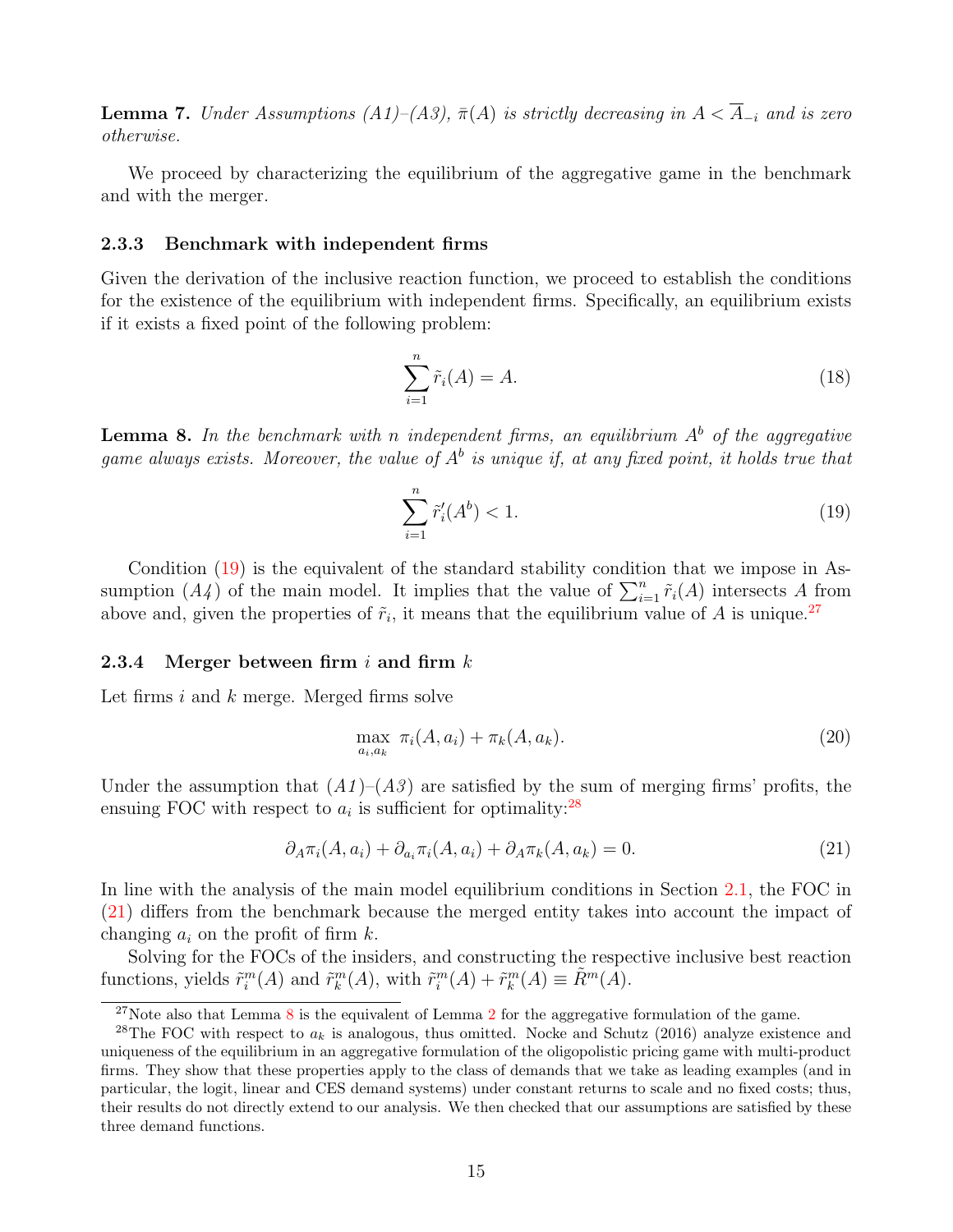**Lemma 7.** *Under Assumptions (A1)–(A3), $\bar{\pi}(A)$ is strictly decreasing in $A < \overline{A}_{-i}$ and is zero otherwise.*

We proceed by characterizing the equilibrium of the aggregative game in the benchmark and with the merger.

### 2.3.3 Benchmark with independent firms

Given the derivation of the inclusive reaction function, we proceed to establish the conditions for the existence of the equilibrium with independent firms. Specifically, an equilibrium exists if it exists a fixed point of the following problem:

$$\sum_{i=1}^{n} \tilde{r}_i(A) = A. \tag{18}$$

**Lemma 8.** *In the benchmark with $n$ independent firms, an equilibrium $A^b$ of the aggregative game always exists. Moreover, the value of $A^b$ is unique if, at any fixed point, it holds true that*

$$\sum_{i=1}^{n} \tilde{r}_i'(A^b) < 1. \tag{19}$$

Condition (19) is the equivalent of the standard stability condition that we impose in Assumption *(A4)* of the main model. It implies that the value of $\sum_{i=1}^{n} \tilde{r}_i(A)$ intersects $A$ from above and, given the properties of $\tilde{r}_i$, it means that the equilibrium value of $A$ is unique.[27]

### 2.3.4 Merger between firm $i$ and firm $k$

Let firms $i$ and $k$ merge. Merged firms solve

$$\max_{a_i, a_k} \; \pi_i(A, a_i) + \pi_k(A, a_k). \tag{20}$$

Under the assumption that *(A1)*–*(A3)* are satisfied by the sum of merging firms' profits, the ensuing FOC with respect to $a_i$ is sufficient for optimality:[28]

$$\partial_A \pi_i(A, a_i) + \partial_{a_i} \pi_i(A, a_i) + \partial_A \pi_k(A, a_k) = 0. \tag{21}$$

In line with the analysis of the main model equilibrium conditions in Section 2.1, the FOC in (21) differs from the benchmark because the merged entity takes into account the impact of changing $a_i$ on the profit of firm $k$.

Solving for the FOCs of the insiders, and constructing the respective inclusive best reaction functions, yields $\tilde{r}_i^m(A)$ and $\tilde{r}_k^m(A)$, with $\tilde{r}_i^m(A) + \tilde{r}_k^m(A) \equiv \tilde{R}^m(A)$.

---

[27] Note also that Lemma 8 is the equivalent of Lemma 2 for the aggregative formulation of the game.

[28] The FOC with respect to $a_k$ is analogous, thus omitted. Nocke and Schutz (2016) analyze existence and uniqueness of the equilibrium in an aggregative formulation of the oligopolistic pricing game with multi-product firms. They show that these properties apply to the class of demands that we take as leading examples (and in particular, the logit, linear and CES demand systems) under constant returns to scale and no fixed costs; thus, their results do not directly extend to our analysis. We then checked that our assumptions are satisfied by these three demand functions.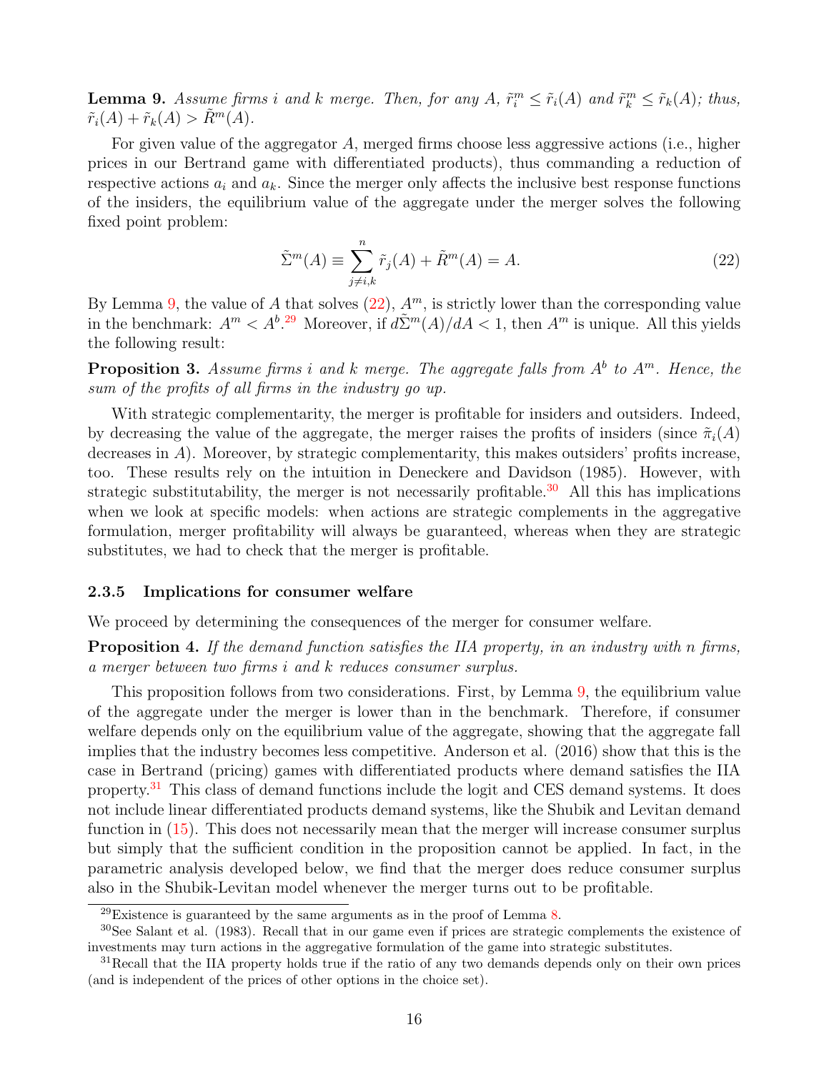**Lemma 9.** *Assume firms $i$ and $k$ merge. Then, for any $A$, $\tilde{r}_i^m \leq \tilde{r}_i(A)$ and $\tilde{r}_k^m \leq \tilde{r}_k(A)$; thus, $\tilde{r}_i(A) + \tilde{r}_k(A) > \tilde{R}^m(A)$.*

For given value of the aggregator $A$, merged firms choose less aggressive actions (i.e., higher prices in our Bertrand game with differentiated products), thus commanding a reduction of respective actions $a_i$ and $a_k$. Since the merger only affects the inclusive best response functions of the insiders, the equilibrium value of the aggregate under the merger solves the following fixed point problem:

$$\tilde{\Sigma}^m(A) \equiv \sum_{j \neq i,k}^{n} \tilde{r}_j(A) + \tilde{R}^m(A) = A. \tag{22}$$

By Lemma 9, the value of $A$ that solves (22), $A^m$, is strictly lower than the corresponding value in the benchmark: $A^m < A^b$.[29] Moreover, if $d\tilde{\Sigma}^m(A)/dA < 1$, then $A^m$ is unique. All this yields the following result:

**Proposition 3.** *Assume firms $i$ and $k$ merge. The aggregate falls from $A^b$ to $A^m$. Hence, the sum of the profits of all firms in the industry go up.*

With strategic complementarity, the merger is profitable for insiders and outsiders. Indeed, by decreasing the value of the aggregate, the merger raises the profits of insiders (since $\tilde{\pi}_i(A)$ decreases in $A$). Moreover, by strategic complementarity, this makes outsiders' profits increase, too. These results rely on the intuition in Deneckere and Davidson (1985). However, with strategic substitutability, the merger is not necessarily profitable.[30] All this has implications when we look at specific models: when actions are strategic complements in the aggregative formulation, merger profitability will always be guaranteed, whereas when they are strategic substitutes, we had to check that the merger is profitable.

### 2.3.5 Implications for consumer welfare

We proceed by determining the consequences of the merger for consumer welfare.

**Proposition 4.** *If the demand function satisfies the IIA property, in an industry with $n$ firms, a merger between two firms $i$ and $k$ reduces consumer surplus.*

This proposition follows from two considerations. First, by Lemma 9, the equilibrium value of the aggregate under the merger is lower than in the benchmark. Therefore, if consumer welfare depends only on the equilibrium value of the aggregate, showing that the aggregate fall implies that the industry becomes less competitive. Anderson et al. (2016) show that this is the case in Bertrand (pricing) games with differentiated products where demand satisfies the IIA property.[31] This class of demand functions include the logit and CES demand systems. It does not include linear differentiated products demand systems, like the Shubik and Levitan demand function in (15). This does not necessarily mean that the merger will increase consumer surplus but simply that the sufficient condition in the proposition cannot be applied. In fact, in the parametric analysis developed below, we find that the merger does reduce consumer surplus also in the Shubik-Levitan model whenever the merger turns out to be profitable.

[29] Existence is guaranteed by the same arguments as in the proof of Lemma 8.

[30] See Salant et al. (1983). Recall that in our game even if prices are strategic complements the existence of investments may turn actions in the aggregative formulation of the game into strategic substitutes.

[31] Recall that the IIA property holds true if the ratio of any two demands depends only on their own prices (and is independent of the prices of other options in the choice set).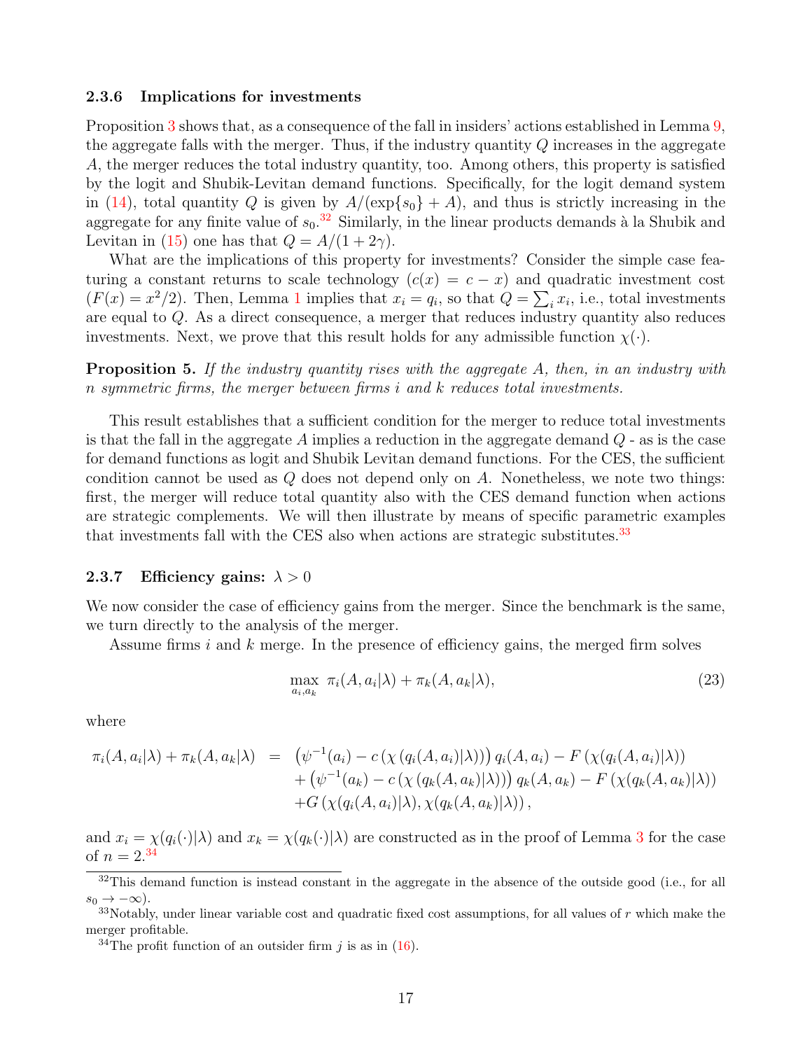### 2.3.6 Implications for investments

Proposition 3 shows that, as a consequence of the fall in insiders' actions established in Lemma 9, the aggregate falls with the merger. Thus, if the industry quantity $Q$ increases in the aggregate $A$, the merger reduces the total industry quantity, too. Among others, this property is satisfied by the logit and Shubik-Levitan demand functions. Specifically, for the logit demand system in (14), total quantity $Q$ is given by $A/(\exp\{s_0\}+A)$, and thus is strictly increasing in the aggregate for any finite value of $s_0$.[32] Similarly, in the linear products demands à la Shubik and Levitan in (15) one has that $Q = A/(1+2\gamma)$.

What are the implications of this property for investments? Consider the simple case featuring a constant returns to scale technology ($c(x) = c - x$) and quadratic investment cost ($F(x) = x^2/2$). Then, Lemma 1 implies that $x_i = q_i$, so that $Q = \sum_i x_i$, i.e., total investments are equal to $Q$. As a direct consequence, a merger that reduces industry quantity also reduces investments. Next, we prove that this result holds for any admissible function $\chi(\cdot)$.

**Proposition 5.** *If the industry quantity rises with the aggregate $A$, then, in an industry with $n$ symmetric firms, the merger between firms $i$ and $k$ reduces total investments.*

This result establishes that a sufficient condition for the merger to reduce total investments is that the fall in the aggregate $A$ implies a reduction in the aggregate demand $Q$ - as is the case for demand functions as logit and Shubik Levitan demand functions. For the CES, the sufficient condition cannot be used as $Q$ does not depend only on $A$. Nonetheless, we note two things: first, the merger will reduce total quantity also with the CES demand function when actions are strategic complements. We will then illustrate by means of specific parametric examples that investments fall with the CES also when actions are strategic substitutes.[33]

### 2.3.7 Efficiency gains: $\lambda > 0$

We now consider the case of efficiency gains from the merger. Since the benchmark is the same, we turn directly to the analysis of the merger.

Assume firms $i$ and $k$ merge. In the presence of efficiency gains, the merged firm solves

$$\max_{a_i, a_k} \ \pi_i(A, a_i|\lambda) + \pi_k(A, a_k|\lambda), \tag{23}$$

where

$$\begin{aligned}
\pi_i(A, a_i|\lambda) + \pi_k(A, a_k|\lambda) \ &= \ \left(\psi^{-1}(a_i) - c\left(\chi\left(q_i(A, a_i)|\lambda\right)\right)\right) q_i(A, a_i) - F\left(\chi(q_i(A, a_i)|\lambda)\right) \\
&\quad + \left(\psi^{-1}(a_k) - c\left(\chi\left(q_k(A, a_k)|\lambda\right)\right)\right) q_k(A, a_k) - F\left(\chi(q_k(A, a_k)|\lambda)\right) \\
&\quad + G\left(\chi(q_i(A, a_i)|\lambda), \chi(q_k(A, a_k)|\lambda)\right),
\end{aligned}$$

and $x_i = \chi(q_i(\cdot)|\lambda)$ and $x_k = \chi(q_k(\cdot)|\lambda)$ are constructed as in the proof of Lemma 3 for the case of $n = 2$.[34]

---

[32] This demand function is instead constant in the aggregate in the absence of the outside good (i.e., for all $s_0 \to -\infty$).

[33] Notably, under linear variable cost and quadratic fixed cost assumptions, for all values of $r$ which make the merger profitable.

[34] The profit function of an outsider firm $j$ is as in (16).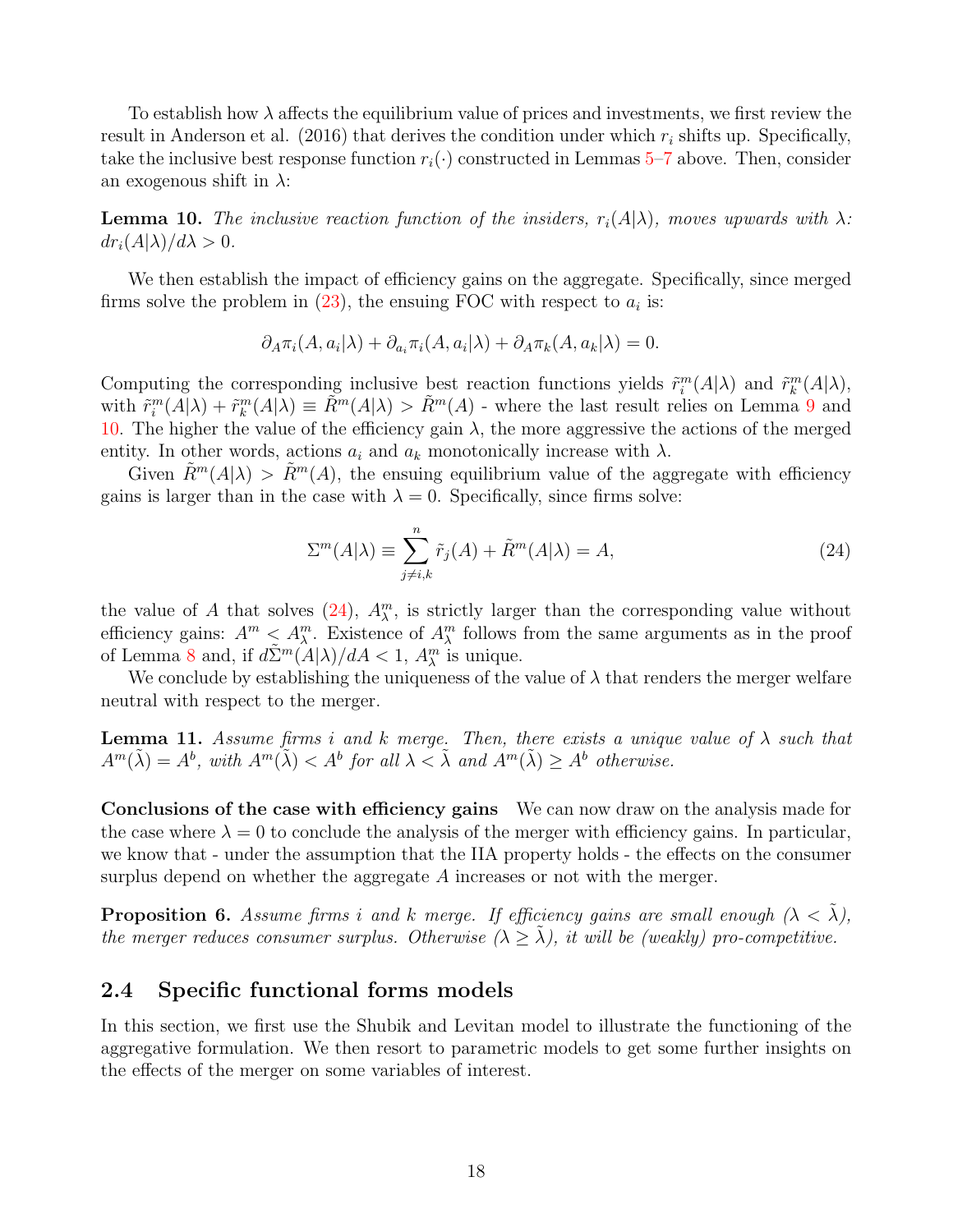To establish how $\lambda$ affects the equilibrium value of prices and investments, we first review the result in Anderson et al. (2016) that derives the condition under which $r_i$ shifts up. Specifically, take the inclusive best response function $r_i(\cdot)$ constructed in Lemmas 5–7 above. Then, consider an exogenous shift in $\lambda$:

**Lemma 10.** *The inclusive reaction function of the insiders, $r_i(A|\lambda)$, moves upwards with $\lambda$: $dr_i(A|\lambda)/d\lambda > 0$.*

We then establish the impact of efficiency gains on the aggregate. Specifically, since merged firms solve the problem in (23), the ensuing FOC with respect to $a_i$ is:

$$\partial_A \pi_i(A, a_i|\lambda) + \partial_{a_i} \pi_i(A, a_i|\lambda) + \partial_A \pi_k(A, a_k|\lambda) = 0.$$

Computing the corresponding inclusive best reaction functions yields $\tilde{r}_i^m(A|\lambda)$ and $\tilde{r}_k^m(A|\lambda)$, with $\tilde{r}_i^m(A|\lambda) + \tilde{r}_k^m(A|\lambda) \equiv \tilde{R}^m(A|\lambda) > \tilde{R}^m(A)$ - where the last result relies on Lemma 9 and 10. The higher the value of the efficiency gain $\lambda$, the more aggressive the actions of the merged entity. In other words, actions $a_i$ and $a_k$ monotonically increase with $\lambda$.

Given $\tilde{R}^m(A|\lambda) > \tilde{R}^m(A)$, the ensuing equilibrium value of the aggregate with efficiency gains is larger than in the case with $\lambda = 0$. Specifically, since firms solve:

$$\Sigma^m(A|\lambda) \equiv \sum_{j \neq i,k}^{n} \tilde{r}_j(A) + \tilde{R}^m(A|\lambda) = A, \tag{24}$$

the value of $A$ that solves (24), $A_\lambda^m$, is strictly larger than the corresponding value without efficiency gains: $A^m < A_\lambda^m$. Existence of $A_\lambda^m$ follows from the same arguments as in the proof of Lemma 8 and, if $d\tilde{\Sigma}^m(A|\lambda)/dA < 1$, $A_\lambda^m$ is unique.

We conclude by establishing the uniqueness of the value of $\lambda$ that renders the merger welfare neutral with respect to the merger.

**Lemma 11.** *Assume firms $i$ and $k$ merge. Then, there exists a unique value of $\lambda$ such that $A^m(\tilde{\lambda}) = A^b$, with $A^m(\tilde{\lambda}) < A^b$ for all $\lambda < \tilde{\lambda}$ and $A^m(\tilde{\lambda}) \geq A^b$ otherwise.*

**Conclusions of the case with efficiency gains** We can now draw on the analysis made for the case where $\lambda = 0$ to conclude the analysis of the merger with efficiency gains. In particular, we know that - under the assumption that the IIA property holds - the effects on the consumer surplus depend on whether the aggregate $A$ increases or not with the merger.

**Proposition 6.** *Assume firms $i$ and $k$ merge. If efficiency gains are small enough ($\lambda < \tilde{\lambda}$), the merger reduces consumer surplus. Otherwise ($\lambda \geq \tilde{\lambda}$), it will be (weakly) pro-competitive.*

## 2.4 Specific functional forms models

In this section, we first use the Shubik and Levitan model to illustrate the functioning of the aggregative formulation. We then resort to parametric models to get some further insights on the effects of the merger on some variables of interest.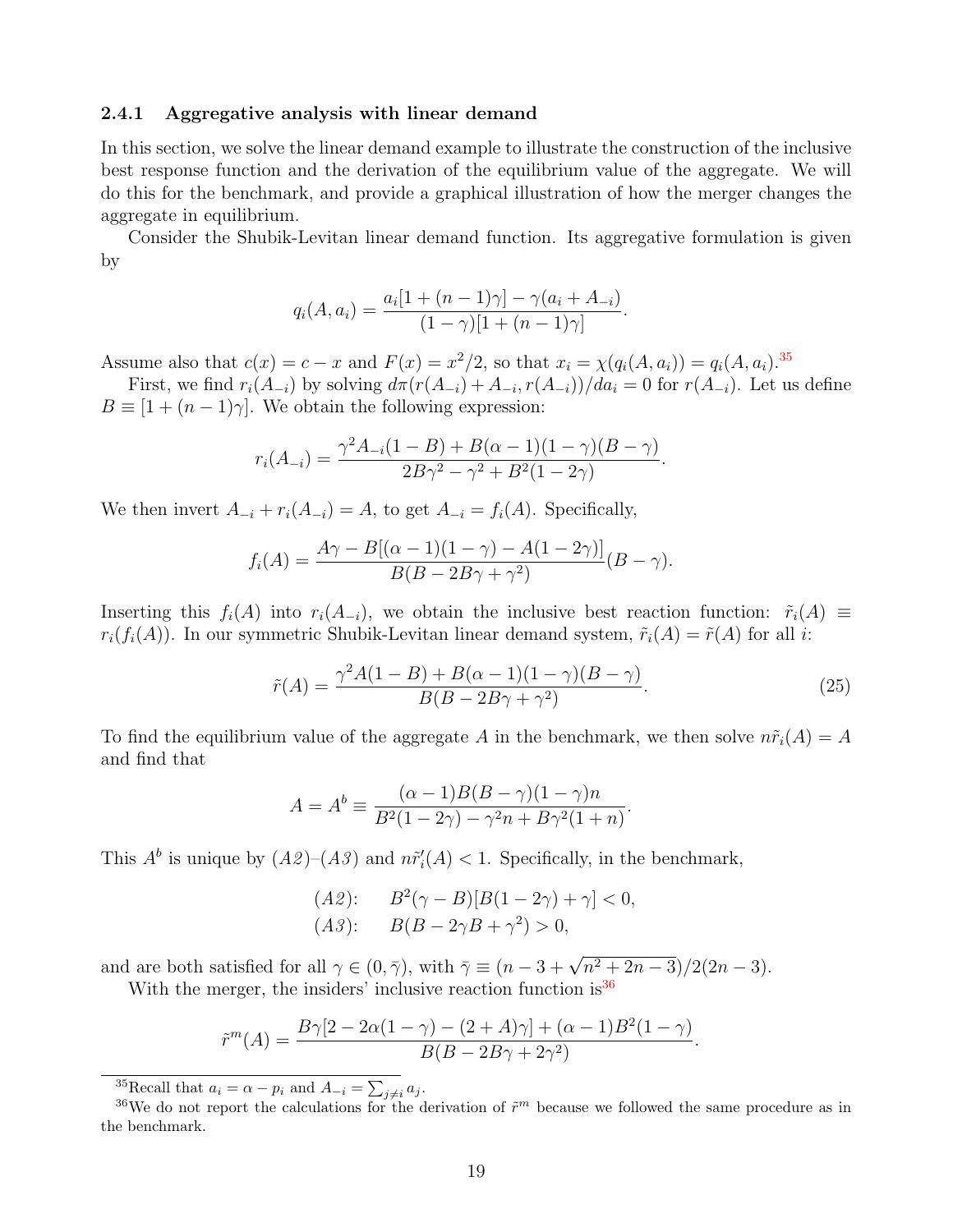### 2.4.1 Aggregative analysis with linear demand

In this section, we solve the linear demand example to illustrate the construction of the inclusive best response function and the derivation of the equilibrium value of the aggregate. We will do this for the benchmark, and provide a graphical illustration of how the merger changes the aggregate in equilibrium.

Consider the Shubik-Levitan linear demand function. Its aggregative formulation is given by

$$q_i(A, a_i) = \frac{a_i[1 + (n-1)\gamma] - \gamma(a_i + A_{-i})}{(1-\gamma)[1 + (n-1)\gamma]}.$$

Assume also that $c(x) = c - x$ and $F(x) = x^2/2$, so that $x_i = \chi(q_i(A, a_i)) = q_i(A, a_i)$.[35]

First, we find $r_i(A_{-i})$ by solving $d\pi(r(A_{-i}) + A_{-i}, r(A_{-i}))/da_i = 0$ for $r(A_{-i})$. Let us define $B \equiv [1 + (n-1)\gamma]$. We obtain the following expression:

$$r_i(A_{-i}) = \frac{\gamma^2 A_{-i}(1 - B) + B(\alpha - 1)(1 - \gamma)(B - \gamma)}{2B\gamma^2 - \gamma^2 + B^2(1 - 2\gamma)}.$$

We then invert $A_{-i} + r_i(A_{-i}) = A$, to get $A_{-i} = f_i(A)$. Specifically,

$$f_i(A) = \frac{A\gamma - B[(\alpha - 1)(1 - \gamma) - A(1 - 2\gamma)]}{B(B - 2B\gamma + \gamma^2)}(B - \gamma).$$

Inserting this $f_i(A)$ into $r_i(A_{-i})$, we obtain the inclusive best reaction function: $\tilde{r}_i(A) \equiv r_i(f_i(A))$. In our symmetric Shubik-Levitan linear demand system, $\tilde{r}_i(A) = \tilde{r}(A)$ for all $i$:

$$\tilde{r}(A) = \frac{\gamma^2 A(1 - B) + B(\alpha - 1)(1 - \gamma)(B - \gamma)}{B(B - 2B\gamma + \gamma^2)}. \tag{25}$$

To find the equilibrium value of the aggregate $A$ in the benchmark, we then solve $n\tilde{r}_i(A) = A$ and find that

$$A = A^b \equiv \frac{(\alpha - 1)B(B - \gamma)(1 - \gamma)n}{B^2(1 - 2\gamma) - \gamma^2 n + B\gamma^2(1 + n)}.$$

This $A^b$ is unique by $(A2)$–$(A3)$ and $n\tilde{r}_i'(A) < 1$. Specifically, in the benchmark,

$$(A2): \quad B^2(\gamma - B)[B(1 - 2\gamma) + \gamma] < 0,$$
$$(A3): \quad B(B - 2\gamma B + \gamma^2) > 0,$$

and are both satisfied for all $\gamma \in (0, \bar{\gamma})$, with $\bar{\gamma} \equiv (n - 3 + \sqrt{n^2 + 2n - 3})/2(2n - 3)$.

With the merger, the insiders' inclusive reaction function is[36]

$$\tilde{r}^m(A) = \frac{B\gamma[2 - 2\alpha(1 - \gamma) - (2 + A)\gamma] + (\alpha - 1)B^2(1 - \gamma)}{B(B - 2B\gamma + 2\gamma^2)}.$$

[35] Recall that $a_i = \alpha - p_i$ and $A_{-i} = \sum_{j \neq i} a_j$.

[36] We do not report the calculations for the derivation of $\tilde{r}^m$ because we followed the same procedure as in the benchmark.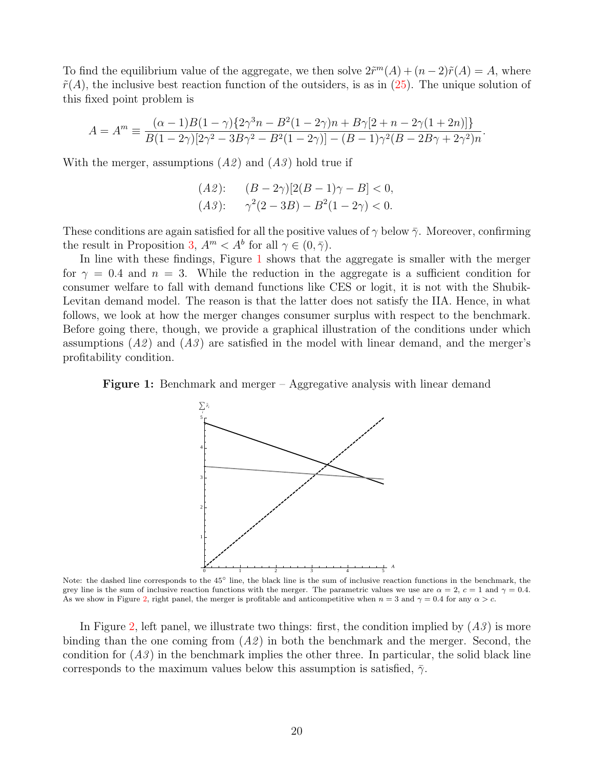To find the equilibrium value of the aggregate, we then solve $2\tilde{r}^m(A) + (n-2)\tilde{r}(A) = A$, where $\tilde{r}(A)$, the inclusive best reaction function of the outsiders, is as in (25). The unique solution of this fixed point problem is

$$A = A^m \equiv \frac{(\alpha-1)B(1-\gamma)\{2\gamma^3 n - B^2(1-2\gamma)n + B\gamma[2+n-2\gamma(1+2n)]\}}{B(1-2\gamma)[2\gamma^2 - 3B\gamma^2 - B^2(1-2\gamma)] - (B-1)\gamma^2(B - 2B\gamma + 2\gamma^2)n}.$$

With the merger, assumptions (*A2*) and (*A3*) hold true if

$$(A2): \quad (B-2\gamma)[2(B-1)\gamma - B] < 0,$$
$$(A3): \quad \gamma^2(2-3B) - B^2(1-2\gamma) < 0.$$

These conditions are again satisfied for all the positive values of $\gamma$ below $\bar{\gamma}$. Moreover, confirming the result in Proposition 3, $A^m < A^b$ for all $\gamma \in (0, \bar{\gamma})$.

In line with these findings, Figure 1 shows that the aggregate is smaller with the merger for $\gamma = 0.4$ and $n = 3$. While the reduction in the aggregate is a sufficient condition for consumer welfare to fall with demand functions like CES or logit, it is not with the Shubik-Levitan demand model. The reason is that the latter does not satisfy the IIA. Hence, in what follows, we look at how the merger changes consumer surplus with respect to the benchmark. Before going there, though, we provide a graphical illustration of the conditions under which assumptions (*A2*) and (*A3*) are satisfied in the model with linear demand, and the merger's profitability condition.

**Figure 1:** Benchmark and merger – Aggregative analysis with linear demand

Note: the dashed line corresponds to the 45° line, the black line is the sum of inclusive reaction functions in the benchmark, the grey line is the sum of inclusive reaction functions with the merger. The parametric values we use are $\alpha = 2$, $c = 1$ and $\gamma = 0.4$. As we show in Figure 2, right panel, the merger is profitable and anticompetitive when $n = 3$ and $\gamma = 0.4$ for any $\alpha > c$.

In Figure 2, left panel, we illustrate two things: first, the condition implied by (*A3*) is more binding than the one coming from (*A2*) in both the benchmark and the merger. Second, the condition for (*A3*) in the benchmark implies the other three. In particular, the solid black line corresponds to the maximum values below this assumption is satisfied, $\bar{\gamma}$.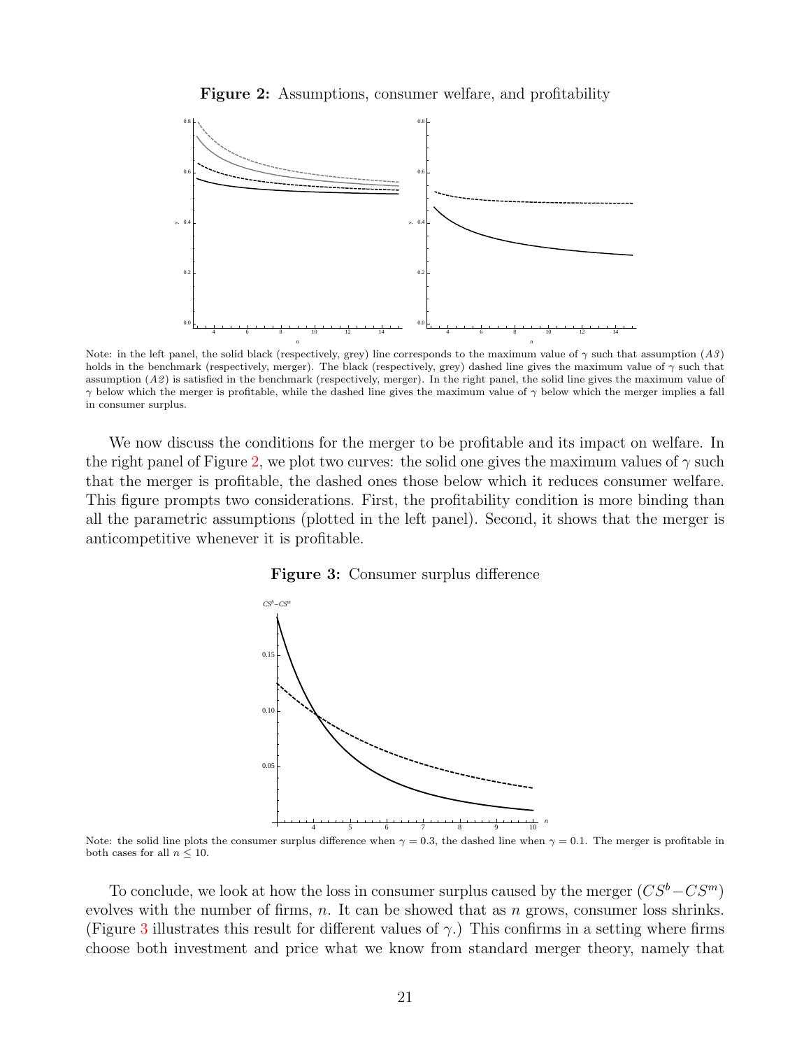**Figure 2:** Assumptions, consumer welfare, and profitability

Note: in the left panel, the solid black (respectively, grey) line corresponds to the maximum value of $\gamma$ such that assumption (*A3*) holds in the benchmark (respectively, merger). The black (respectively, grey) dashed line gives the maximum value of $\gamma$ such that assumption (*A2*) is satisfied in the benchmark (respectively, merger). In the right panel, the solid line gives the maximum value of $\gamma$ below which the merger is profitable, while the dashed line gives the maximum value of $\gamma$ below which the merger implies a fall in consumer surplus.

We now discuss the conditions for the merger to be profitable and its impact on welfare. In the right panel of Figure 2, we plot two curves: the solid one gives the maximum values of $\gamma$ such that the merger is profitable, the dashed ones those below which it reduces consumer welfare. This figure prompts two considerations. First, the profitability condition is more binding than all the parametric assumptions (plotted in the left panel). Second, it shows that the merger is anticompetitive whenever it is profitable.

**Figure 3:** Consumer surplus difference

Note: the solid line plots the consumer surplus difference when $\gamma = 0.3$, the dashed line when $\gamma = 0.1$. The merger is profitable in both cases for all $n \leq 10$.

To conclude, we look at how the loss in consumer surplus caused by the merger ($CS^b - CS^m$) evolves with the number of firms, $n$. It can be showed that as $n$ grows, consumer loss shrinks. (Figure 3 illustrates this result for different values of $\gamma$.) This confirms in a setting where firms choose both investment and price what we know from standard merger theory, namely that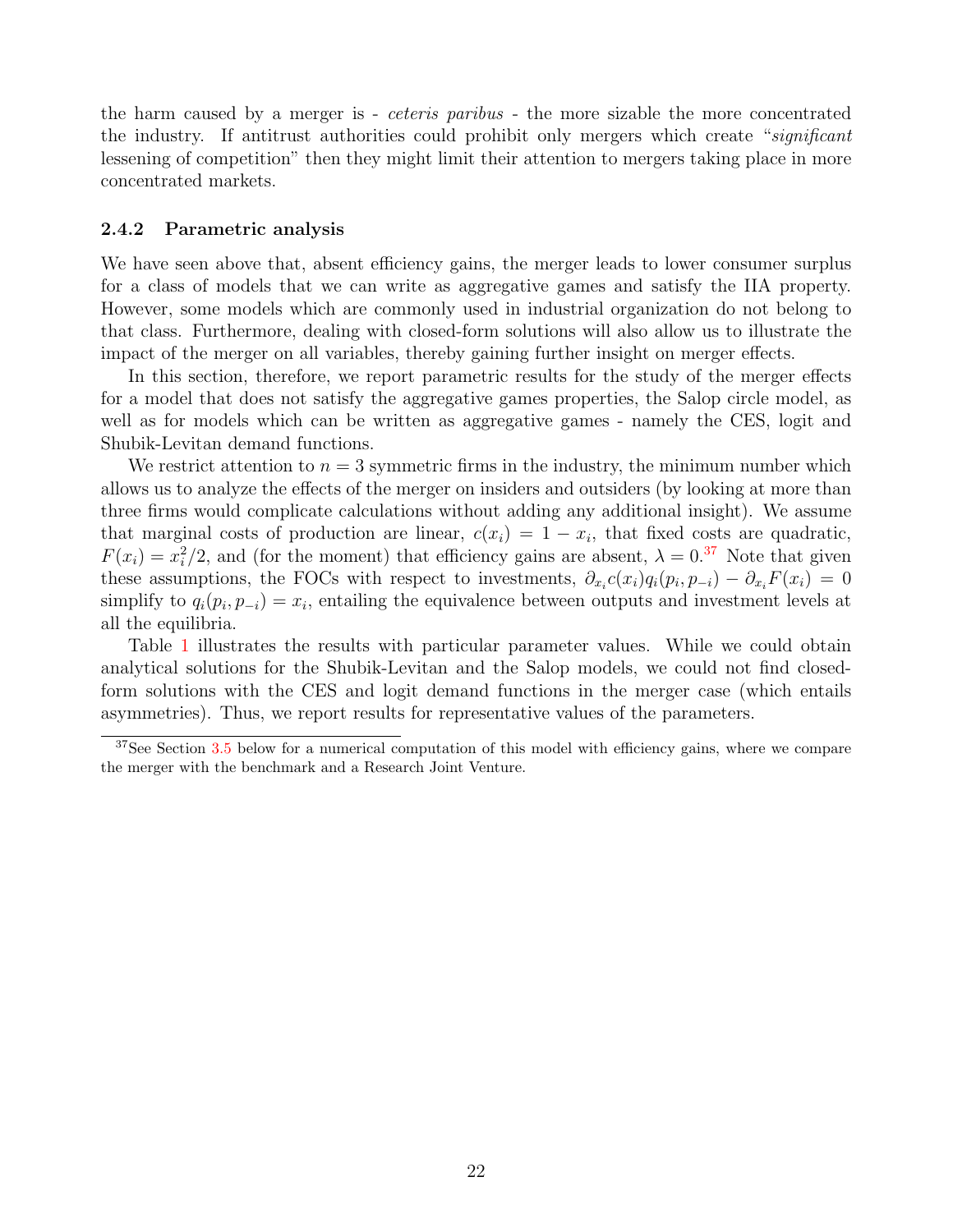the harm caused by a merger is - *ceteris paribus* - the more sizable the more concentrated the industry. If antitrust authorities could prohibit only mergers which create "*significant* lessening of competition" then they might limit their attention to mergers taking place in more concentrated markets.

### 2.4.2 Parametric analysis

We have seen above that, absent efficiency gains, the merger leads to lower consumer surplus for a class of models that we can write as aggregative games and satisfy the IIA property. However, some models which are commonly used in industrial organization do not belong to that class. Furthermore, dealing with closed-form solutions will also allow us to illustrate the impact of the merger on all variables, thereby gaining further insight on merger effects.

In this section, therefore, we report parametric results for the study of the merger effects for a model that does not satisfy the aggregative games properties, the Salop circle model, as well as for models which can be written as aggregative games - namely the CES, logit and Shubik-Levitan demand functions.

We restrict attention to $n = 3$ symmetric firms in the industry, the minimum number which allows us to analyze the effects of the merger on insiders and outsiders (by looking at more than three firms would complicate calculations without adding any additional insight). We assume that marginal costs of production are linear, $c(x_i) = 1 - x_i$, that fixed costs are quadratic, $F(x_i) = x_i^2/2$, and (for the moment) that efficiency gains are absent, $\lambda = 0$.[37] Note that given these assumptions, the FOCs with respect to investments, $\partial_{x_i} c(x_i) q_i(p_i, p_{-i}) - \partial_{x_i} F(x_i) = 0$ simplify to $q_i(p_i, p_{-i}) = x_i$, entailing the equivalence between outputs and investment levels at all the equilibria.

Table 1 illustrates the results with particular parameter values. While we could obtain analytical solutions for the Shubik-Levitan and the Salop models, we could not find closed-form solutions with the CES and logit demand functions in the merger case (which entails asymmetries). Thus, we report results for representative values of the parameters.

[37] See Section 3.5 below for a numerical computation of this model with efficiency gains, where we compare the merger with the benchmark and a Research Joint Venture.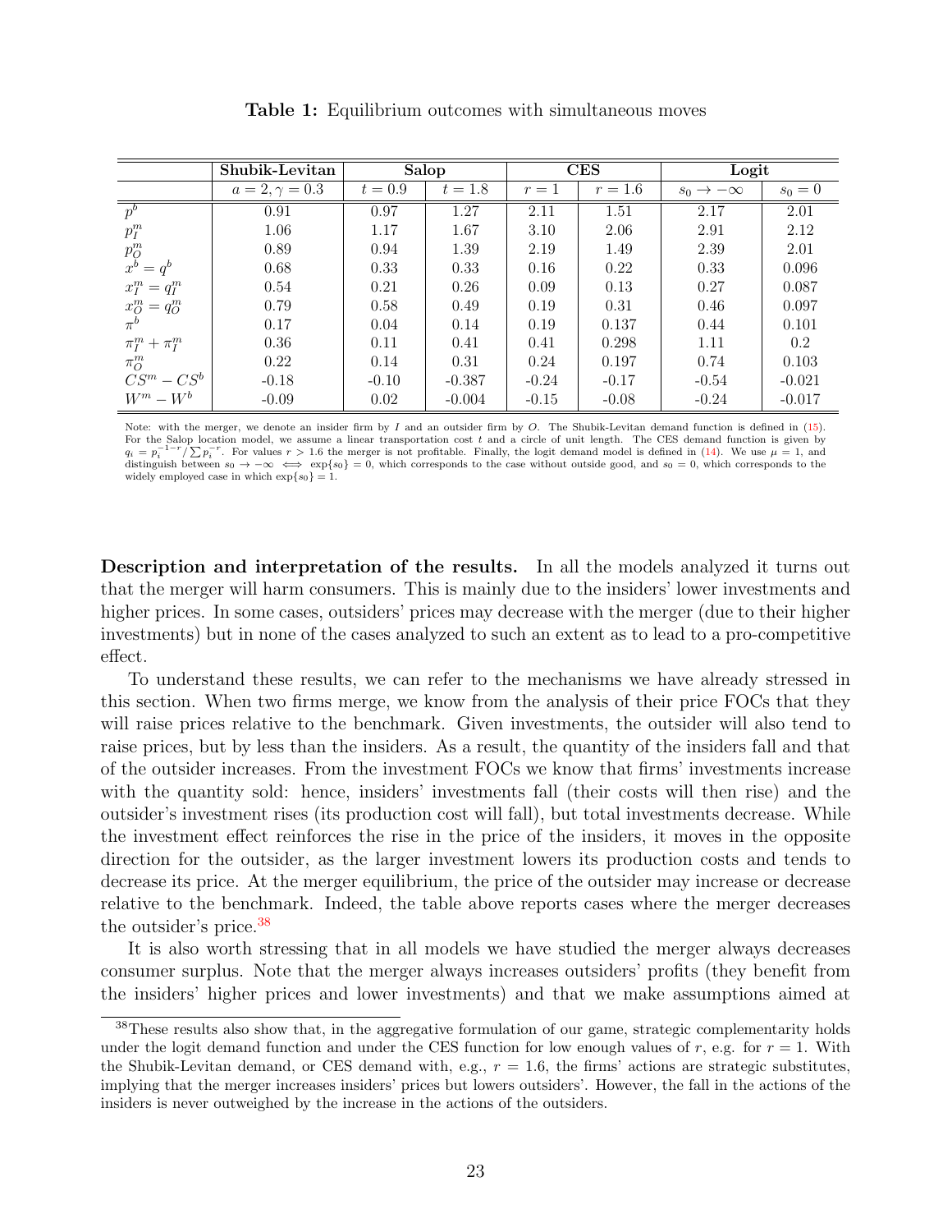**Table 1:** Equilibrium outcomes with simultaneous moves

| | **Shubik-Levitan** | **Salop** | | **CES** | | **Logit** | |
|---|---|---|---|---|---|---|---|
| | $a=2,\gamma=0.3$ | $t=0.9$ | $t=1.8$ | $r=1$ | $r=1.6$ | $s_0\to-\infty$ | $s_0=0$ |
| $p^b$ | 0.91 | 0.97 | 1.27 | 2.11 | 1.51 | 2.17 | 2.01 |
| $p_I^m$ | 1.06 | 1.17 | 1.67 | 3.10 | 2.06 | 2.91 | 2.12 |
| $p_O^m$ | 0.89 | 0.94 | 1.39 | 2.19 | 1.49 | 2.39 | 2.01 |
| $x^b=q^b$ | 0.68 | 0.33 | 0.33 | 0.16 | 0.22 | 0.33 | 0.096 |
| $x_I^m=q_I^m$ | 0.54 | 0.21 | 0.26 | 0.09 | 0.13 | 0.27 | 0.087 |
| $x_O^m=q_O^m$ | 0.79 | 0.58 | 0.49 | 0.19 | 0.31 | 0.46 | 0.097 |
| $\pi^b$ | 0.17 | 0.04 | 0.14 | 0.19 | 0.137 | 0.44 | 0.101 |
| $\pi_I^m+\pi_I^m$ | 0.36 | 0.11 | 0.41 | 0.41 | 0.298 | 1.11 | 0.2 |
| $\pi_O^m$ | 0.22 | 0.14 | 0.31 | 0.24 | 0.197 | 0.74 | 0.103 |
| $CS^m-CS^b$ | -0.18 | -0.10 | -0.387 | -0.24 | -0.17 | -0.54 | -0.021 |
| $W^m-W^b$ | -0.09 | 0.02 | -0.004 | -0.15 | -0.08 | -0.24 | -0.017 |

Note: with the merger, we denote an insider firm by $I$ and an outsider firm by $O$. The Shubik-Levitan demand function is defined in (15). For the Salop location model, we assume a linear transportation cost $t$ and a circle of unit length. The CES demand function is given by $q_i = p_i^{-1-r}/\sum p_i^{-r}$. For values $r > 1.6$ the merger is not profitable. Finally, the logit demand model is defined in (14). We use $\mu = 1$, and distinguish between $s_0 \to -\infty \iff \exp\{s_0\} = 0$, which corresponds to the case without outside good, and $s_0 = 0$, which corresponds to the widely employed case in which $\exp\{s_0\} = 1$.

**Description and interpretation of the results.** In all the models analyzed it turns out that the merger will harm consumers. This is mainly due to the insiders' lower investments and higher prices. In some cases, outsiders' prices may decrease with the merger (due to their higher investments) but in none of the cases analyzed to such an extent as to lead to a pro-competitive effect.

To understand these results, we can refer to the mechanisms we have already stressed in this section. When two firms merge, we know from the analysis of their price FOCs that they will raise prices relative to the benchmark. Given investments, the outsider will also tend to raise prices, but by less than the insiders. As a result, the quantity of the insiders fall and that of the outsider increases. From the investment FOCs we know that firms' investments increase with the quantity sold: hence, insiders' investments fall (their costs will then rise) and the outsider's investment rises (its production cost will fall), but total investments decrease. While the investment effect reinforces the rise in the price of the insiders, it moves in the opposite direction for the outsider, as the larger investment lowers its production costs and tends to decrease its price. At the merger equilibrium, the price of the outsider may increase or decrease relative to the benchmark. Indeed, the table above reports cases where the merger decreases the outsider's price.[38]

It is also worth stressing that in all models we have studied the merger always decreases consumer surplus. Note that the merger always increases outsiders' profits (they benefit from the insiders' higher prices and lower investments) and that we make assumptions aimed at

[38] These results also show that, in the aggregative formulation of our game, strategic complementarity holds under the logit demand function and under the CES function for low enough values of $r$, e.g. for $r = 1$. With the Shubik-Levitan demand, or CES demand with, e.g., $r = 1.6$, the firms' actions are strategic substitutes, implying that the merger increases insiders' prices but lowers outsiders'. However, the fall in the actions of the insiders is never outweighed by the increase in the actions of the outsiders.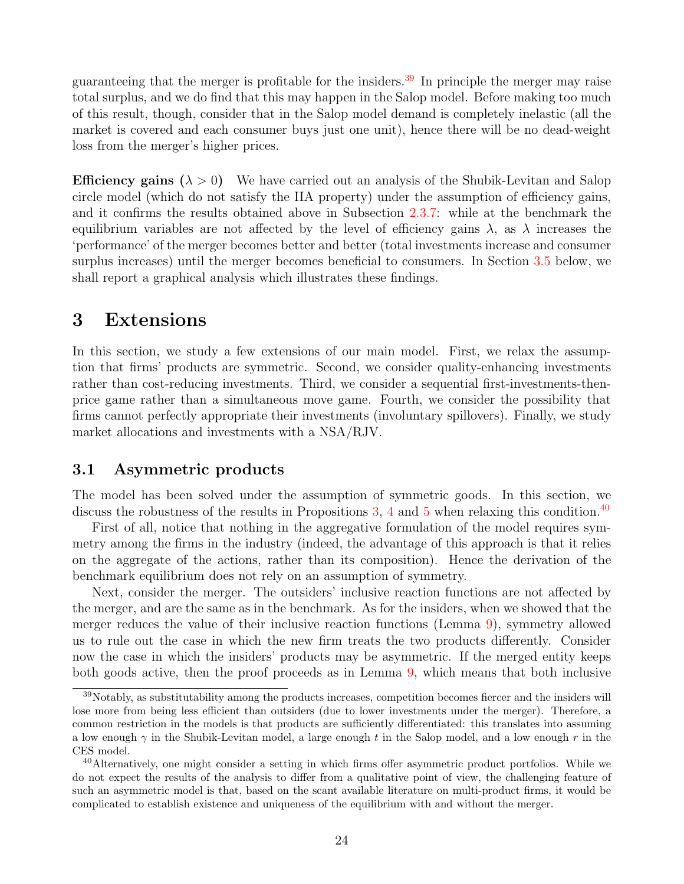guaranteeing that the merger is profitable for the insiders.[39] In principle the merger may raise total surplus, and we do find that this may happen in the Salop model. Before making too much of this result, though, consider that in the Salop model demand is completely inelastic (all the market is covered and each consumer buys just one unit), hence there will be no dead-weight loss from the merger's higher prices.

**Efficiency gains ($\lambda > 0$)** We have carried out an analysis of the Shubik-Levitan and Salop circle model (which do not satisfy the IIA property) under the assumption of efficiency gains, and it confirms the results obtained above in Subsection 2.3.7: while at the benchmark the equilibrium variables are not affected by the level of efficiency gains $\lambda$, as $\lambda$ increases the 'performance' of the merger becomes better and better (total investments increase and consumer surplus increases) until the merger becomes beneficial to consumers. In Section 3.5 below, we shall report a graphical analysis which illustrates these findings.

# 3 Extensions

In this section, we study a few extensions of our main model. First, we relax the assumption that firms' products are symmetric. Second, we consider quality-enhancing investments rather than cost-reducing investments. Third, we consider a sequential first-investments-then-price game rather than a simultaneous move game. Fourth, we consider the possibility that firms cannot perfectly appropriate their investments (involuntary spillovers). Finally, we study market allocations and investments with a NSA/RJV.

## 3.1 Asymmetric products

The model has been solved under the assumption of symmetric goods. In this section, we discuss the robustness of the results in Propositions 3, 4 and 5 when relaxing this condition.[40]

First of all, notice that nothing in the aggregative formulation of the model requires symmetry among the firms in the industry (indeed, the advantage of this approach is that it relies on the aggregate of the actions, rather than its composition). Hence the derivation of the benchmark equilibrium does not rely on an assumption of symmetry.

Next, consider the merger. The outsiders' inclusive reaction functions are not affected by the merger, and are the same as in the benchmark. As for the insiders, when we showed that the merger reduces the value of their inclusive reaction functions (Lemma 9), symmetry allowed us to rule out the case in which the new firm treats the two products differently. Consider now the case in which the insiders' products may be asymmetric. If the merged entity keeps both goods active, then the proof proceeds as in Lemma 9, which means that both inclusive

[39] Notably, as substitutability among the products increases, competition becomes fiercer and the insiders will lose more from being less efficient than outsiders (due to lower investments under the merger). Therefore, a common restriction in the models is that products are sufficiently differentiated: this translates into assuming a low enough $\gamma$ in the Shubik-Levitan model, a large enough $t$ in the Salop model, and a low enough $r$ in the CES model.

[40] Alternatively, one might consider a setting in which firms offer asymmetric product portfolios. While we do not expect the results of the analysis to differ from a qualitative point of view, the challenging feature of such an asymmetric model is that, based on the scant available literature on multi-product firms, it would be complicated to establish existence and uniqueness of the equilibrium with and without the merger.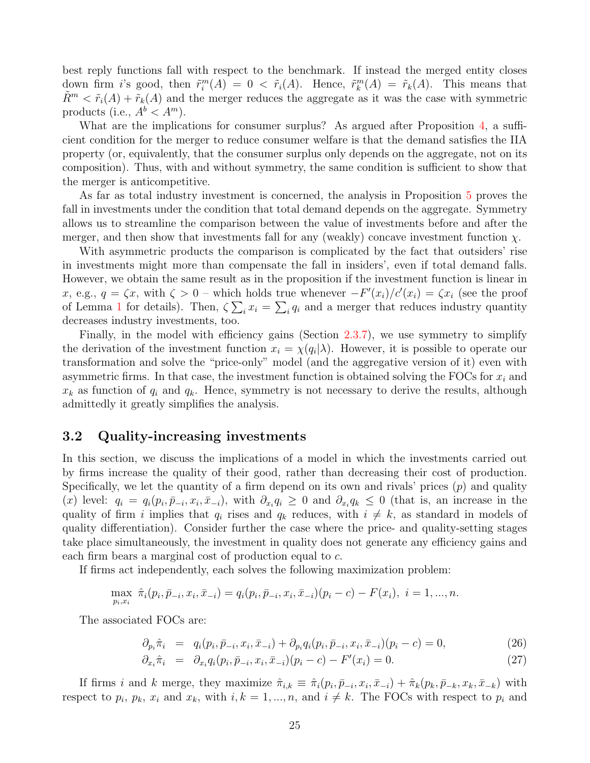best reply functions fall with respect to the benchmark. If instead the merged entity closes down firm $i$'s good, then $\tilde{r}_i^m(A) = 0 < \tilde{r}_i(A)$. Hence, $\tilde{r}_k^m(A) = \tilde{r}_k(A)$. This means that $\tilde{R}^m < \tilde{r}_i(A) + \tilde{r}_k(A)$ and the merger reduces the aggregate as it was the case with symmetric products (i.e., $A^b < A^m$).

What are the implications for consumer surplus? As argued after Proposition 4, a sufficient condition for the merger to reduce consumer welfare is that the demand satisfies the IIA property (or, equivalently, that the consumer surplus only depends on the aggregate, not on its composition). Thus, with and without symmetry, the same condition is sufficient to show that the merger is anticompetitive.

As far as total industry investment is concerned, the analysis in Proposition 5 proves the fall in investments under the condition that total demand depends on the aggregate. Symmetry allows us to streamline the comparison between the value of investments before and after the merger, and then show that investments fall for any (weakly) concave investment function $\chi$.

With asymmetric products the comparison is complicated by the fact that outsiders' rise in investments might more than compensate the fall in insiders', even if total demand falls. However, we obtain the same result as in the proposition if the investment function is linear in $x$, e.g., $q = \zeta x$, with $\zeta > 0$ – which holds true whenever $-F'(x_i)/c'(x_i) = \zeta x_i$ (see the proof of Lemma 1 for details). Then, $\zeta \sum_i x_i = \sum_i q_i$ and a merger that reduces industry quantity decreases industry investments, too.

Finally, in the model with efficiency gains (Section 2.3.7), we use symmetry to simplify the derivation of the investment function $x_i = \chi(q_i|\lambda)$. However, it is possible to operate our transformation and solve the "price-only" model (and the aggregative version of it) even with asymmetric firms. In that case, the investment function is obtained solving the FOCs for $x_i$ and $x_k$ as function of $q_i$ and $q_k$. Hence, symmetry is not necessary to derive the results, although admittedly it greatly simplifies the analysis.

## 3.2 Quality-increasing investments

In this section, we discuss the implications of a model in which the investments carried out by firms increase the quality of their good, rather than decreasing their cost of production. Specifically, we let the quantity of a firm depend on its own and rivals' prices ($p$) and quality ($x$) level: $q_i = q_i(p_i, \bar{p}_{-i}, x_i, \bar{x}_{-i})$, with $\partial_{x_i} q_i \geq 0$ and $\partial_{x_i} q_k \leq 0$ (that is, an increase in the quality of firm $i$ implies that $q_i$ rises and $q_k$ reduces, with $i \neq k$, as standard in models of quality differentiation). Consider further the case where the price- and quality-setting stages take place simultaneously, the investment in quality does not generate any efficiency gains and each firm bears a marginal cost of production equal to $c$.

If firms act independently, each solves the following maximization problem:

$$\max_{p_i, x_i} \; \hat{\pi}_i(p_i, \bar{p}_{-i}, x_i, \bar{x}_{-i}) = q_i(p_i, \bar{p}_{-i}, x_i, \bar{x}_{-i})(p_i - c) - F(x_i), \; i = 1, ..., n.$$

The associated FOCs are:

$$\partial_{p_i} \hat{\pi}_i = q_i(p_i, \bar{p}_{-i}, x_i, \bar{x}_{-i}) + \partial_{p_i} q_i(p_i, \bar{p}_{-i}, x_i, \bar{x}_{-i})(p_i - c) = 0, \tag{26}$$

$$\partial_{x_i} \hat{\pi}_i = \partial_{x_i} q_i(p_i, \bar{p}_{-i}, x_i, \bar{x}_{-i})(p_i - c) - F'(x_i) = 0. \tag{27}$$

If firms $i$ and $k$ merge, they maximize $\hat{\pi}_{i,k} \equiv \hat{\pi}_i(p_i, \bar{p}_{-i}, x_i, \bar{x}_{-i}) + \hat{\pi}_k(p_k, \bar{p}_{-k}, x_k, \bar{x}_{-k})$ with respect to $p_i$, $p_k$, $x_i$ and $x_k$, with $i, k = 1, ..., n$, and $i \neq k$. The FOCs with respect to $p_i$ and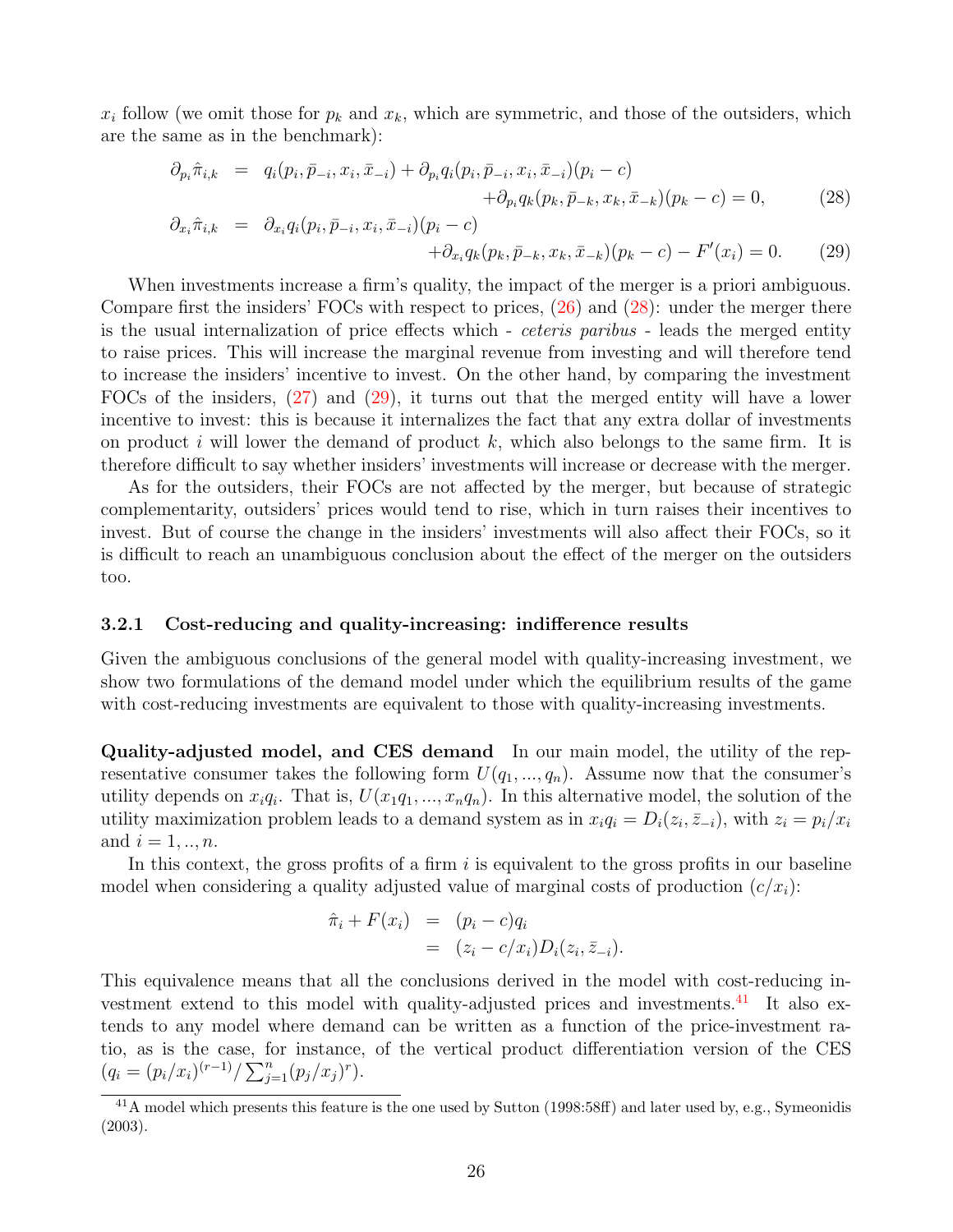$x_i$ follow (we omit those for $p_k$ and $x_k$, which are symmetric, and those of the outsiders, which are the same as in the benchmark):

$$
\begin{aligned}
\partial_{p_i}\hat{\pi}_{i,k} &= q_i(p_i,\bar{p}_{-i},x_i,\bar{x}_{-i}) + \partial_{p_i}q_i(p_i,\bar{p}_{-i},x_i,\bar{x}_{-i})(p_i-c) \\
&\quad + \partial_{p_i}q_k(p_k,\bar{p}_{-k},x_k,\bar{x}_{-k})(p_k-c) = 0, \qquad (28)\\
\partial_{x_i}\hat{\pi}_{i,k} &= \partial_{x_i}q_i(p_i,\bar{p}_{-i},x_i,\bar{x}_{-i})(p_i-c) \\
&\quad + \partial_{x_i}q_k(p_k,\bar{p}_{-k},x_k,\bar{x}_{-k})(p_k-c) - F'(x_i) = 0. \qquad (29)
\end{aligned}
$$

When investments increase a firm's quality, the impact of the merger is a priori ambiguous. Compare first the insiders' FOCs with respect to prices, (26) and (28): under the merger there is the usual internalization of price effects which - *ceteris paribus* - leads the merged entity to raise prices. This will increase the marginal revenue from investing and will therefore tend to increase the insiders' incentive to invest. On the other hand, by comparing the investment FOCs of the insiders, (27) and (29), it turns out that the merged entity will have a lower incentive to invest: this is because it internalizes the fact that any extra dollar of investments on product $i$ will lower the demand of product $k$, which also belongs to the same firm. It is therefore difficult to say whether insiders' investments will increase or decrease with the merger.

As for the outsiders, their FOCs are not affected by the merger, but because of strategic complementarity, outsiders' prices would tend to rise, which in turn raises their incentives to invest. But of course the change in the insiders' investments will also affect their FOCs, so it is difficult to reach an unambiguous conclusion about the effect of the merger on the outsiders too.

### 3.2.1 Cost-reducing and quality-increasing: indifference results

Given the ambiguous conclusions of the general model with quality-increasing investment, we show two formulations of the demand model under which the equilibrium results of the game with cost-reducing investments are equivalent to those with quality-increasing investments.

**Quality-adjusted model, and CES demand** In our main model, the utility of the representative consumer takes the following form $U(q_1,...,q_n)$. Assume now that the consumer's utility depends on $x_iq_i$. That is, $U(x_1q_1,...,x_nq_n)$. In this alternative model, the solution of the utility maximization problem leads to a demand system as in $x_iq_i = D_i(z_i,\bar{z}_{-i})$, with $z_i = p_i/x_i$ and $i = 1,..,n$.

In this context, the gross profits of a firm $i$ is equivalent to the gross profits in our baseline model when considering a quality adjusted value of marginal costs of production $(c/x_i)$:

$$
\begin{aligned}
\hat{\pi}_i + F(x_i) &= (p_i - c)q_i \\
&= (z_i - c/x_i)D_i(z_i,\bar{z}_{-i}).
\end{aligned}
$$

This equivalence means that all the conclusions derived in the model with cost-reducing investment extend to this model with quality-adjusted prices and investments.[41] It also extends to any model where demand can be written as a function of the price-investment ratio, as is the case, for instance, of the vertical product differentiation version of the CES $(q_i = (p_i/x_i)^{(r-1)}/\sum_{j=1}^{n}(p_j/x_j)^r)$.

[41] A model which presents this feature is the one used by Sutton (1998:58ff) and later used by, e.g., Symeonidis (2003).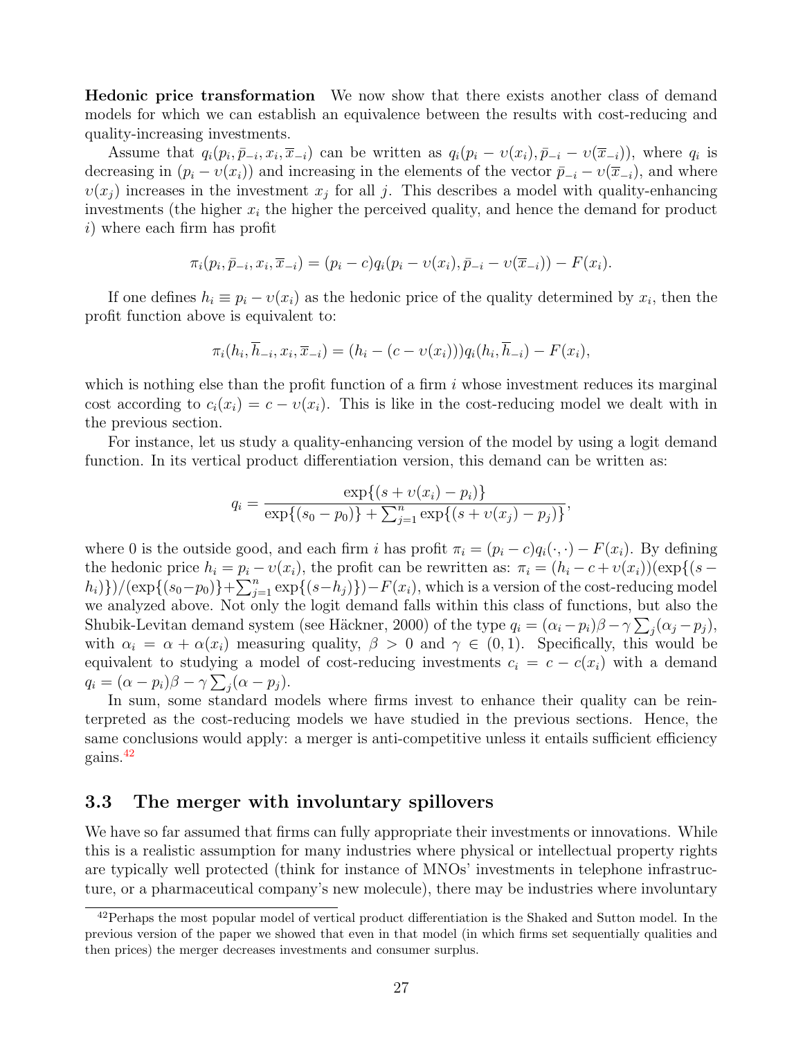**Hedonic price transformation** We now show that there exists another class of demand models for which we can establish an equivalence between the results with cost-reducing and quality-increasing investments.

Assume that $q_i(p_i, \bar{p}_{-i}, x_i, \overline{x}_{-i})$ can be written as $q_i(p_i - \upsilon(x_i), \bar{p}_{-i} - \upsilon(\overline{x}_{-i}))$, where $q_i$ is decreasing in $(p_i - \upsilon(x_i))$ and increasing in the elements of the vector $\bar{p}_{-i} - \upsilon(\overline{x}_{-i})$, and where $\upsilon(x_j)$ increases in the investment $x_j$ for all $j$. This describes a model with quality-enhancing investments (the higher $x_i$ the higher the perceived quality, and hence the demand for product $i$) where each firm has profit

$$\pi_i(p_i, \bar{p}_{-i}, x_i, \overline{x}_{-i}) = (p_i - c)q_i(p_i - \upsilon(x_i), \bar{p}_{-i} - \upsilon(\overline{x}_{-i})) - F(x_i).$$

If one defines $h_i \equiv p_i - \upsilon(x_i)$ as the hedonic price of the quality determined by $x_i$, then the profit function above is equivalent to:

$$\pi_i(h_i, \overline{h}_{-i}, x_i, \overline{x}_{-i}) = (h_i - (c - \upsilon(x_i)))q_i(h_i, \overline{h}_{-i}) - F(x_i),$$

which is nothing else than the profit function of a firm $i$ whose investment reduces its marginal cost according to $c_i(x_i) = c - \upsilon(x_i)$. This is like in the cost-reducing model we dealt with in the previous section.

For instance, let us study a quality-enhancing version of the model by using a logit demand function. In its vertical product differentiation version, this demand can be written as:

$$q_i = \frac{\exp\{(s + \upsilon(x_i) - p_i)\}}{\exp\{(s_0 - p_0)\} + \sum_{j=1}^{n} \exp\{(s + \upsilon(x_j) - p_j)\}},$$

where 0 is the outside good, and each firm $i$ has profit $\pi_i = (p_i - c)q_i(\cdot, \cdot) - F(x_i)$. By defining the hedonic price $h_i = p_i - \upsilon(x_i)$, the profit can be rewritten as: $\pi_i = (h_i - c + \upsilon(x_i))(\exp\{(s - h_i)\})/(\exp\{(s_0 - p_0)\} + \sum_{j=1}^{n} \exp\{(s - h_j)\}) - F(x_i)$, which is a version of the cost-reducing model we analyzed above. Not only the logit demand falls within this class of functions, but also the Shubik-Levitan demand system (see Häckner, 2000) of the type $q_i = (\alpha_i - p_i)\beta - \gamma \sum_j (\alpha_j - p_j)$, with $\alpha_i = \alpha + \alpha(x_i)$ measuring quality, $\beta > 0$ and $\gamma \in (0, 1)$. Specifically, this would be equivalent to studying a model of cost-reducing investments $c_i = c - c(x_i)$ with a demand $q_i = (\alpha - p_i)\beta - \gamma \sum_j (\alpha - p_j)$.

In sum, some standard models where firms invest to enhance their quality can be reinterpreted as the cost-reducing models we have studied in the previous sections. Hence, the same conclusions would apply: a merger is anti-competitive unless it entails sufficient efficiency gains.[42]

## 3.3 The merger with involuntary spillovers

We have so far assumed that firms can fully appropriate their investments or innovations. While this is a realistic assumption for many industries where physical or intellectual property rights are typically well protected (think for instance of MNOs' investments in telephone infrastructure, or a pharmaceutical company's new molecule), there may be industries where involuntary

[42] Perhaps the most popular model of vertical product differentiation is the Shaked and Sutton model. In the previous version of the paper we showed that even in that model (in which firms set sequentially qualities and then prices) the merger decreases investments and consumer surplus.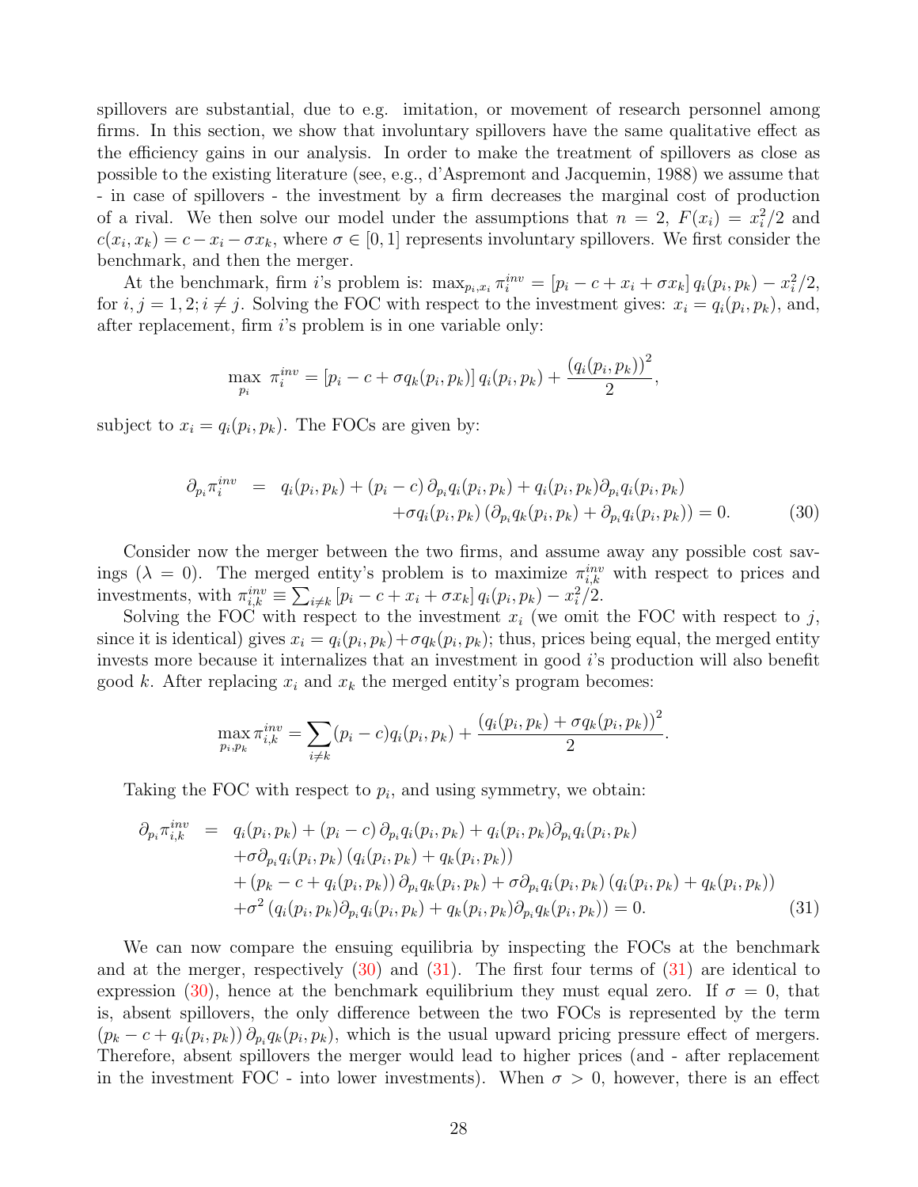spillovers are substantial, due to e.g. imitation, or movement of research personnel among firms. In this section, we show that involuntary spillovers have the same qualitative effect as the efficiency gains in our analysis. In order to make the treatment of spillovers as close as possible to the existing literature (see, e.g., d'Aspremont and Jacquemin, 1988) we assume that - in case of spillovers - the investment by a firm decreases the marginal cost of production of a rival. We then solve our model under the assumptions that $n = 2$, $F(x_i) = x_i^2/2$ and $c(x_i, x_k) = c - x_i - \sigma x_k$, where $\sigma \in [0, 1]$ represents involuntary spillovers. We first consider the benchmark, and then the merger.

At the benchmark, firm $i$'s problem is: $\max_{p_i, x_i} \pi_i^{inv} = [p_i - c + x_i + \sigma x_k]\, q_i(p_i, p_k) - x_i^2/2$, for $i, j = 1, 2; i \neq j$. Solving the FOC with respect to the investment gives: $x_i = q_i(p_i, p_k)$, and, after replacement, firm $i$'s problem is in one variable only:

$$\max_{p_i} \ \pi_i^{inv} = [p_i - c + \sigma q_k(p_i, p_k)]\, q_i(p_i, p_k) + \frac{(q_i(p_i, p_k))^2}{2},$$

subject to $x_i = q_i(p_i, p_k)$. The FOCs are given by:

$$\begin{aligned}
\partial_{p_i} \pi_i^{inv} \ &= \ q_i(p_i, p_k) + (p_i - c)\, \partial_{p_i} q_i(p_i, p_k) + q_i(p_i, p_k) \partial_{p_i} q_i(p_i, p_k) \\
&\quad + \sigma q_i(p_i, p_k)\left(\partial_{p_i} q_k(p_i, p_k) + \partial_{p_i} q_i(p_i, p_k)\right) = 0. 
\end{aligned} \tag{30}$$

Consider now the merger between the two firms, and assume away any possible cost savings ($\lambda = 0$). The merged entity's problem is to maximize $\pi_{i,k}^{inv}$ with respect to prices and investments, with $\pi_{i,k}^{inv} \equiv \sum_{i \neq k} [p_i - c + x_i + \sigma x_k]\, q_i(p_i, p_k) - x_i^2/2$.

Solving the FOC with respect to the investment $x_i$ (we omit the FOC with respect to $j$, since it is identical) gives $x_i = q_i(p_i, p_k) + \sigma q_k(p_i, p_k)$; thus, prices being equal, the merged entity invests more because it internalizes that an investment in good $i$'s production will also benefit good $k$. After replacing $x_i$ and $x_k$ the merged entity's program becomes:

$$\max_{p_i, p_k} \pi_{i,k}^{inv} = \sum_{i \neq k} (p_i - c) q_i(p_i, p_k) + \frac{(q_i(p_i, p_k) + \sigma q_k(p_i, p_k))^2}{2}.$$

Taking the FOC with respect to $p_i$, and using symmetry, we obtain:

$$\begin{aligned}
\partial_{p_i} \pi_{i,k}^{inv} \ &= \ q_i(p_i, p_k) + (p_i - c)\, \partial_{p_i} q_i(p_i, p_k) + q_i(p_i, p_k) \partial_{p_i} q_i(p_i, p_k) \\
&\quad + \sigma \partial_{p_i} q_i(p_i, p_k)\left(q_i(p_i, p_k) + q_k(p_i, p_k)\right) \\
&\quad + \left(p_k - c + q_i(p_i, p_k)\right) \partial_{p_i} q_k(p_i, p_k) + \sigma \partial_{p_i} q_i(p_i, p_k)\left(q_i(p_i, p_k) + q_k(p_i, p_k)\right) \\
&\quad + \sigma^2 \left(q_i(p_i, p_k) \partial_{p_i} q_i(p_i, p_k) + q_k(p_i, p_k) \partial_{p_i} q_k(p_i, p_k)\right) = 0.
\end{aligned} \tag{31}$$

We can now compare the ensuing equilibria by inspecting the FOCs at the benchmark and at the merger, respectively (30) and (31). The first four terms of (31) are identical to expression (30), hence at the benchmark equilibrium they must equal zero. If $\sigma = 0$, that is, absent spillovers, the only difference between the two FOCs is represented by the term $(p_k - c + q_i(p_i, p_k))\, \partial_{p_i} q_k(p_i, p_k)$, which is the usual upward pricing pressure effect of mergers. Therefore, absent spillovers the merger would lead to higher prices (and - after replacement in the investment FOC - into lower investments). When $\sigma > 0$, however, there is an effect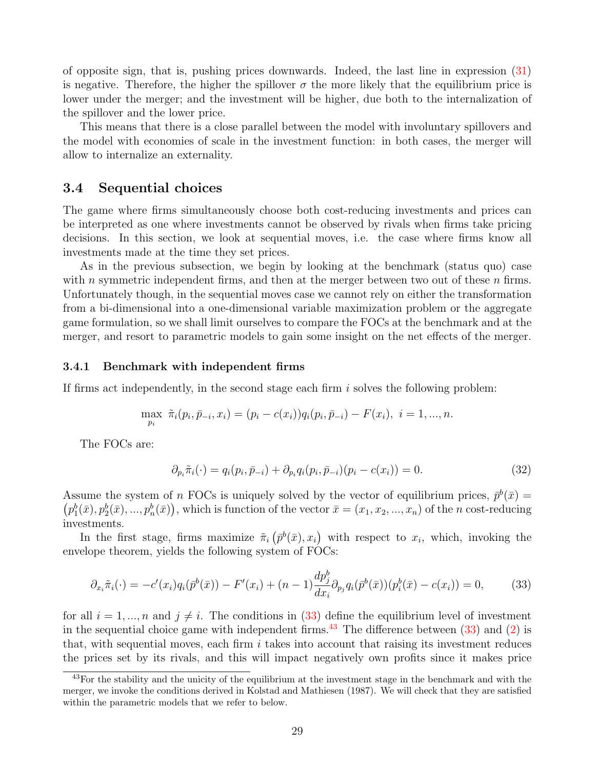of opposite sign, that is, pushing prices downwards. Indeed, the last line in expression (31) is negative. Therefore, the higher the spillover $\sigma$ the more likely that the equilibrium price is lower under the merger; and the investment will be higher, due both to the internalization of the spillover and the lower price.

This means that there is a close parallel between the model with involuntary spillovers and the model with economies of scale in the investment function: in both cases, the merger will allow to internalize an externality.

## 3.4 Sequential choices

The game where firms simultaneously choose both cost-reducing investments and prices can be interpreted as one where investments cannot be observed by rivals when firms take pricing decisions. In this section, we look at sequential moves, i.e. the case where firms know all investments made at the time they set prices.

As in the previous subsection, we begin by looking at the benchmark (status quo) case with $n$ symmetric independent firms, and then at the merger between two out of these $n$ firms. Unfortunately though, in the sequential moves case we cannot rely on either the transformation from a bi-dimensional into a one-dimensional variable maximization problem or the aggregate game formulation, so we shall limit ourselves to compare the FOCs at the benchmark and at the merger, and resort to parametric models to gain some insight on the net effects of the merger.

### 3.4.1 Benchmark with independent firms

If firms act independently, in the second stage each firm $i$ solves the following problem:

$$\max_{p_i} \ \tilde{\pi}_i(p_i, \bar{p}_{-i}, x_i) = (p_i - c(x_i))q_i(p_i, \bar{p}_{-i}) - F(x_i), \ i = 1, ..., n.$$

The FOCs are:

$$\partial_{p_i}\tilde{\pi}_i(\cdot) = q_i(p_i, \bar{p}_{-i}) + \partial_{p_i}q_i(p_i, \bar{p}_{-i})(p_i - c(x_i)) = 0. \tag{32}$$

Assume the system of $n$ FOCs is uniquely solved by the vector of equilibrium prices, $\bar{p}^b(\bar{x}) = \left(p_1^b(\bar{x}), p_2^b(\bar{x}), ..., p_n^b(\bar{x})\right)$, which is function of the vector $\bar{x} = (x_1, x_2, ..., x_n)$ of the $n$ cost-reducing investments.

In the first stage, firms maximize $\tilde{\pi}_i\left(\bar{p}^b(\bar{x}), x_i\right)$ with respect to $x_i$, which, invoking the envelope theorem, yields the following system of FOCs:

$$\partial_{x_i}\tilde{\pi}_i(\cdot) = -c'(x_i)q_i(\bar{p}^b(\bar{x})) - F'(x_i) + (n-1)\frac{dp_j^b}{dx_i}\partial_{p_j}q_i(\bar{p}^b(\bar{x}))(p_i^b(\bar{x}) - c(x_i)) = 0, \tag{33}$$

for all $i = 1, ..., n$ and $j \neq i$. The conditions in (33) define the equilibrium level of investment in the sequential choice game with independent firms.[43] The difference between (33) and (2) is that, with sequential moves, each firm $i$ takes into account that raising its investment reduces the prices set by its rivals, and this will impact negatively own profits since it makes price

[43] For the stability and the unicity of the equilibrium at the investment stage in the benchmark and with the merger, we invoke the conditions derived in Kolstad and Mathiesen (1987). We will check that they are satisfied within the parametric models that we refer to below.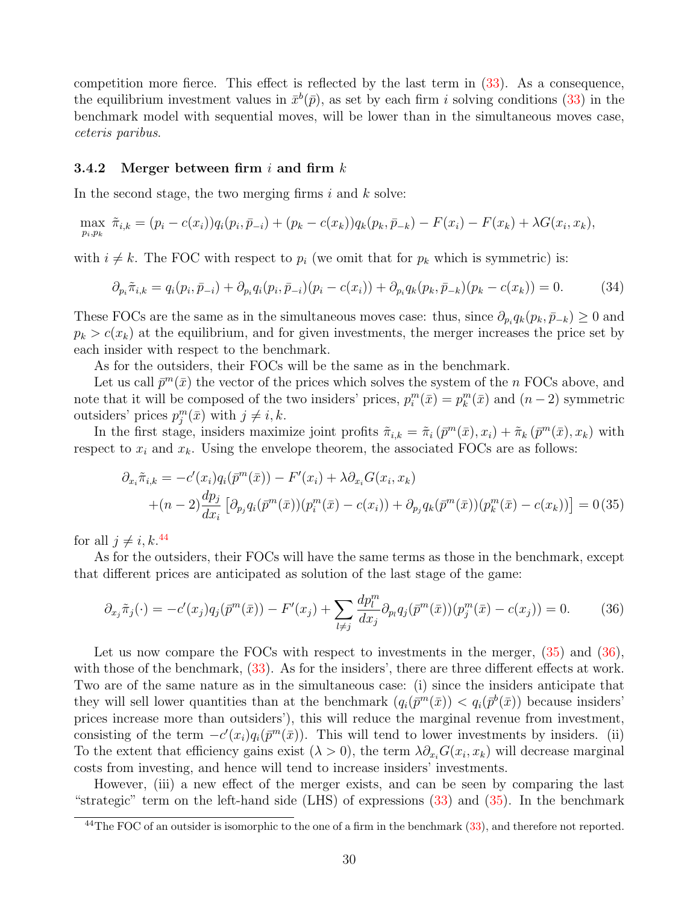competition more fierce. This effect is reflected by the last term in (33). As a consequence, the equilibrium investment values in $\bar{x}^b(\bar{p})$, as set by each firm $i$ solving conditions (33) in the benchmark model with sequential moves, will be lower than in the simultaneous moves case, *ceteris paribus*.

### 3.4.2 Merger between firm $i$ and firm $k$

In the second stage, the two merging firms $i$ and $k$ solve:

$$\max_{p_i, p_k} \tilde{\pi}_{i,k} = (p_i - c(x_i))q_i(p_i, \bar{p}_{-i}) + (p_k - c(x_k))q_k(p_k, \bar{p}_{-k}) - F(x_i) - F(x_k) + \lambda G(x_i, x_k),$$

with $i \neq k$. The FOC with respect to $p_i$ (we omit that for $p_k$ which is symmetric) is:

$$\partial_{p_i}\tilde{\pi}_{i,k} = q_i(p_i, \bar{p}_{-i}) + \partial_{p_i}q_i(p_i, \bar{p}_{-i})(p_i - c(x_i)) + \partial_{p_i}q_k(p_k, \bar{p}_{-k})(p_k - c(x_k)) = 0. \tag{34}$$

These FOCs are the same as in the simultaneous moves case: thus, since $\partial_{p_i}q_k(p_k, \bar{p}_{-k}) \geq 0$ and $p_k > c(x_k)$ at the equilibrium, and for given investments, the merger increases the price set by each insider with respect to the benchmark.

As for the outsiders, their FOCs will be the same as in the benchmark.

Let us call $\bar{p}^m(\bar{x})$ the vector of the prices which solves the system of the $n$ FOCs above, and note that it will be composed of the two insiders' prices, $p_i^m(\bar{x}) = p_k^m(\bar{x})$ and $(n-2)$ symmetric outsiders' prices $p_j^m(\bar{x})$ with $j \neq i, k$.

In the first stage, insiders maximize joint profits $\tilde{\pi}_{i,k} = \tilde{\pi}_i\left(\bar{p}^m(\bar{x}), x_i\right) + \tilde{\pi}_k\left(\bar{p}^m(\bar{x}), x_k\right)$ with respect to $x_i$ and $x_k$. Using the envelope theorem, the associated FOCs are as follows:

$$\begin{aligned}\partial_{x_i}\tilde{\pi}_{i,k} &= -c'(x_i)q_i(\bar{p}^m(\bar{x})) - F'(x_i) + \lambda\partial_{x_i}G(x_i, x_k) \\ &+(n-2)\frac{dp_j}{dx_i}\left[\partial_{p_j}q_i(\bar{p}^m(\bar{x}))(p_i^m(\bar{x}) - c(x_i)) + \partial_{p_j}q_k(\bar{p}^m(\bar{x}))(p_k^m(\bar{x}) - c(x_k))\right] = 0\end{aligned} \tag{35}$$

for all $j \neq i, k$.[44]

As for the outsiders, their FOCs will have the same terms as those in the benchmark, except that different prices are anticipated as solution of the last stage of the game:

$$\partial_{x_j}\tilde{\pi}_j(\cdot) = -c'(x_j)q_j(\bar{p}^m(\bar{x})) - F'(x_j) + \sum_{l\neq j}\frac{dp_l^m}{dx_j}\partial_{p_l}q_j(\bar{p}^m(\bar{x}))(p_j^m(\bar{x}) - c(x_j)) = 0. \tag{36}$$

Let us now compare the FOCs with respect to investments in the merger, (35) and (36), with those of the benchmark, (33). As for the insiders', there are three different effects at work. Two are of the same nature as in the simultaneous case: (i) since the insiders anticipate that they will sell lower quantities than at the benchmark ($q_i(\bar{p}^m(\bar{x})) < q_i(\bar{p}^b(\bar{x}))$ because insiders' prices increase more than outsiders'), this will reduce the marginal revenue from investment, consisting of the term $-c'(x_i)q_i(\bar{p}^m(\bar{x}))$. This will tend to lower investments by insiders. (ii) To the extent that efficiency gains exist ($\lambda > 0$), the term $\lambda\partial_{x_i}G(x_i, x_k)$ will decrease marginal costs from investing, and hence will tend to increase insiders' investments.

However, (iii) a new effect of the merger exists, and can be seen by comparing the last "strategic" term on the left-hand side (LHS) of expressions (33) and (35). In the benchmark

[44] The FOC of an outsider is isomorphic to the one of a firm in the benchmark (33), and therefore not reported.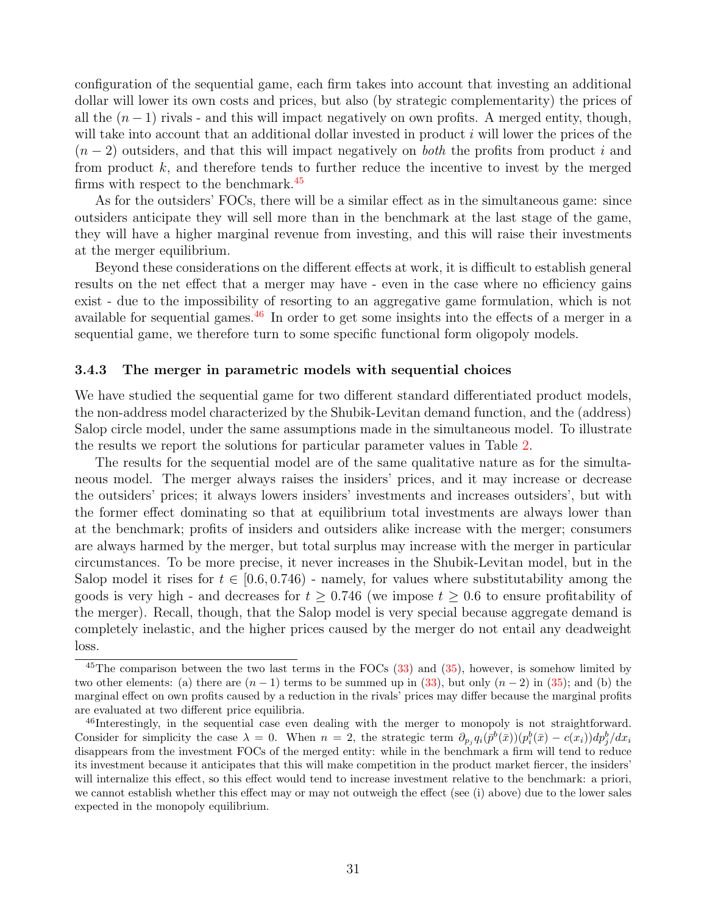configuration of the sequential game, each firm takes into account that investing an additional dollar will lower its own costs and prices, but also (by strategic complementarity) the prices of all the $(n-1)$ rivals - and this will impact negatively on own profits. A merged entity, though, will take into account that an additional dollar invested in product $i$ will lower the prices of the $(n-2)$ outsiders, and that this will impact negatively on *both* the profits from product $i$ and from product $k$, and therefore tends to further reduce the incentive to invest by the merged firms with respect to the benchmark.[45]

As for the outsiders' FOCs, there will be a similar effect as in the simultaneous game: since outsiders anticipate they will sell more than in the benchmark at the last stage of the game, they will have a higher marginal revenue from investing, and this will raise their investments at the merger equilibrium.

Beyond these considerations on the different effects at work, it is difficult to establish general results on the net effect that a merger may have - even in the case where no efficiency gains exist - due to the impossibility of resorting to an aggregative game formulation, which is not available for sequential games.[46] In order to get some insights into the effects of a merger in a sequential game, we therefore turn to some specific functional form oligopoly models.

### 3.4.3 The merger in parametric models with sequential choices

We have studied the sequential game for two different standard differentiated product models, the non-address model characterized by the Shubik-Levitan demand function, and the (address) Salop circle model, under the same assumptions made in the simultaneous model. To illustrate the results we report the solutions for particular parameter values in Table 2.

The results for the sequential model are of the same qualitative nature as for the simultaneous model. The merger always raises the insiders' prices, and it may increase or decrease the outsiders' prices; it always lowers insiders' investments and increases outsiders', but with the former effect dominating so that at equilibrium total investments are always lower than at the benchmark; profits of insiders and outsiders alike increase with the merger; consumers are always harmed by the merger, but total surplus may increase with the merger in particular circumstances. To be more precise, it never increases in the Shubik-Levitan model, but in the Salop model it rises for $t \in [0.6, 0.746)$ - namely, for values where substitutability among the goods is very high - and decreases for $t \geq 0.746$ (we impose $t \geq 0.6$ to ensure profitability of the merger). Recall, though, that the Salop model is very special because aggregate demand is completely inelastic, and the higher prices caused by the merger do not entail any deadweight loss.

---

[45] The comparison between the two last terms in the FOCs (33) and (35), however, is somehow limited by two other elements: (a) there are $(n-1)$ terms to be summed up in (33), but only $(n-2)$ in (35); and (b) the marginal effect on own profits caused by a reduction in the rivals' prices may differ because the marginal profits are evaluated at two different price equilibria.

[46] Interestingly, in the sequential case even dealing with the merger to monopoly is not straightforward. Consider for simplicity the case $\lambda = 0$. When $n = 2$, the strategic term $\partial_{p_j} q_i(\bar{p}^b(\bar{x}))(p_i^b(\bar{x}) - c(x_i))dp_j^b/dx_i$ disappears from the investment FOCs of the merged entity: while in the benchmark a firm will tend to reduce its investment because it anticipates that this will make competition in the product market fiercer, the insiders' will internalize this effect, so this effect would tend to increase investment relative to the benchmark: a priori, we cannot establish whether this effect may or may not outweigh the effect (see (i) above) due to the lower sales expected in the monopoly equilibrium.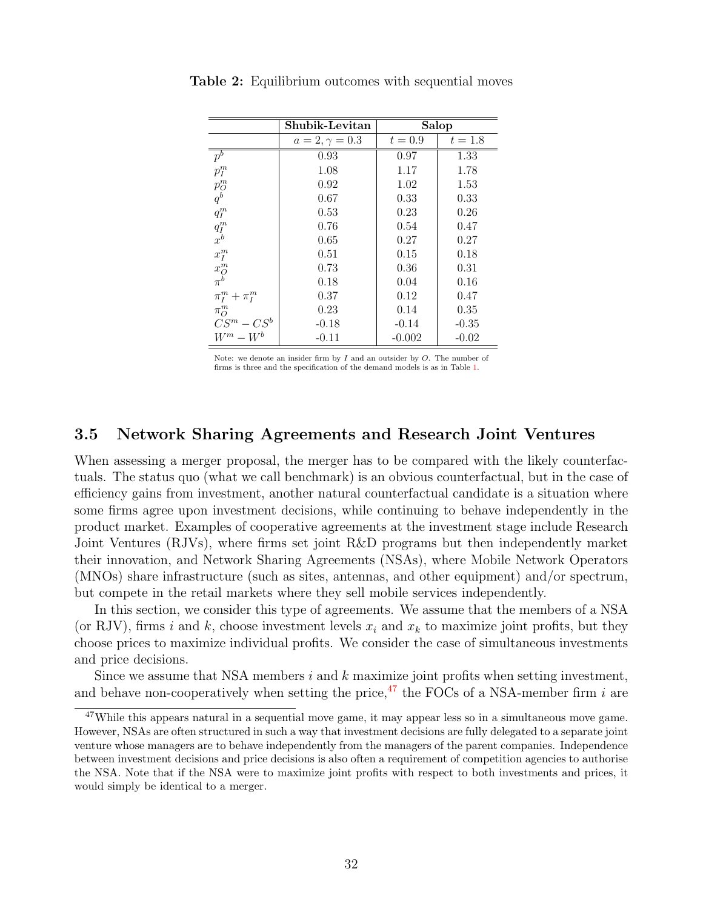**Table 2:** Equilibrium outcomes with sequential moves

| | Shubik-Levitan | Salop | |
|---|---|---|---|
| | $a = 2, \gamma = 0.3$ | $t = 0.9$ | $t = 1.8$ |
| $p^b$ | 0.93 | 0.97 | 1.33 |
| $p_I^m$ | 1.08 | 1.17 | 1.78 |
| $p_O^m$ | 0.92 | 1.02 | 1.53 |
| $q^b$ | 0.67 | 0.33 | 0.33 |
| $q_I^m$ | 0.53 | 0.23 | 0.26 |
| $q_I^m$ | 0.76 | 0.54 | 0.47 |
| $x^b$ | 0.65 | 0.27 | 0.27 |
| $x_I^m$ | 0.51 | 0.15 | 0.18 |
| $x_O^m$ | 0.73 | 0.36 | 0.31 |
| $\pi^b$ | 0.18 | 0.04 | 0.16 |
| $\pi_I^m + \pi_I^m$ | 0.37 | 0.12 | 0.47 |
| $\pi_O^m$ | 0.23 | 0.14 | 0.35 |
| $CS^m - CS^b$ | -0.18 | -0.14 | -0.35 |
| $W^m - W^b$ | -0.11 | -0.002 | -0.02 |

Note: we denote an insider firm by $I$ and an outsider by $O$. The number of firms is three and the specification of the demand models is as in Table 1.

### 3.5 Network Sharing Agreements and Research Joint Ventures

When assessing a merger proposal, the merger has to be compared with the likely counterfactuals. The status quo (what we call benchmark) is an obvious counterfactual, but in the case of efficiency gains from investment, another natural counterfactual candidate is a situation where some firms agree upon investment decisions, while continuing to behave independently in the product market. Examples of cooperative agreements at the investment stage include Research Joint Ventures (RJVs), where firms set joint R&D programs but then independently market their innovation, and Network Sharing Agreements (NSAs), where Mobile Network Operators (MNOs) share infrastructure (such as sites, antennas, and other equipment) and/or spectrum, but compete in the retail markets where they sell mobile services independently.

In this section, we consider this type of agreements. We assume that the members of a NSA (or RJV), firms $i$ and $k$, choose investment levels $x_i$ and $x_k$ to maximize joint profits, but they choose prices to maximize individual profits. We consider the case of simultaneous investments and price decisions.

Since we assume that NSA members $i$ and $k$ maximize joint profits when setting investment, and behave non-cooperatively when setting the price,[47] the FOCs of a NSA-member firm $i$ are

[47] While this appears natural in a sequential move game, it may appear less so in a simultaneous move game. However, NSAs are often structured in such a way that investment decisions are fully delegated to a separate joint venture whose managers are to behave independently from the managers of the parent companies. Independence between investment decisions and price decisions is also often a requirement of competition agencies to authorise the NSA. Note that if the NSA were to maximize joint profits with respect to both investments and prices, it would simply be identical to a merger.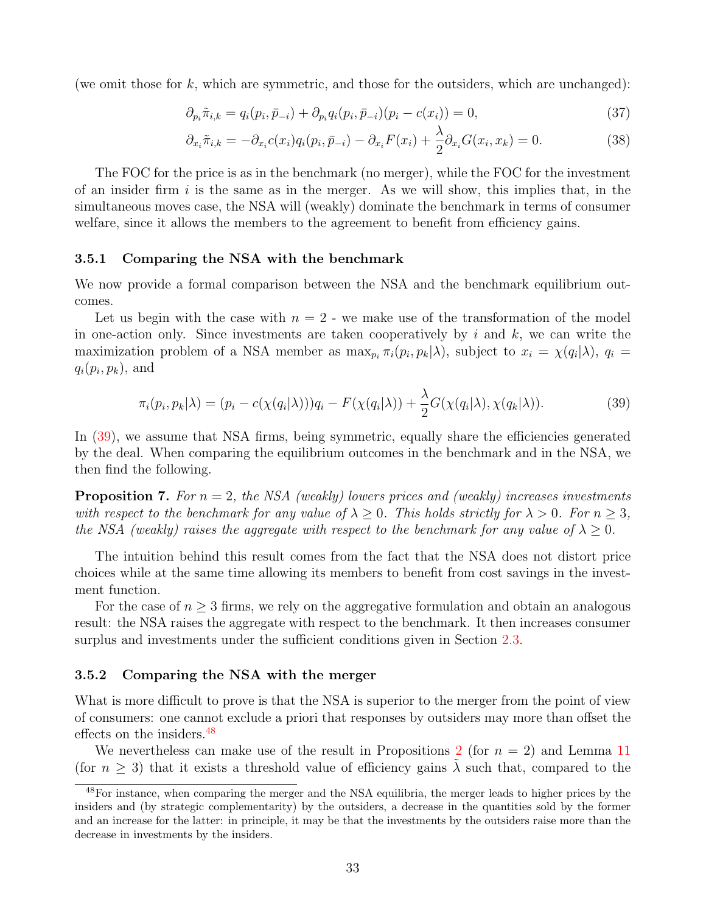(we omit those for $k$, which are symmetric, and those for the outsiders, which are unchanged):

$$\partial_{p_i}\tilde{\pi}_{i,k} = q_i(p_i, \bar{p}_{-i}) + \partial_{p_i} q_i(p_i, \bar{p}_{-i})(p_i - c(x_i)) = 0, \tag{37}$$

$$\partial_{x_i}\tilde{\pi}_{i,k} = -\partial_{x_i} c(x_i) q_i(p_i, \bar{p}_{-i}) - \partial_{x_i} F(x_i) + \frac{\lambda}{2}\partial_{x_i} G(x_i, x_k) = 0. \tag{38}$$

The FOC for the price is as in the benchmark (no merger), while the FOC for the investment of an insider firm $i$ is the same as in the merger. As we will show, this implies that, in the simultaneous moves case, the NSA will (weakly) dominate the benchmark in terms of consumer welfare, since it allows the members to the agreement to benefit from efficiency gains.

### 3.5.1 Comparing the NSA with the benchmark

We now provide a formal comparison between the NSA and the benchmark equilibrium outcomes.

Let us begin with the case with $n = 2$ - we make use of the transformation of the model in one-action only. Since investments are taken cooperatively by $i$ and $k$, we can write the maximization problem of a NSA member as $\max_{p_i} \pi_i(p_i, p_k|\lambda)$, subject to $x_i = \chi(q_i|\lambda)$, $q_i = q_i(p_i, p_k)$, and

$$\pi_i(p_i, p_k|\lambda) = (p_i - c(\chi(q_i|\lambda)))q_i - F(\chi(q_i|\lambda)) + \frac{\lambda}{2} G(\chi(q_i|\lambda), \chi(q_k|\lambda)). \tag{39}$$

In (39), we assume that NSA firms, being symmetric, equally share the efficiencies generated by the deal. When comparing the equilibrium outcomes in the benchmark and in the NSA, we then find the following.

**Proposition 7.** *For $n = 2$, the NSA (weakly) lowers prices and (weakly) increases investments with respect to the benchmark for any value of $\lambda \geq 0$. This holds strictly for $\lambda > 0$. For $n \geq 3$, the NSA (weakly) raises the aggregate with respect to the benchmark for any value of $\lambda \geq 0$.*

The intuition behind this result comes from the fact that the NSA does not distort price choices while at the same time allowing its members to benefit from cost savings in the investment function.

For the case of $n \geq 3$ firms, we rely on the aggregative formulation and obtain an analogous result: the NSA raises the aggregate with respect to the benchmark. It then increases consumer surplus and investments under the sufficient conditions given in Section 2.3.

### 3.5.2 Comparing the NSA with the merger

What is more difficult to prove is that the NSA is superior to the merger from the point of view of consumers: one cannot exclude a priori that responses by outsiders may more than offset the effects on the insiders.[48]

We nevertheless can make use of the result in Propositions 2 (for $n = 2$) and Lemma 11 (for $n \geq 3$) that it exists a threshold value of efficiency gains $\tilde{\lambda}$ such that, compared to the

[48] For instance, when comparing the merger and the NSA equilibria, the merger leads to higher prices by the insiders and (by strategic complementarity) by the outsiders, a decrease in the quantities sold by the former and an increase for the latter: in principle, it may be that the investments by the outsiders raise more than the decrease in investments by the insiders.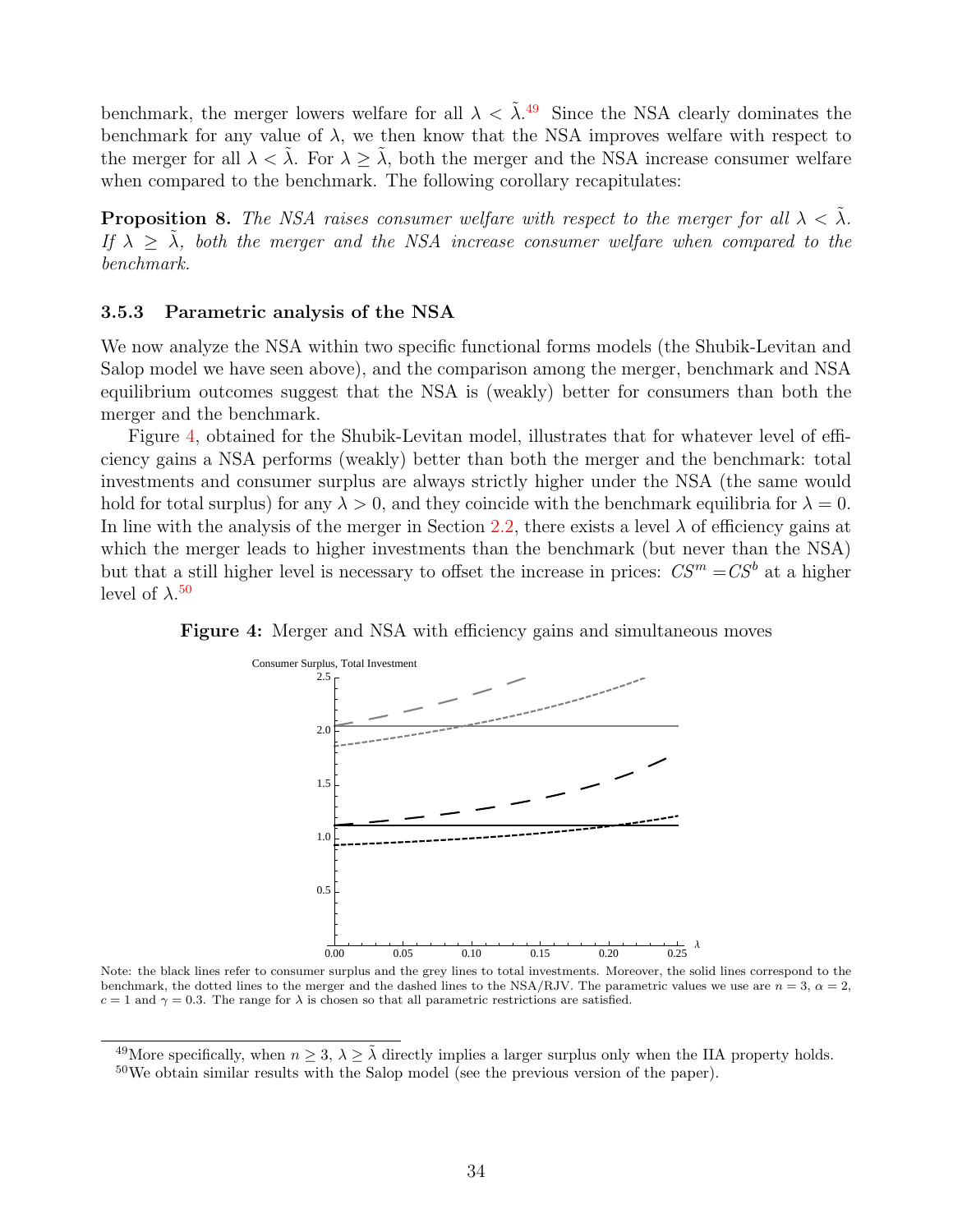benchmark, the merger lowers welfare for all $\lambda < \tilde{\lambda}$.[49] Since the NSA clearly dominates the benchmark for any value of $\lambda$, we then know that the NSA improves welfare with respect to the merger for all $\lambda < \tilde{\lambda}$. For $\lambda \geq \tilde{\lambda}$, both the merger and the NSA increase consumer welfare when compared to the benchmark. The following corollary recapitulates:

**Proposition 8.** *The NSA raises consumer welfare with respect to the merger for all $\lambda < \tilde{\lambda}$. If $\lambda \geq \tilde{\lambda}$, both the merger and the NSA increase consumer welfare when compared to the benchmark.*

### 3.5.3 Parametric analysis of the NSA

We now analyze the NSA within two specific functional forms models (the Shubik-Levitan and Salop model we have seen above), and the comparison among the merger, benchmark and NSA equilibrium outcomes suggest that the NSA is (weakly) better for consumers than both the merger and the benchmark.

Figure 4, obtained for the Shubik-Levitan model, illustrates that for whatever level of efficiency gains a NSA performs (weakly) better than both the merger and the benchmark: total investments and consumer surplus are always strictly higher under the NSA (the same would hold for total surplus) for any $\lambda > 0$, and they coincide with the benchmark equilibria for $\lambda = 0$. In line with the analysis of the merger in Section 2.2, there exists a level $\lambda$ of efficiency gains at which the merger leads to higher investments than the benchmark (but never than the NSA) but that a still higher level is necessary to offset the increase in prices: $CS^m = CS^b$ at a higher level of $\lambda$.[50]

**Figure 4:** Merger and NSA with efficiency gains and simultaneous moves

Note: the black lines refer to consumer surplus and the grey lines to total investments. Moreover, the solid lines correspond to the benchmark, the dotted lines to the merger and the dashed lines to the NSA/RJV. The parametric values we use are $n = 3$, $\alpha = 2$, $c = 1$ and $\gamma = 0.3$. The range for $\lambda$ is chosen so that all parametric restrictions are satisfied.

[49] More specifically, when $n \geq 3$, $\lambda \geq \tilde{\lambda}$ directly implies a larger surplus only when the IIA property holds.

[50] We obtain similar results with the Salop model (see the previous version of the paper).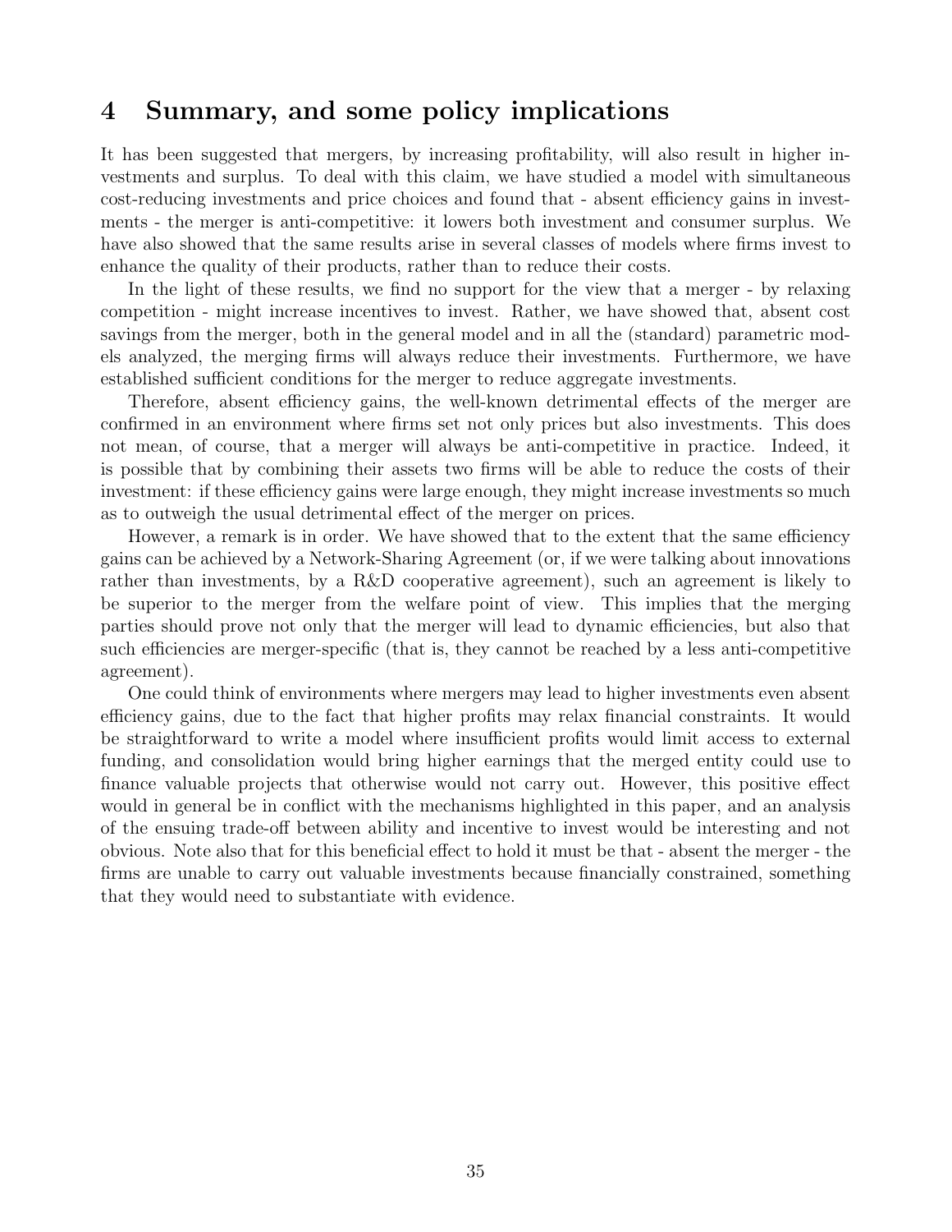# 4 Summary, and some policy implications

It has been suggested that mergers, by increasing profitability, will also result in higher investments and surplus. To deal with this claim, we have studied a model with simultaneous cost-reducing investments and price choices and found that - absent efficiency gains in investments - the merger is anti-competitive: it lowers both investment and consumer surplus. We have also showed that the same results arise in several classes of models where firms invest to enhance the quality of their products, rather than to reduce their costs.

In the light of these results, we find no support for the view that a merger - by relaxing competition - might increase incentives to invest. Rather, we have showed that, absent cost savings from the merger, both in the general model and in all the (standard) parametric models analyzed, the merging firms will always reduce their investments. Furthermore, we have established sufficient conditions for the merger to reduce aggregate investments.

Therefore, absent efficiency gains, the well-known detrimental effects of the merger are confirmed in an environment where firms set not only prices but also investments. This does not mean, of course, that a merger will always be anti-competitive in practice. Indeed, it is possible that by combining their assets two firms will be able to reduce the costs of their investment: if these efficiency gains were large enough, they might increase investments so much as to outweigh the usual detrimental effect of the merger on prices.

However, a remark is in order. We have showed that to the extent that the same efficiency gains can be achieved by a Network-Sharing Agreement (or, if we were talking about innovations rather than investments, by a R&D cooperative agreement), such an agreement is likely to be superior to the merger from the welfare point of view. This implies that the merging parties should prove not only that the merger will lead to dynamic efficiencies, but also that such efficiencies are merger-specific (that is, they cannot be reached by a less anti-competitive agreement).

One could think of environments where mergers may lead to higher investments even absent efficiency gains, due to the fact that higher profits may relax financial constraints. It would be straightforward to write a model where insufficient profits would limit access to external funding, and consolidation would bring higher earnings that the merged entity could use to finance valuable projects that otherwise would not carry out. However, this positive effect would in general be in conflict with the mechanisms highlighted in this paper, and an analysis of the ensuing trade-off between ability and incentive to invest would be interesting and not obvious. Note also that for this beneficial effect to hold it must be that - absent the merger - the firms are unable to carry out valuable investments because financially constrained, something that they would need to substantiate with evidence.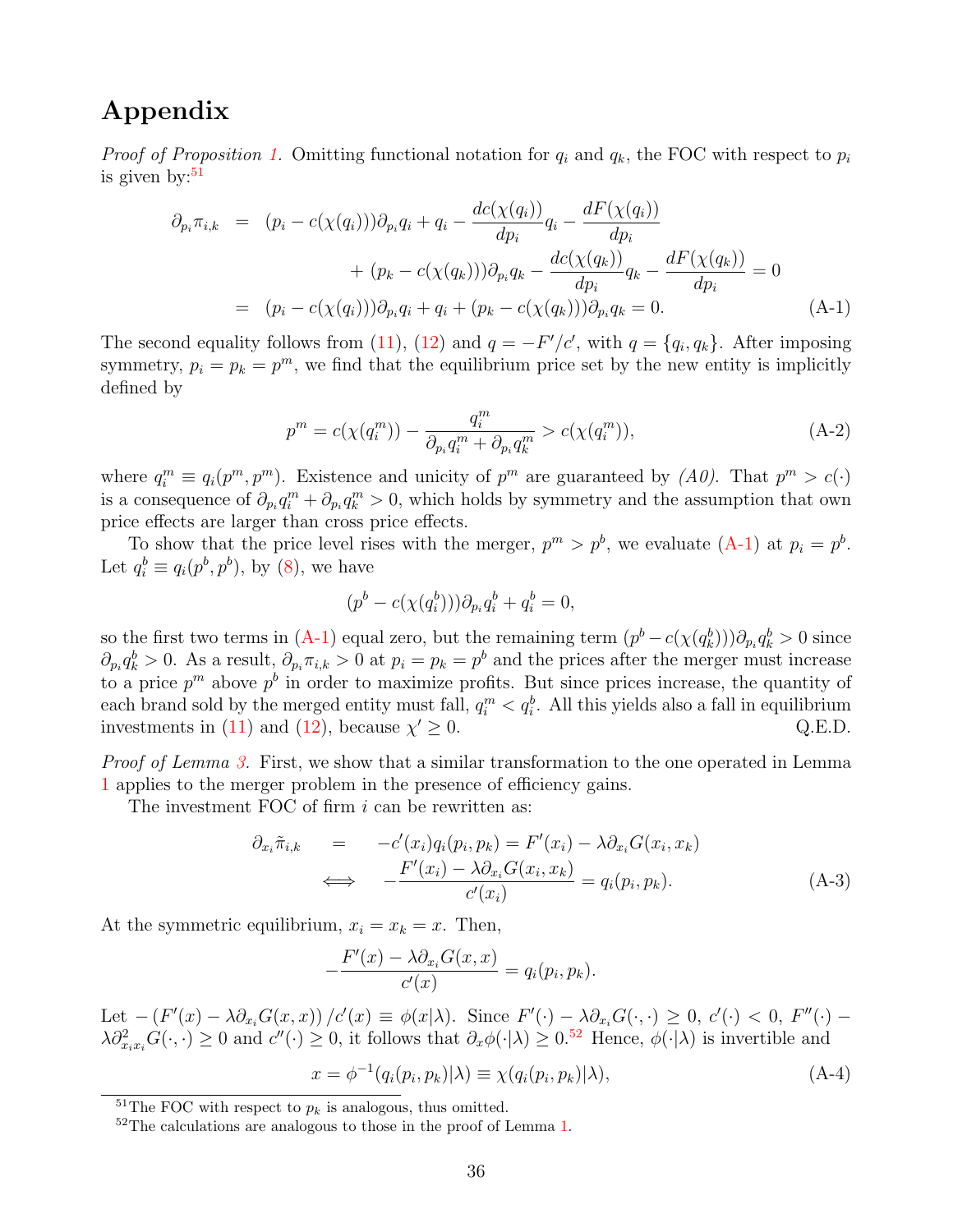# Appendix

*Proof of Proposition 1.* Omitting functional notation for $q_i$ and $q_k$, the FOC with respect to $p_i$ is given by:[51]

$$
\begin{aligned}
\partial_{p_i}\pi_{i,k} &= (p_i - c(\chi(q_i)))\partial_{p_i} q_i + q_i - \frac{dc(\chi(q_i))}{dp_i} q_i - \frac{dF(\chi(q_i))}{dp_i} \\
&\quad + (p_k - c(\chi(q_k)))\partial_{p_i} q_k - \frac{dc(\chi(q_k))}{dp_i} q_k - \frac{dF(\chi(q_k))}{dp_i} = 0 \\
&= (p_i - c(\chi(q_i)))\partial_{p_i} q_i + q_i + (p_k - c(\chi(q_k)))\partial_{p_i} q_k = 0. \qquad \text{(A-1)}
\end{aligned}
$$

The second equality follows from (11), (12) and $q = -F'/c'$, with $q = \{q_i, q_k\}$. After imposing symmetry, $p_i = p_k = p^m$, we find that the equilibrium price set by the new entity is implicitly defined by

$$
p^m = c(\chi(q_i^m)) - \frac{q_i^m}{\partial_{p_i} q_i^m + \partial_{p_i} q_k^m} > c(\chi(q_i^m)), \qquad \text{(A-2)}
$$

where $q_i^m \equiv q_i(p^m, p^m)$. Existence and unicity of $p^m$ are guaranteed by *(A0)*. That $p^m > c(\cdot)$ is a consequence of $\partial_{p_i} q_i^m + \partial_{p_i} q_k^m > 0$, which holds by symmetry and the assumption that own price effects are larger than cross price effects.

To show that the price level rises with the merger, $p^m > p^b$, we evaluate (A-1) at $p_i = p^b$. Let $q_i^b \equiv q_i(p^b, p^b)$, by (8), we have

$$
(p^b - c(\chi(q_i^b)))\partial_{p_i} q_i^b + q_i^b = 0,
$$

so the first two terms in (A-1) equal zero, but the remaining term $(p^b - c(\chi(q_k^b)))\partial_{p_i} q_k^b > 0$ since $\partial_{p_i} q_k^b > 0$. As a result, $\partial_{p_i}\pi_{i,k} > 0$ at $p_i = p_k = p^b$ and the prices after the merger must increase to a price $p^m$ above $p^b$ in order to maximize profits. But since prices increase, the quantity of each brand sold by the merged entity must fall, $q_i^m < q_i^b$. All this yields also a fall in equilibrium investments in (11) and (12), because $\chi' \geq 0$. Q.E.D.

*Proof of Lemma 3.* First, we show that a similar transformation to the one operated in Lemma 1 applies to the merger problem in the presence of efficiency gains.

The investment FOC of firm $i$ can be rewritten as:

$$
\begin{aligned}
\partial_{x_i}\tilde{\pi}_{i,k} &= -c'(x_i) q_i(p_i, p_k) = F'(x_i) - \lambda \partial_{x_i} G(x_i, x_k) \\
&\iff -\frac{F'(x_i) - \lambda \partial_{x_i} G(x_i, x_k)}{c'(x_i)} = q_i(p_i, p_k). \qquad \text{(A-3)}
\end{aligned}
$$

At the symmetric equilibrium, $x_i = x_k = x$. Then,

$$
-\frac{F'(x) - \lambda \partial_{x_i} G(x, x)}{c'(x)} = q_i(p_i, p_k).
$$

Let $-\left(F'(x) - \lambda \partial_{x_i} G(x, x)\right)/c'(x) \equiv \phi(x|\lambda)$. Since $F'(\cdot) - \lambda \partial_{x_i} G(\cdot, \cdot) \geq 0$, $c'(\cdot) < 0$, $F''(\cdot) - \lambda \partial^2_{x_i x_i} G(\cdot, \cdot) \geq 0$ and $c''(\cdot) \geq 0$, it follows that $\partial_x \phi(\cdot|\lambda) \geq 0$.[52] Hence, $\phi(\cdot|\lambda)$ is invertible and

$$
x = \phi^{-1}(q_i(p_i, p_k)|\lambda) \equiv \chi(q_i(p_i, p_k)|\lambda), \qquad \text{(A-4)}
$$

[51] The FOC with respect to $p_k$ is analogous, thus omitted.

[52] The calculations are analogous to those in the proof of Lemma 1.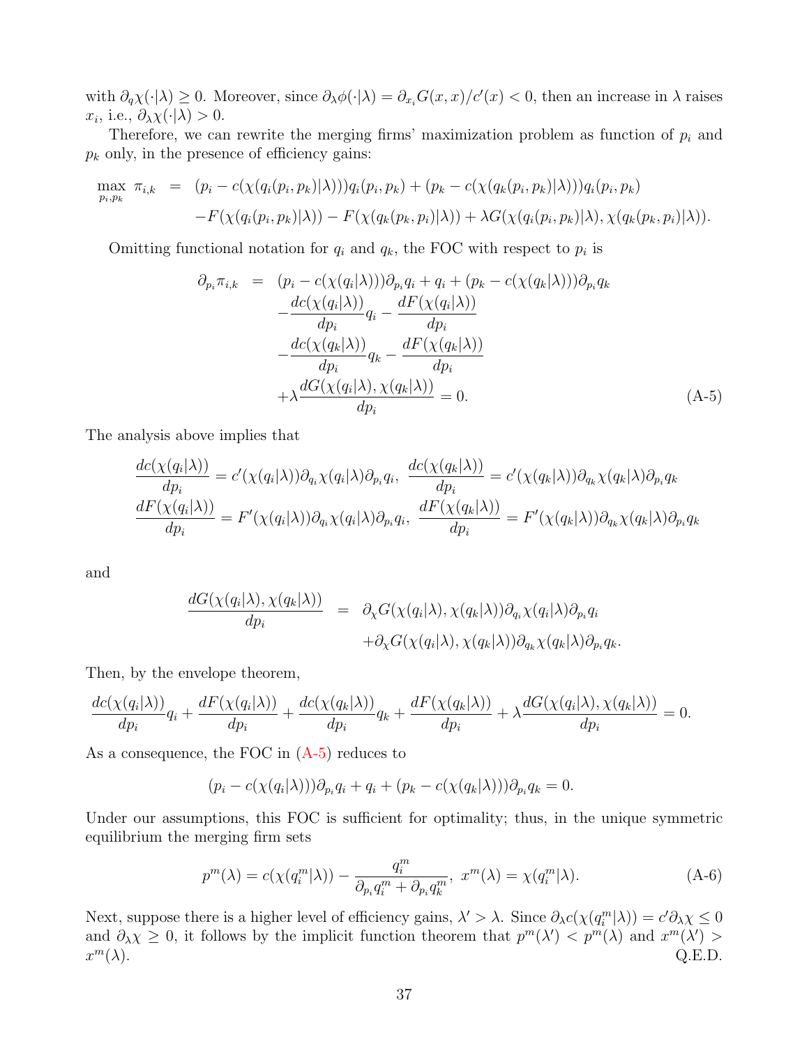with $\partial_q \chi(\cdot|\lambda) \geq 0$. Moreover, since $\partial_\lambda \phi(\cdot|\lambda) = \partial_{x_i} G(x,x)/c'(x) < 0$, then an increase in $\lambda$ raises $x_i$, i.e., $\partial_\lambda \chi(\cdot|\lambda) > 0$.

Therefore, we can rewrite the merging firms' maximization problem as function of $p_i$ and $p_k$ only, in the presence of efficiency gains:

$$
\begin{aligned}
\max_{p_i,p_k} \ \pi_{i,k} &= (p_i - c(\chi(q_i(p_i,p_k)|\lambda)))q_i(p_i,p_k) + (p_k - c(\chi(q_k(p_i,p_k)|\lambda)))q_i(p_i,p_k) \\
&\quad - F(\chi(q_i(p_i,p_k)|\lambda)) - F(\chi(q_k(p_k,p_i)|\lambda)) + \lambda G(\chi(q_i(p_i,p_k)|\lambda), \chi(q_k(p_k,p_i)|\lambda)).
\end{aligned}
$$

Omitting functional notation for $q_i$ and $q_k$, the FOC with respect to $p_i$ is

$$
\begin{aligned}
\partial_{p_i}\pi_{i,k} &= (p_i - c(\chi(q_i|\lambda)))\partial_{p_i}q_i + q_i + (p_k - c(\chi(q_k|\lambda)))\partial_{p_i}q_k \\
&\quad - \frac{dc(\chi(q_i|\lambda))}{dp_i}q_i - \frac{dF(\chi(q_i|\lambda))}{dp_i} \\
&\quad - \frac{dc(\chi(q_k|\lambda))}{dp_i}q_k - \frac{dF(\chi(q_k|\lambda))}{dp_i} \\
&\quad + \lambda\frac{dG(\chi(q_i|\lambda),\chi(q_k|\lambda))}{dp_i} = 0.
\end{aligned}
\tag{A-5}
$$

The analysis above implies that

$$
\begin{aligned}
\frac{dc(\chi(q_i|\lambda))}{dp_i} &= c'(\chi(q_i|\lambda))\partial_{q_i}\chi(q_i|\lambda)\partial_{p_i}q_i, \ \frac{dc(\chi(q_k|\lambda))}{dp_i} = c'(\chi(q_k|\lambda))\partial_{q_k}\chi(q_k|\lambda)\partial_{p_i}q_k \\
\frac{dF(\chi(q_i|\lambda))}{dp_i} &= F'(\chi(q_i|\lambda))\partial_{q_i}\chi(q_i|\lambda)\partial_{p_i}q_i, \ \frac{dF(\chi(q_k|\lambda))}{dp_i} = F'(\chi(q_k|\lambda))\partial_{q_k}\chi(q_k|\lambda)\partial_{p_i}q_k
\end{aligned}
$$

and

$$
\begin{aligned}
\frac{dG(\chi(q_i|\lambda),\chi(q_k|\lambda))}{dp_i} &= \partial_\chi G(\chi(q_i|\lambda),\chi(q_k|\lambda))\partial_{q_i}\chi(q_i|\lambda)\partial_{p_i}q_i \\
&\quad + \partial_\chi G(\chi(q_i|\lambda),\chi(q_k|\lambda))\partial_{q_k}\chi(q_k|\lambda)\partial_{p_i}q_k.
\end{aligned}
$$

Then, by the envelope theorem,

$$
\frac{dc(\chi(q_i|\lambda))}{dp_i}q_i + \frac{dF(\chi(q_i|\lambda))}{dp_i} + \frac{dc(\chi(q_k|\lambda))}{dp_i}q_k + \frac{dF(\chi(q_k|\lambda))}{dp_i} + \lambda\frac{dG(\chi(q_i|\lambda),\chi(q_k|\lambda))}{dp_i} = 0.
$$

As a consequence, the FOC in (A-5) reduces to

$$
(p_i - c(\chi(q_i|\lambda)))\partial_{p_i}q_i + q_i + (p_k - c(\chi(q_k|\lambda)))\partial_{p_i}q_k = 0.
$$

Under our assumptions, this FOC is sufficient for optimality; thus, in the unique symmetric equilibrium the merging firm sets

$$
p^m(\lambda) = c(\chi(q_i^m|\lambda)) - \frac{q_i^m}{\partial_{p_i}q_i^m + \partial_{p_i}q_k^m}, \ x^m(\lambda) = \chi(q_i^m|\lambda). \tag{A-6}
$$

Next, suppose there is a higher level of efficiency gains, $\lambda' > \lambda$. Since $\partial_\lambda c(\chi(q_i^m|\lambda)) = c'\partial_\lambda\chi \leq 0$ and $\partial_\lambda\chi \geq 0$, it follows by the implicit function theorem that $p^m(\lambda') < p^m(\lambda)$ and $x^m(\lambda') > x^m(\lambda)$. Q.E.D.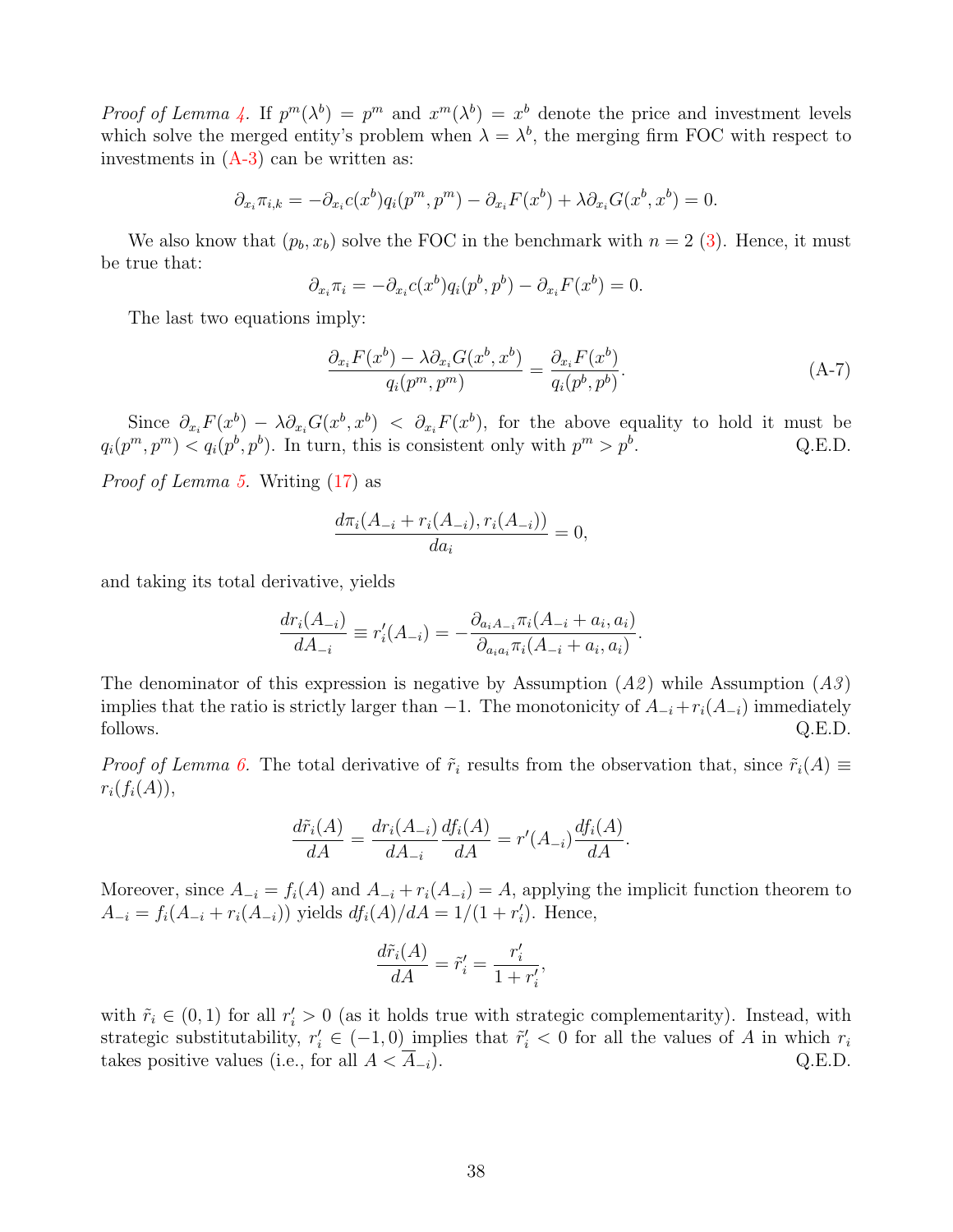*Proof of Lemma 4.* If $p^m(\lambda^b) = p^m$ and $x^m(\lambda^b) = x^b$ denote the price and investment levels which solve the merged entity's problem when $\lambda = \lambda^b$, the merging firm FOC with respect to investments in (A-3) can be written as:

$$\partial_{x_i}\pi_{i,k} = -\partial_{x_i}c(x^b)q_i(p^m, p^m) - \partial_{x_i}F(x^b) + \lambda\partial_{x_i}G(x^b, x^b) = 0.$$

We also know that $(p_b, x_b)$ solve the FOC in the benchmark with $n = 2$ (3). Hence, it must be true that:

$$\partial_{x_i}\pi_i = -\partial_{x_i}c(x^b)q_i(p^b, p^b) - \partial_{x_i}F(x^b) = 0.$$

The last two equations imply:

$$\frac{\partial_{x_i}F(x^b) - \lambda\partial_{x_i}G(x^b, x^b)}{q_i(p^m, p^m)} = \frac{\partial_{x_i}F(x^b)}{q_i(p^b, p^b)}. \tag{A-7}$$

Since $\partial_{x_i}F(x^b) - \lambda\partial_{x_i}G(x^b, x^b) < \partial_{x_i}F(x^b)$, for the above equality to hold it must be $q_i(p^m, p^m) < q_i(p^b, p^b)$. In turn, this is consistent only with $p^m > p^b$. Q.E.D.

*Proof of Lemma 5.* Writing (17) as

$$\frac{d\pi_i(A_{-i} + r_i(A_{-i}), r_i(A_{-i}))}{da_i} = 0,$$

and taking its total derivative, yields

$$\frac{dr_i(A_{-i})}{dA_{-i}} \equiv r_i'(A_{-i}) = -\frac{\partial_{a_iA_{-i}}\pi_i(A_{-i} + a_i, a_i)}{\partial_{a_ia_i}\pi_i(A_{-i} + a_i, a_i)}.$$

The denominator of this expression is negative by Assumption (*A2*) while Assumption (*A3*) implies that the ratio is strictly larger than $-1$. The monotonicity of $A_{-i} + r_i(A_{-i})$ immediately follows. Q.E.D.

*Proof of Lemma 6.* The total derivative of $\tilde{r}_i$ results from the observation that, since $\tilde{r}_i(A) \equiv r_i(f_i(A))$,

$$\frac{d\tilde{r}_i(A)}{dA} = \frac{dr_i(A_{-i})}{dA_{-i}}\frac{df_i(A)}{dA} = r'(A_{-i})\frac{df_i(A)}{dA}.$$

Moreover, since $A_{-i} = f_i(A)$ and $A_{-i} + r_i(A_{-i}) = A$, applying the implicit function theorem to $A_{-i} = f_i(A_{-i} + r_i(A_{-i}))$ yields $df_i(A)/dA = 1/(1 + r_i')$. Hence,

$$\frac{d\tilde{r}_i(A)}{dA} = \tilde{r}_i' = \frac{r_i'}{1 + r_i'},$$

with $\tilde{r}_i \in (0, 1)$ for all $r_i' > 0$ (as it holds true with strategic complementarity). Instead, with strategic substitutability, $r_i' \in (-1, 0)$ implies that $\tilde{r}_i' < 0$ for all the values of $A$ in which $r_i$ takes positive values (i.e., for all $A < \overline{A}_{-i}$). Q.E.D.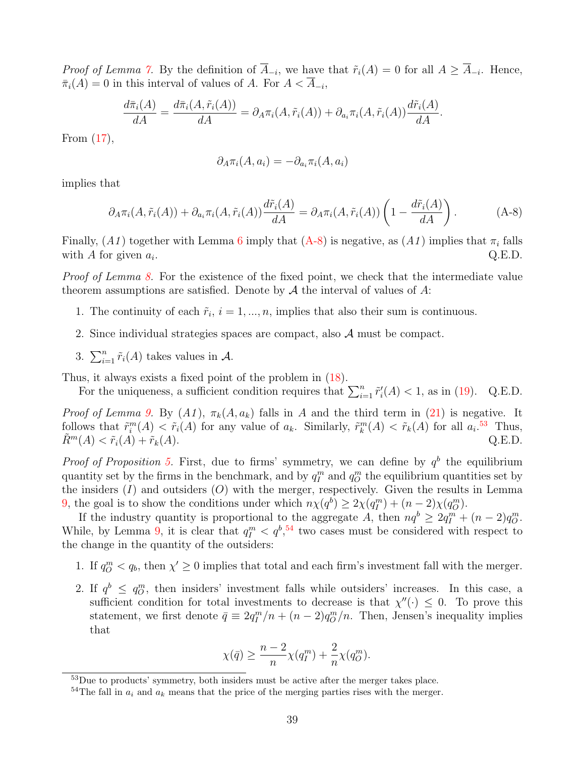*Proof of Lemma 7.* By the definition of $\overline{A}_{-i}$, we have that $\tilde{r}_i(A) = 0$ for all $A \geq \overline{A}_{-i}$. Hence, $\bar{\pi}_i(A) = 0$ in this interval of values of $A$. For $A < \overline{A}_{-i}$,

$$\frac{d\bar{\pi}_i(A)}{dA} = \frac{d\bar{\pi}_i(A, \tilde{r}_i(A))}{dA} = \partial_A \pi_i(A, \tilde{r}_i(A)) + \partial_{a_i} \pi_i(A, \tilde{r}_i(A)) \frac{d\tilde{r}_i(A)}{dA}.$$

From (17),

$$\partial_A \pi_i(A, a_i) = -\partial_{a_i} \pi_i(A, a_i)$$

implies that

$$\partial_A \pi_i(A, \tilde{r}_i(A)) + \partial_{a_i} \pi_i(A, \tilde{r}_i(A)) \frac{d\tilde{r}_i(A)}{dA} = \partial_A \pi_i(A, \tilde{r}_i(A)) \left(1 - \frac{d\tilde{r}_i(A)}{dA}\right). \tag{A-8}$$

Finally, $(A1)$ together with Lemma 6 imply that (A-8) is negative, as $(A1)$ implies that $\pi_i$ falls with $A$ for given $a_i$. Q.E.D.

*Proof of Lemma 8.* For the existence of the fixed point, we check that the intermediate value theorem assumptions are satisfied. Denote by $\mathcal{A}$ the interval of values of $A$:

1. The continuity of each $\tilde{r}_i$, $i = 1, ..., n$, implies that also their sum is continuous.
2. Since individual strategies spaces are compact, also $\mathcal{A}$ must be compact.
3. $\sum_{i=1}^{n} \tilde{r}_i(A)$ takes values in $\mathcal{A}$.

Thus, it always exists a fixed point of the problem in (18).

For the uniqueness, a sufficient condition requires that $\sum_{i=1}^{n} \tilde{r}_i'(A) < 1$, as in (19). Q.E.D.

*Proof of Lemma 9.* By $(A1)$, $\pi_k(A, a_k)$ falls in $A$ and the third term in (21) is negative. It follows that $\tilde{r}_i^m(A) < \tilde{r}_i(A)$ for any value of $a_k$. Similarly, $\tilde{r}_k^m(A) < \tilde{r}_k(A)$ for all $a_i$.[53] Thus, $\tilde{R}^m(A) < \tilde{r}_i(A) + \tilde{r}_k(A)$. Q.E.D.

*Proof of Proposition 5.* First, due to firms' symmetry, we can define by $q^b$ the equilibrium quantity set by the firms in the benchmark, and by $q_I^m$ and $q_O^m$ the equilibrium quantities set by the insiders $(I)$ and outsiders $(O)$ with the merger, respectively. Given the results in Lemma 9, the goal is to show the conditions under which $n\chi(q^b) \geq 2\chi(q_I^m) + (n-2)\chi(q_O^m)$.

If the industry quantity is proportional to the aggregate $A$, then $nq^b \geq 2q_I^m + (n-2)q_O^m$. While, by Lemma 9, it is clear that $q_I^m < q^b$,[54] two cases must be considered with respect to the change in the quantity of the outsiders:

1. If $q_O^m < q_b$, then $\chi' \geq 0$ implies that total and each firm's investment fall with the merger.
2. If $q^b \leq q_O^m$, then insiders' investment falls while outsiders' increases. In this case, a sufficient condition for total investments to decrease is that $\chi''(\cdot) \leq 0$. To prove this statement, we first denote $\bar{q} \equiv 2q_I^m/n + (n-2)q_O^m/n$. Then, Jensen's inequality implies that

$$\chi(\bar{q}) \geq \frac{n-2}{n}\chi(q_I^m) + \frac{2}{n}\chi(q_O^m).$$

[53] Due to products' symmetry, both insiders must be active after the merger takes place.

[54] The fall in $a_i$ and $a_k$ means that the price of the merging parties rises with the merger.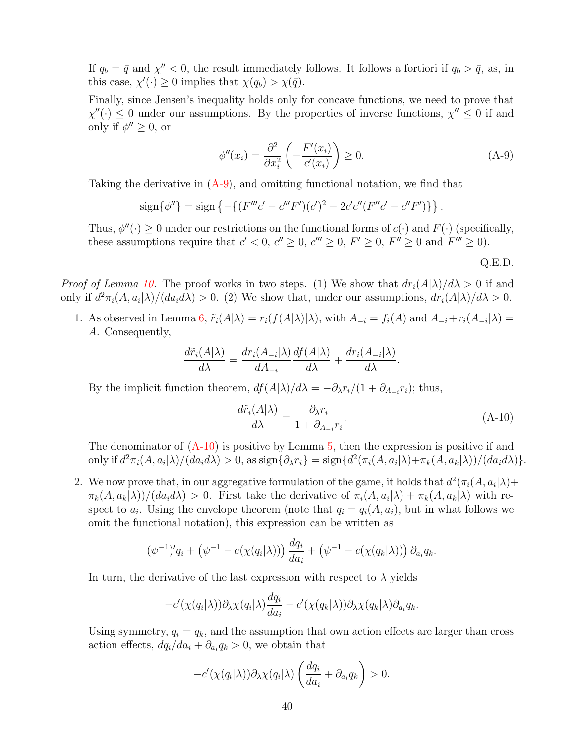If $q_b = \bar{q}$ and $\chi'' < 0$, the result immediately follows. It follows a fortiori if $q_b > \bar{q}$, as, in this case, $\chi'(\cdot) \geq 0$ implies that $\chi(q_b) > \chi(\bar{q})$.

Finally, since Jensen's inequality holds only for concave functions, we need to prove that $\chi''(\cdot) \leq 0$ under our assumptions. By the properties of inverse functions, $\chi'' \leq 0$ if and only if $\phi'' \geq 0$, or

$$\phi''(x_i) = \frac{\partial^2}{\partial x_i^2}\left(-\frac{F'(x_i)}{c'(x_i)}\right) \geq 0. \tag{A-9}$$

Taking the derivative in (A-9), and omitting functional notation, we find that

$$\text{sign}\{\phi''\} = \text{sign}\left\{-\{(F'''c' - c'''F')(c')^2 - 2c'c''(F''c' - c''F')\}\right\}.$$

Thus, $\phi''(\cdot) \geq 0$ under our restrictions on the functional forms of $c(\cdot)$ and $F(\cdot)$ (specifically, these assumptions require that $c' < 0$, $c'' \geq 0$, $c''' \geq 0$, $F' \geq 0$, $F'' \geq 0$ and $F''' \geq 0$).

Q.E.D.

*Proof of Lemma 10.* The proof works in two steps. (1) We show that $dr_i(A|\lambda)/d\lambda > 0$ if and only if $d^2\pi_i(A, a_i|\lambda)/(da_i d\lambda) > 0$. (2) We show that, under our assumptions, $dr_i(A|\lambda)/d\lambda > 0$.

1. As observed in Lemma 6, $\tilde{r}_i(A|\lambda) = r_i(f(A|\lambda)|\lambda)$, with $A_{-i} = f_i(A)$ and $A_{-i} + r_i(A_{-i}|\lambda) = A$. Consequently,

$$\frac{d\tilde{r}_i(A|\lambda)}{d\lambda} = \frac{dr_i(A_{-i}|\lambda)}{dA_{-i}}\frac{df(A|\lambda)}{d\lambda} + \frac{dr_i(A_{-i}|\lambda)}{d\lambda}.$$

By the implicit function theorem, $df(A|\lambda)/d\lambda = -\partial_\lambda r_i/(1 + \partial_{A_{-i}} r_i)$; thus,

$$\frac{d\tilde{r}_i(A|\lambda)}{d\lambda} = \frac{\partial_\lambda r_i}{1 + \partial_{A_{-i}} r_i}. \tag{A-10}$$

The denominator of (A-10) is positive by Lemma 5, then the expression is positive if and only if $d^2\pi_i(A, a_i|\lambda)/(da_i d\lambda) > 0$, as $\text{sign}\{\partial_\lambda r_i\} = \text{sign}\{d^2(\pi_i(A, a_i|\lambda) + \pi_k(A, a_k|\lambda))/(da_i d\lambda)\}$.

2. We now prove that, in our aggregative formulation of the game, it holds that $d^2(\pi_i(A, a_i|\lambda) + \pi_k(A, a_k|\lambda))/(da_i d\lambda) > 0$. First take the derivative of $\pi_i(A, a_i|\lambda) + \pi_k(A, a_k|\lambda)$ with respect to $a_i$. Using the envelope theorem (note that $q_i = q_i(A, a_i)$, but in what follows we omit the functional notation), this expression can be written as

$$(\psi^{-1})'q_i + \left(\psi^{-1} - c(\chi(q_i|\lambda))\right)\frac{dq_i}{da_i} + \left(\psi^{-1} - c(\chi(q_k|\lambda))\right)\partial_{a_i} q_k.$$

In turn, the derivative of the last expression with respect to $\lambda$ yields

$$-c'(\chi(q_i|\lambda))\partial_\lambda \chi(q_i|\lambda)\frac{dq_i}{da_i} - c'(\chi(q_k|\lambda))\partial_\lambda \chi(q_k|\lambda)\partial_{a_i} q_k.$$

Using symmetry, $q_i = q_k$, and the assumption that own action effects are larger than cross action effects, $dq_i/da_i + \partial_{a_i} q_k > 0$, we obtain that

$$-c'(\chi(q_i|\lambda))\partial_\lambda \chi(q_i|\lambda)\left(\frac{dq_i}{da_i} + \partial_{a_i} q_k\right) > 0.$$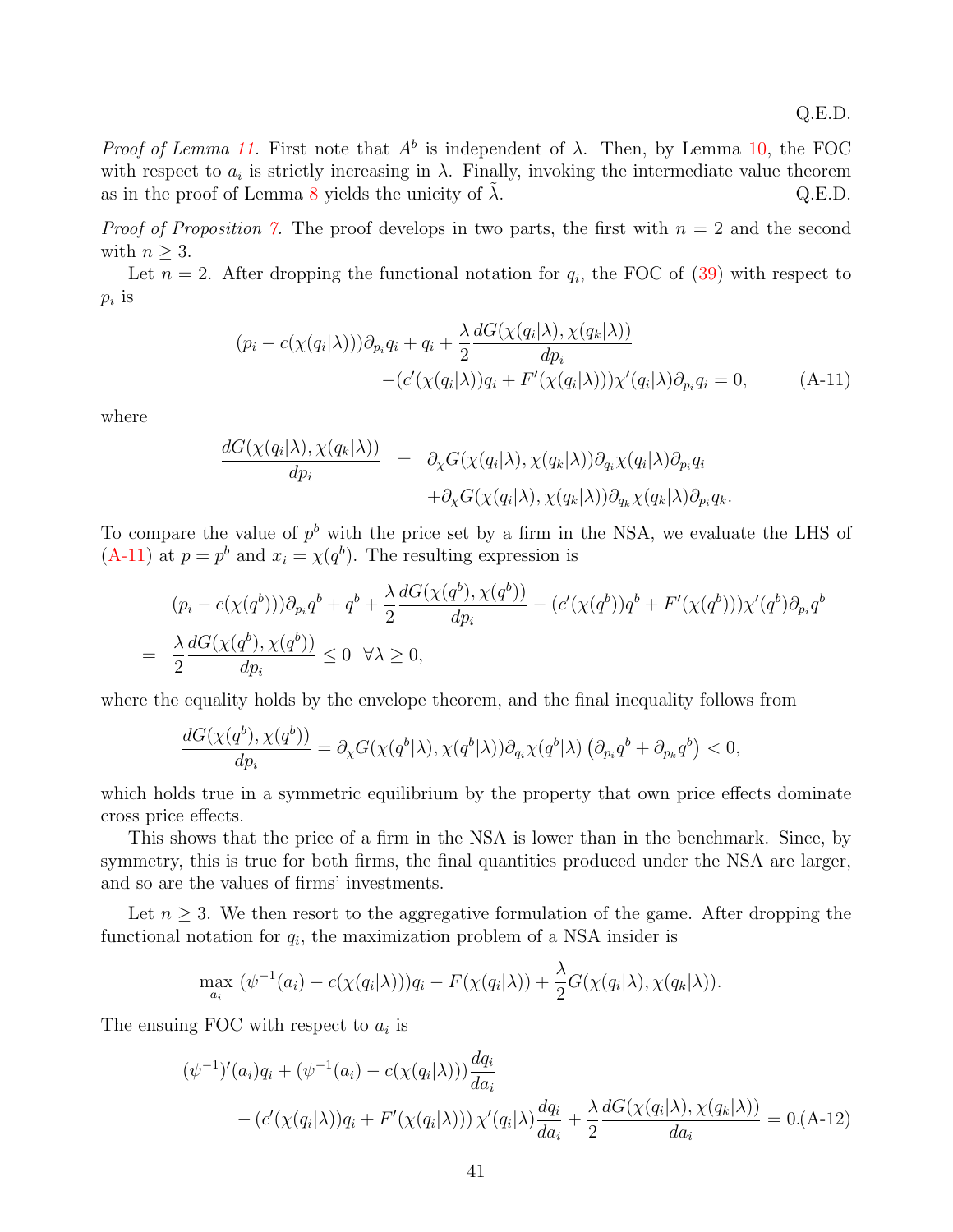Q.E.D.

*Proof of Lemma 11.* First note that $A^b$ is independent of $\lambda$. Then, by Lemma 10, the FOC with respect to $a_i$ is strictly increasing in $\lambda$. Finally, invoking the intermediate value theorem as in the proof of Lemma 8 yields the unicity of $\tilde{\lambda}$. Q.E.D.

*Proof of Proposition 7.* The proof develops in two parts, the first with $n = 2$ and the second with $n \geq 3$.

Let $n = 2$. After dropping the functional notation for $q_i$, the FOC of (39) with respect to $p_i$ is

$$
\begin{aligned}
(p_i - c(\chi(q_i|\lambda)))\partial_{p_i} q_i + q_i + \frac{\lambda}{2}\frac{dG(\chi(q_i|\lambda), \chi(q_k|\lambda))}{dp_i} \\
-(c'(\chi(q_i|\lambda))q_i + F'(\chi(q_i|\lambda)))\chi'(q_i|\lambda)\partial_{p_i} q_i = 0,
\end{aligned}
\tag{A-11}
$$

where

$$
\begin{aligned}
\frac{dG(\chi(q_i|\lambda), \chi(q_k|\lambda))}{dp_i} &= \partial_\chi G(\chi(q_i|\lambda), \chi(q_k|\lambda))\partial_{q_i}\chi(q_i|\lambda)\partial_{p_i} q_i \\
&\quad + \partial_\chi G(\chi(q_i|\lambda), \chi(q_k|\lambda))\partial_{q_k}\chi(q_k|\lambda)\partial_{p_i} q_k.
\end{aligned}
$$

To compare the value of $p^b$ with the price set by a firm in the NSA, we evaluate the LHS of (A-11) at $p = p^b$ and $x_i = \chi(q^b)$. The resulting expression is

$$
\begin{aligned}
&(p_i - c(\chi(q^b)))\partial_{p_i} q^b + q^b + \frac{\lambda}{2}\frac{dG(\chi(q^b), \chi(q^b))}{dp_i} - (c'(\chi(q^b))q^b + F'(\chi(q^b)))\chi'(q^b)\partial_{p_i} q^b \\
= \ &\frac{\lambda}{2}\frac{dG(\chi(q^b), \chi(q^b))}{dp_i} \leq 0 \ \ \forall \lambda \geq 0,
\end{aligned}
$$

where the equality holds by the envelope theorem, and the final inequality follows from

$$
\frac{dG(\chi(q^b), \chi(q^b))}{dp_i} = \partial_\chi G(\chi(q^b|\lambda), \chi(q^b|\lambda))\partial_{q_i}\chi(q^b|\lambda)\left(\partial_{p_i} q^b + \partial_{p_k} q^b\right) < 0,
$$

which holds true in a symmetric equilibrium by the property that own price effects dominate cross price effects.

This shows that the price of a firm in the NSA is lower than in the benchmark. Since, by symmetry, this is true for both firms, the final quantities produced under the NSA are larger, and so are the values of firms' investments.

Let $n \geq 3$. We then resort to the aggregative formulation of the game. After dropping the functional notation for $q_i$, the maximization problem of a NSA insider is

$$
\max_{a_i} \ (\psi^{-1}(a_i) - c(\chi(q_i|\lambda)))q_i - F(\chi(q_i|\lambda)) + \frac{\lambda}{2}G(\chi(q_i|\lambda), \chi(q_k|\lambda)).
$$

The ensuing FOC with respect to $a_i$ is

$$
\begin{aligned}
(\psi^{-1})'(a_i)q_i + (\psi^{-1}(a_i) - c(\chi(q_i|\lambda)))\frac{dq_i}{da_i} \\
- \left(c'(\chi(q_i|\lambda))q_i + F'(\chi(q_i|\lambda))\right)\chi'(q_i|\lambda)\frac{dq_i}{da_i} + \frac{\lambda}{2}\frac{dG(\chi(q_i|\lambda), \chi(q_k|\lambda))}{da_i} = 0.
\end{aligned}
\tag{A-12}
$$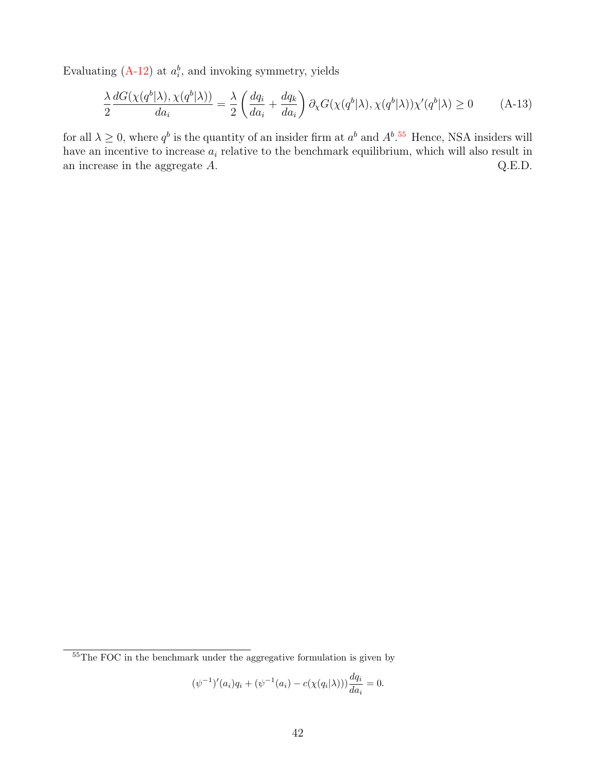Evaluating (A-12) at $a_i^b$, and invoking symmetry, yields

$$\frac{\lambda}{2}\frac{dG(\chi(q^b|\lambda),\chi(q^b|\lambda))}{da_i} = \frac{\lambda}{2}\left(\frac{dq_i}{da_i}+\frac{dq_k}{da_i}\right)\partial_\chi G(\chi(q^b|\lambda),\chi(q^b|\lambda))\chi'(q^b|\lambda) \geq 0 \qquad \text{(A-13)}$$

for all $\lambda \geq 0$, where $q^b$ is the quantity of an insider firm at $a^b$ and $A^b$.[55] Hence, NSA insiders will have an incentive to increase $a_i$ relative to the benchmark equilibrium, which will also result in an increase in the aggregate $A$. Q.E.D.

---

[55] The FOC in the benchmark under the aggregative formulation is given by

$$(\psi^{-1})'(a_i)q_i + (\psi^{-1}(a_i) - c(\chi(q_i|\lambda)))\frac{dq_i}{da_i} = 0.$$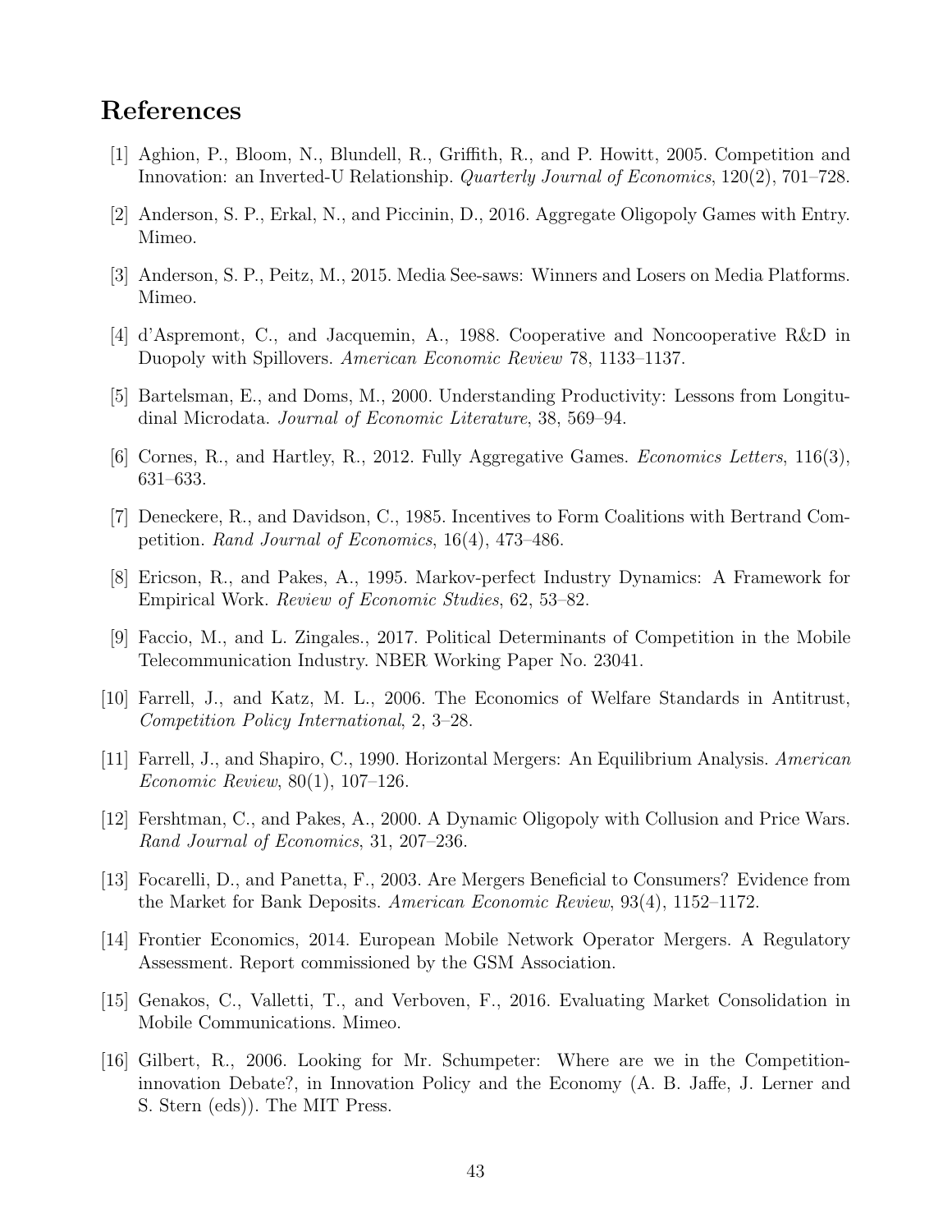# References

[1] Aghion, P., Bloom, N., Blundell, R., Griffith, R., and P. Howitt, 2005. Competition and Innovation: an Inverted-U Relationship. *Quarterly Journal of Economics*, 120(2), 701–728.

[2] Anderson, S. P., Erkal, N., and Piccinin, D., 2016. Aggregate Oligopoly Games with Entry. Mimeo.

[3] Anderson, S. P., Peitz, M., 2015. Media See-saws: Winners and Losers on Media Platforms. Mimeo.

[4] d'Aspremont, C., and Jacquemin, A., 1988. Cooperative and Noncooperative R&D in Duopoly with Spillovers. *American Economic Review* 78, 1133–1137.

[5] Bartelsman, E., and Doms, M., 2000. Understanding Productivity: Lessons from Longitudinal Microdata. *Journal of Economic Literature*, 38, 569–94.

[6] Cornes, R., and Hartley, R., 2012. Fully Aggregative Games. *Economics Letters*, 116(3), 631–633.

[7] Deneckere, R., and Davidson, C., 1985. Incentives to Form Coalitions with Bertrand Competition. *Rand Journal of Economics*, 16(4), 473–486.

[8] Ericson, R., and Pakes, A., 1995. Markov-perfect Industry Dynamics: A Framework for Empirical Work. *Review of Economic Studies*, 62, 53–82.

[9] Faccio, M., and L. Zingales., 2017. Political Determinants of Competition in the Mobile Telecommunication Industry. NBER Working Paper No. 23041.

[10] Farrell, J., and Katz, M. L., 2006. The Economics of Welfare Standards in Antitrust, *Competition Policy International*, 2, 3–28.

[11] Farrell, J., and Shapiro, C., 1990. Horizontal Mergers: An Equilibrium Analysis. *American Economic Review*, 80(1), 107–126.

[12] Fershtman, C., and Pakes, A., 2000. A Dynamic Oligopoly with Collusion and Price Wars. *Rand Journal of Economics*, 31, 207–236.

[13] Focarelli, D., and Panetta, F., 2003. Are Mergers Beneficial to Consumers? Evidence from the Market for Bank Deposits. *American Economic Review*, 93(4), 1152–1172.

[14] Frontier Economics, 2014. European Mobile Network Operator Mergers. A Regulatory Assessment. Report commissioned by the GSM Association.

[15] Genakos, C., Valletti, T., and Verboven, F., 2016. Evaluating Market Consolidation in Mobile Communications. Mimeo.

[16] Gilbert, R., 2006. Looking for Mr. Schumpeter: Where are we in the Competition-innovation Debate?, in Innovation Policy and the Economy (A. B. Jaffe, J. Lerner and S. Stern (eds)). The MIT Press.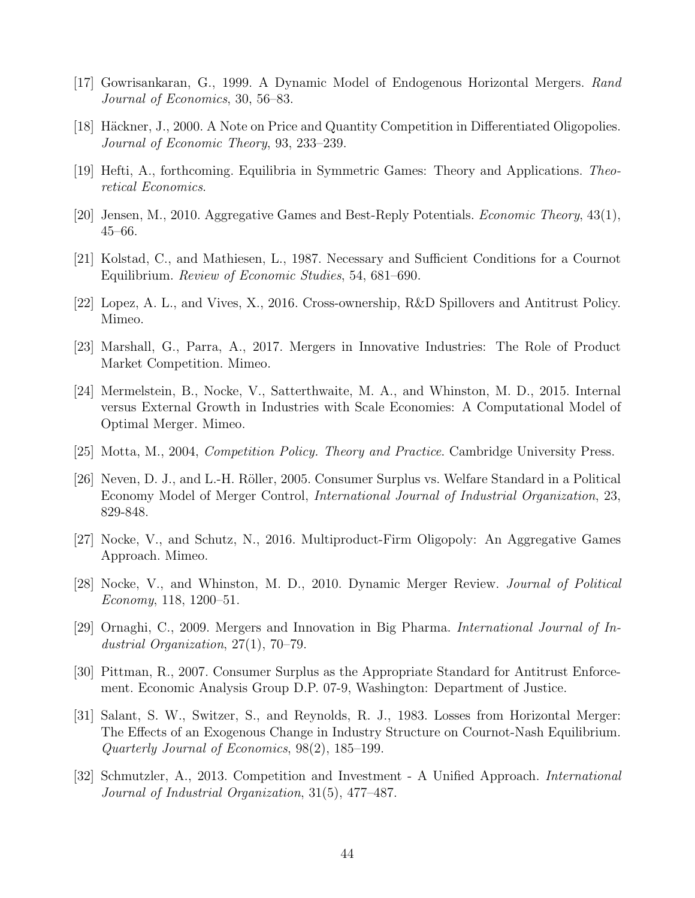[17] Gowrisankaran, G., 1999. A Dynamic Model of Endogenous Horizontal Mergers. *Rand Journal of Economics*, 30, 56–83.

[18] Häckner, J., 2000. A Note on Price and Quantity Competition in Differentiated Oligopolies. *Journal of Economic Theory*, 93, 233–239.

[19] Hefti, A., forthcoming. Equilibria in Symmetric Games: Theory and Applications. *Theoretical Economics*.

[20] Jensen, M., 2010. Aggregative Games and Best-Reply Potentials. *Economic Theory*, 43(1), 45–66.

[21] Kolstad, C., and Mathiesen, L., 1987. Necessary and Sufficient Conditions for a Cournot Equilibrium. *Review of Economic Studies*, 54, 681–690.

[22] Lopez, A. L., and Vives, X., 2016. Cross-ownership, R&D Spillovers and Antitrust Policy. Mimeo.

[23] Marshall, G., Parra, A., 2017. Mergers in Innovative Industries: The Role of Product Market Competition. Mimeo.

[24] Mermelstein, B., Nocke, V., Satterthwaite, M. A., and Whinston, M. D., 2015. Internal versus External Growth in Industries with Scale Economies: A Computational Model of Optimal Merger. Mimeo.

[25] Motta, M., 2004, *Competition Policy. Theory and Practice*. Cambridge University Press.

[26] Neven, D. J., and L.-H. Röller, 2005. Consumer Surplus vs. Welfare Standard in a Political Economy Model of Merger Control, *International Journal of Industrial Organization*, 23, 829-848.

[27] Nocke, V., and Schutz, N., 2016. Multiproduct-Firm Oligopoly: An Aggregative Games Approach. Mimeo.

[28] Nocke, V., and Whinston, M. D., 2010. Dynamic Merger Review. *Journal of Political Economy*, 118, 1200–51.

[29] Ornaghi, C., 2009. Mergers and Innovation in Big Pharma. *International Journal of Industrial Organization*, 27(1), 70–79.

[30] Pittman, R., 2007. Consumer Surplus as the Appropriate Standard for Antitrust Enforcement. Economic Analysis Group D.P. 07-9, Washington: Department of Justice.

[31] Salant, S. W., Switzer, S., and Reynolds, R. J., 1983. Losses from Horizontal Merger: The Effects of an Exogenous Change in Industry Structure on Cournot-Nash Equilibrium. *Quarterly Journal of Economics*, 98(2), 185–199.

[32] Schmutzler, A., 2013. Competition and Investment - A Unified Approach. *International Journal of Industrial Organization*, 31(5), 477–487.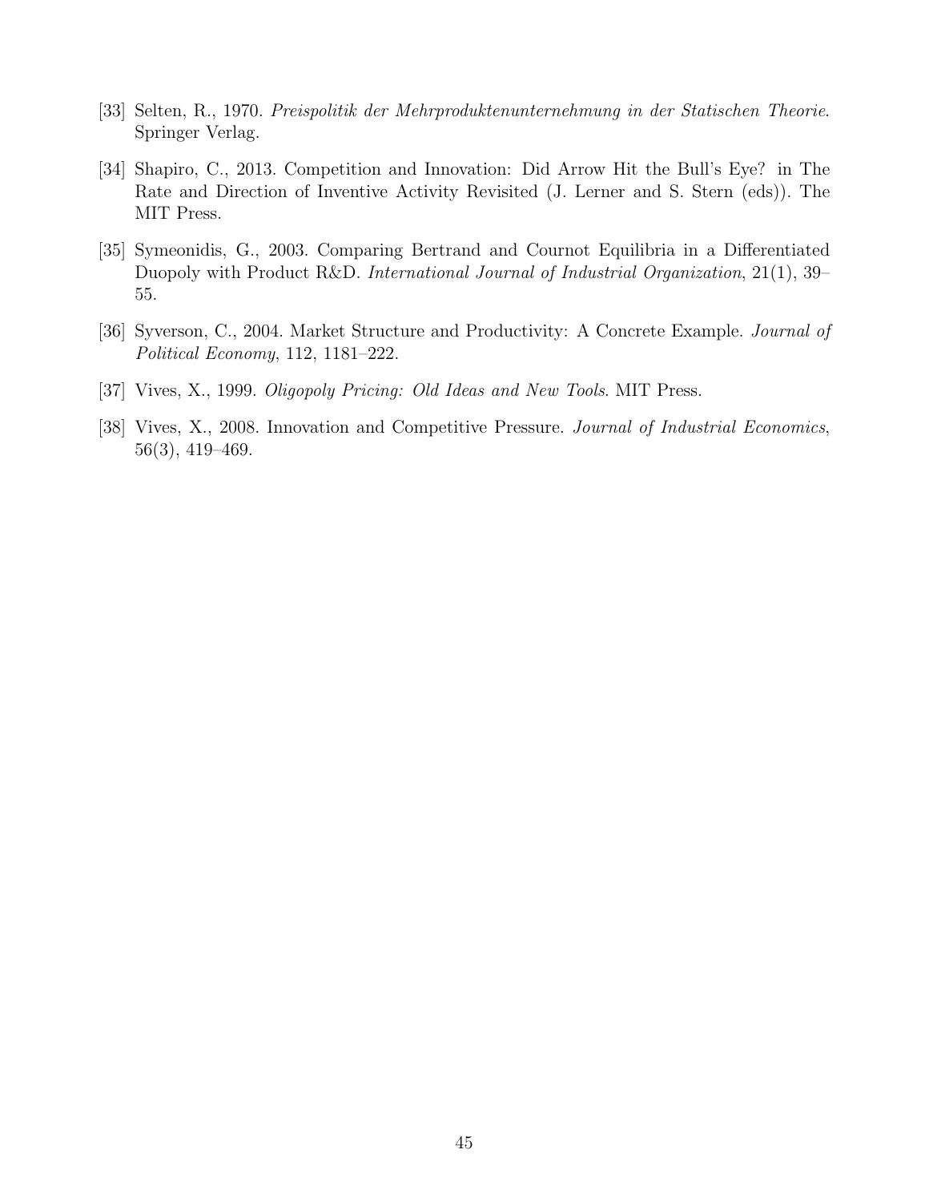[33] Selten, R., 1970. *Preispolitik der Mehrproduktenunternehmung in der Statischen Theorie*. Springer Verlag.

[34] Shapiro, C., 2013. Competition and Innovation: Did Arrow Hit the Bull's Eye? in The Rate and Direction of Inventive Activity Revisited (J. Lerner and S. Stern (eds)). The MIT Press.

[35] Symeonidis, G., 2003. Comparing Bertrand and Cournot Equilibria in a Differentiated Duopoly with Product R&D. *International Journal of Industrial Organization*, 21(1), 39–55.

[36] Syverson, C., 2004. Market Structure and Productivity: A Concrete Example. *Journal of Political Economy*, 112, 1181–222.

[37] Vives, X., 1999. *Oligopoly Pricing: Old Ideas and New Tools*. MIT Press.

[38] Vives, X., 2008. Innovation and Competitive Pressure. *Journal of Industrial Economics*, 56(3), 419–469.